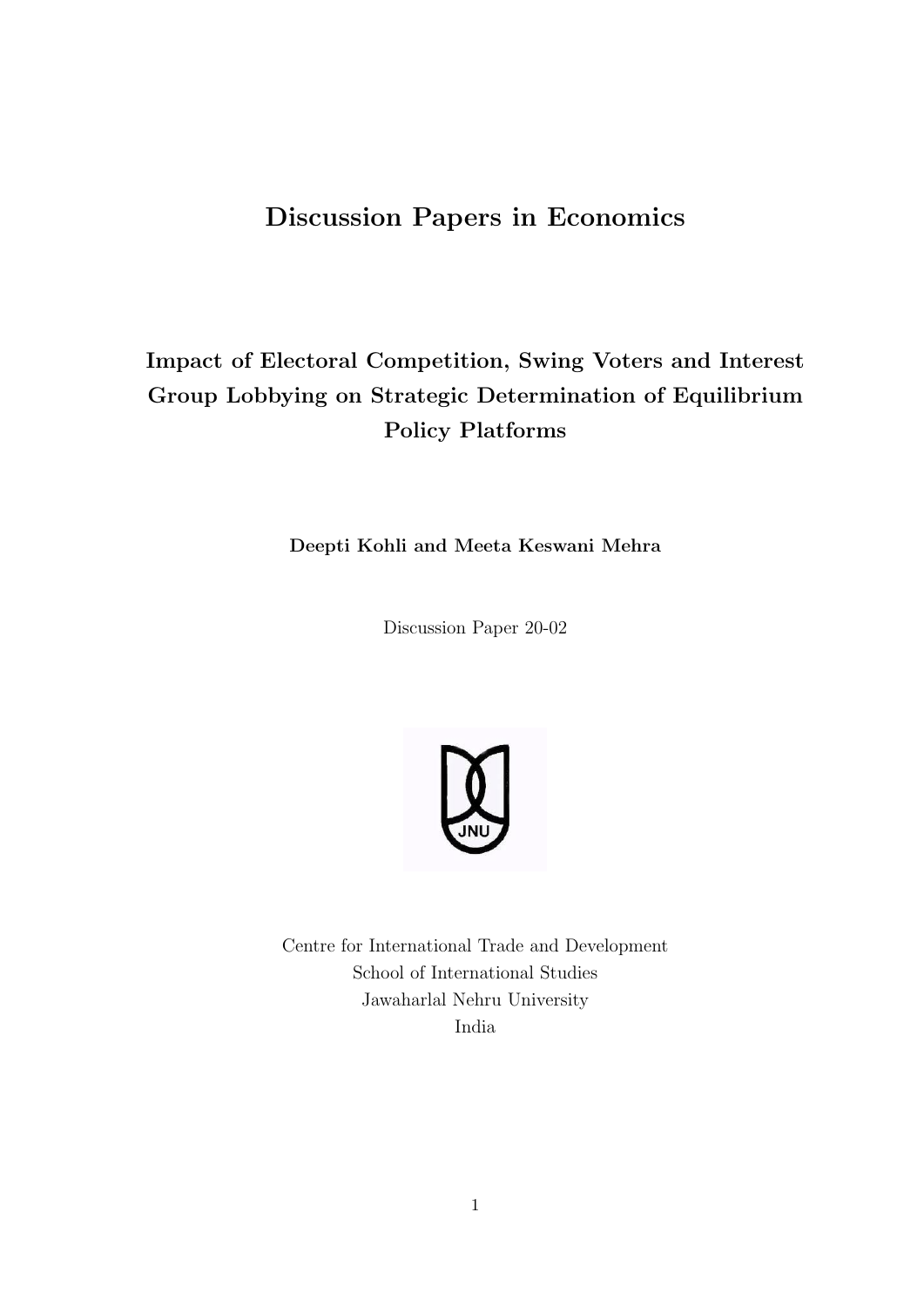# Discussion Papers in Economics

## Impact of Electoral Competition, Swing Voters and Interest Group Lobbying on Strategic Determination of Equilibrium Policy Platforms

**Deepti Kohli and Meeta Keswani Mehra**

Discussion Paper 20-02

Centre for International Trade and Development
School of International Studies
Jawaharlal Nehru University
India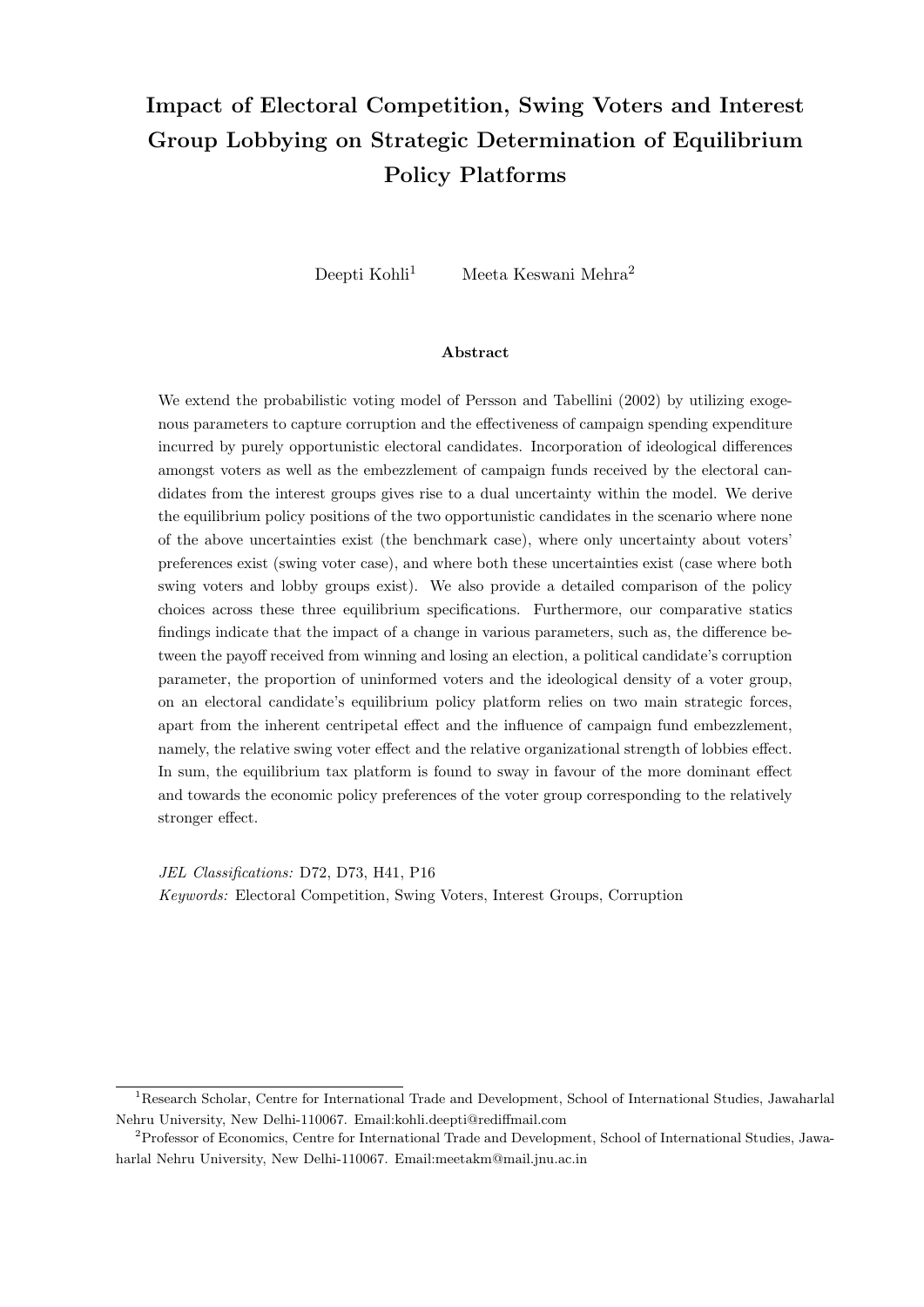# Impact of Electoral Competition, Swing Voters and Interest Group Lobbying on Strategic Determination of Equilibrium Policy Platforms

Deepti Kohli[1] Meeta Keswani Mehra[2]

### Abstract

We extend the probabilistic voting model of Persson and Tabellini (2002) by utilizing exogenous parameters to capture corruption and the effectiveness of campaign spending expenditure incurred by purely opportunistic electoral candidates. Incorporation of ideological differences amongst voters as well as the embezzlement of campaign funds received by the electoral candidates from the interest groups gives rise to a dual uncertainty within the model. We derive the equilibrium policy positions of the two opportunistic candidates in the scenario where none of the above uncertainties exist (the benchmark case), where only uncertainty about voters' preferences exist (swing voter case), and where both these uncertainties exist (case where both swing voters and lobby groups exist). We also provide a detailed comparison of the policy choices across these three equilibrium specifications. Furthermore, our comparative statics findings indicate that the impact of a change in various parameters, such as, the difference between the payoff received from winning and losing an election, a political candidate's corruption parameter, the proportion of uninformed voters and the ideological density of a voter group, on an electoral candidate's equilibrium policy platform relies on two main strategic forces, apart from the inherent centripetal effect and the influence of campaign fund embezzlement, namely, the relative swing voter effect and the relative organizational strength of lobbies effect. In sum, the equilibrium tax platform is found to sway in favour of the more dominant effect and towards the economic policy preferences of the voter group corresponding to the relatively stronger effect.

*JEL Classifications:* D72, D73, H41, P16

*Keywords:* Electoral Competition, Swing Voters, Interest Groups, Corruption

---

[1] Research Scholar, Centre for International Trade and Development, School of International Studies, Jawaharlal Nehru University, New Delhi-110067. Email:kohli.deepti@rediffmail.com

[2] Professor of Economics, Centre for International Trade and Development, School of International Studies, Jawaharlal Nehru University, New Delhi-110067. Email:meetakm@mail.jnu.ac.in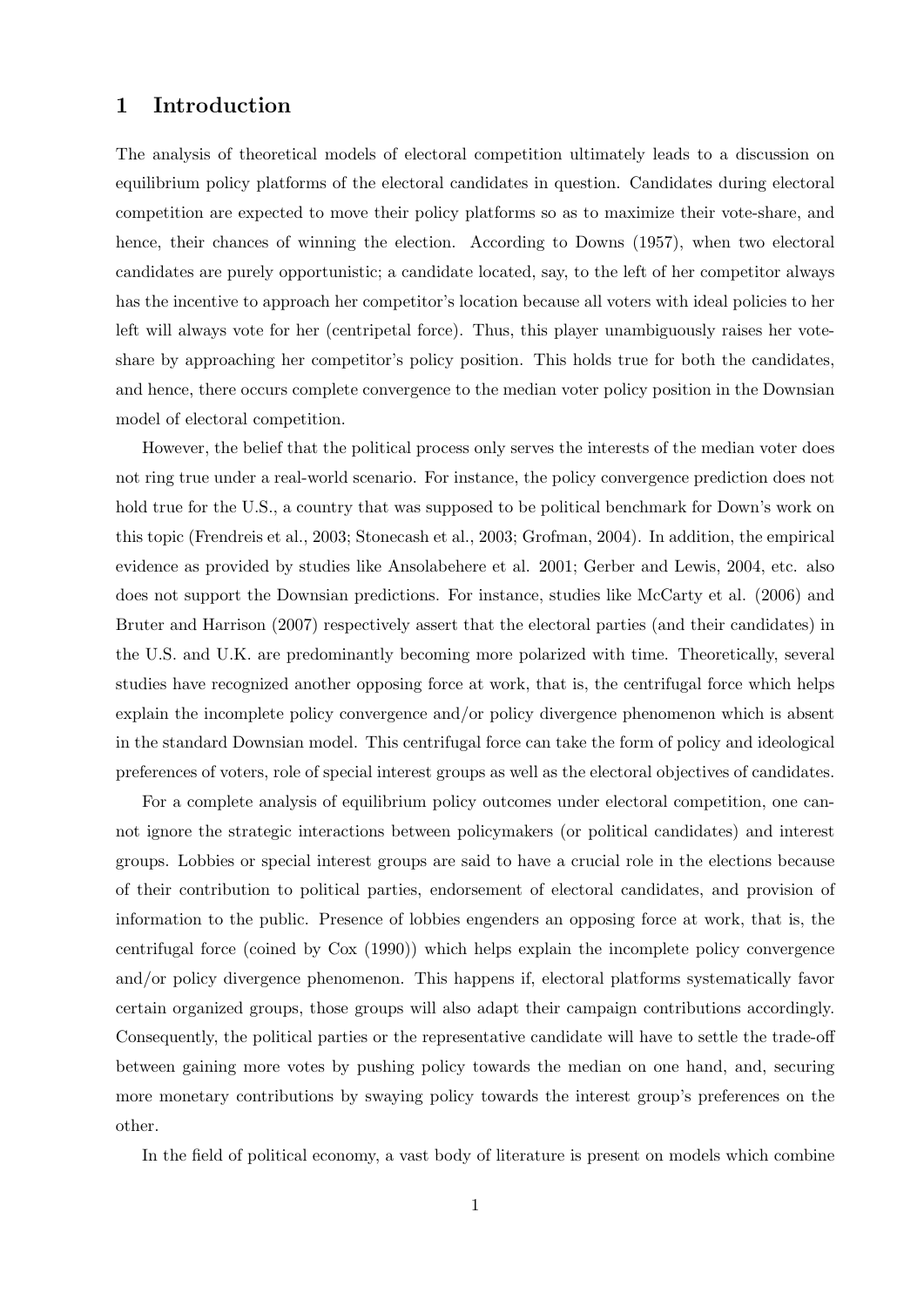## 1 Introduction

The analysis of theoretical models of electoral competition ultimately leads to a discussion on equilibrium policy platforms of the electoral candidates in question. Candidates during electoral competition are expected to move their policy platforms so as to maximize their vote-share, and hence, their chances of winning the election. According to Downs (1957), when two electoral candidates are purely opportunistic; a candidate located, say, to the left of her competitor always has the incentive to approach her competitor's location because all voters with ideal policies to her left will always vote for her (centripetal force). Thus, this player unambiguously raises her vote-share by approaching her competitor's policy position. This holds true for both the candidates, and hence, there occurs complete convergence to the median voter policy position in the Downsian model of electoral competition.

However, the belief that the political process only serves the interests of the median voter does not ring true under a real-world scenario. For instance, the policy convergence prediction does not hold true for the U.S., a country that was supposed to be political benchmark for Down's work on this topic (Frendreis et al., 2003; Stonecash et al., 2003; Grofman, 2004). In addition, the empirical evidence as provided by studies like Ansolabehere et al. 2001; Gerber and Lewis, 2004, etc. also does not support the Downsian predictions. For instance, studies like McCarty et al. (2006) and Bruter and Harrison (2007) respectively assert that the electoral parties (and their candidates) in the U.S. and U.K. are predominantly becoming more polarized with time. Theoretically, several studies have recognized another opposing force at work, that is, the centrifugal force which helps explain the incomplete policy convergence and/or policy divergence phenomenon which is absent in the standard Downsian model. This centrifugal force can take the form of policy and ideological preferences of voters, role of special interest groups as well as the electoral objectives of candidates.

For a complete analysis of equilibrium policy outcomes under electoral competition, one cannot ignore the strategic interactions between policymakers (or political candidates) and interest groups. Lobbies or special interest groups are said to have a crucial role in the elections because of their contribution to political parties, endorsement of electoral candidates, and provision of information to the public. Presence of lobbies engenders an opposing force at work, that is, the centrifugal force (coined by Cox (1990)) which helps explain the incomplete policy convergence and/or policy divergence phenomenon. This happens if, electoral platforms systematically favor certain organized groups, those groups will also adapt their campaign contributions accordingly. Consequently, the political parties or the representative candidate will have to settle the trade-off between gaining more votes by pushing policy towards the median on one hand, and, securing more monetary contributions by swaying policy towards the interest group's preferences on the other.

In the field of political economy, a vast body of literature is present on models which combine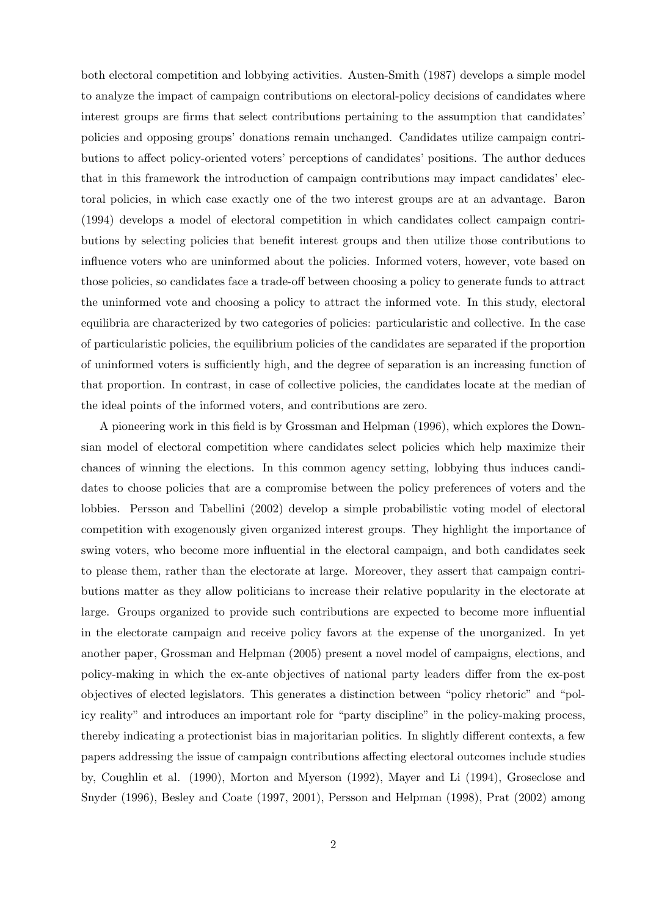both electoral competition and lobbying activities. Austen-Smith (1987) develops a simple model to analyze the impact of campaign contributions on electoral-policy decisions of candidates where interest groups are firms that select contributions pertaining to the assumption that candidates' policies and opposing groups' donations remain unchanged. Candidates utilize campaign contributions to affect policy-oriented voters' perceptions of candidates' positions. The author deduces that in this framework the introduction of campaign contributions may impact candidates' electoral policies, in which case exactly one of the two interest groups are at an advantage. Baron (1994) develops a model of electoral competition in which candidates collect campaign contributions by selecting policies that benefit interest groups and then utilize those contributions to influence voters who are uninformed about the policies. Informed voters, however, vote based on those policies, so candidates face a trade-off between choosing a policy to generate funds to attract the uninformed vote and choosing a policy to attract the informed vote. In this study, electoral equilibria are characterized by two categories of policies: particularistic and collective. In the case of particularistic policies, the equilibrium policies of the candidates are separated if the proportion of uninformed voters is sufficiently high, and the degree of separation is an increasing function of that proportion. In contrast, in case of collective policies, the candidates locate at the median of the ideal points of the informed voters, and contributions are zero.

A pioneering work in this field is by Grossman and Helpman (1996), which explores the Downsian model of electoral competition where candidates select policies which help maximize their chances of winning the elections. In this common agency setting, lobbying thus induces candidates to choose policies that are a compromise between the policy preferences of voters and the lobbies. Persson and Tabellini (2002) develop a simple probabilistic voting model of electoral competition with exogenously given organized interest groups. They highlight the importance of swing voters, who become more influential in the electoral campaign, and both candidates seek to please them, rather than the electorate at large. Moreover, they assert that campaign contributions matter as they allow politicians to increase their relative popularity in the electorate at large. Groups organized to provide such contributions are expected to become more influential in the electorate campaign and receive policy favors at the expense of the unorganized. In yet another paper, Grossman and Helpman (2005) present a novel model of campaigns, elections, and policy-making in which the ex-ante objectives of national party leaders differ from the ex-post objectives of elected legislators. This generates a distinction between "policy rhetoric" and "policy reality" and introduces an important role for "party discipline" in the policy-making process, thereby indicating a protectionist bias in majoritarian politics. In slightly different contexts, a few papers addressing the issue of campaign contributions affecting electoral outcomes include studies by, Coughlin et al. (1990), Morton and Myerson (1992), Mayer and Li (1994), Groseclose and Snyder (1996), Besley and Coate (1997, 2001), Persson and Helpman (1998), Prat (2002) among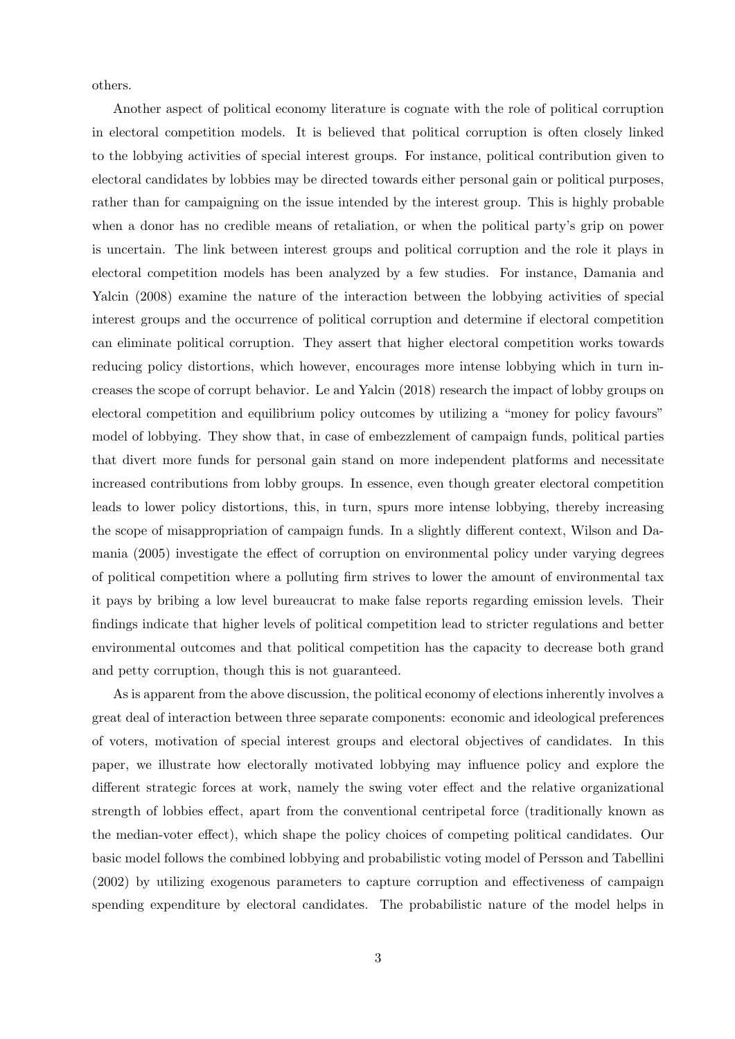others.

Another aspect of political economy literature is cognate with the role of political corruption in electoral competition models. It is believed that political corruption is often closely linked to the lobbying activities of special interest groups. For instance, political contribution given to electoral candidates by lobbies may be directed towards either personal gain or political purposes, rather than for campaigning on the issue intended by the interest group. This is highly probable when a donor has no credible means of retaliation, or when the political party's grip on power is uncertain. The link between interest groups and political corruption and the role it plays in electoral competition models has been analyzed by a few studies. For instance, Damania and Yalcin (2008) examine the nature of the interaction between the lobbying activities of special interest groups and the occurrence of political corruption and determine if electoral competition can eliminate political corruption. They assert that higher electoral competition works towards reducing policy distortions, which however, encourages more intense lobbying which in turn increases the scope of corrupt behavior. Le and Yalcin (2018) research the impact of lobby groups on electoral competition and equilibrium policy outcomes by utilizing a "money for policy favours" model of lobbying. They show that, in case of embezzlement of campaign funds, political parties that divert more funds for personal gain stand on more independent platforms and necessitate increased contributions from lobby groups. In essence, even though greater electoral competition leads to lower policy distortions, this, in turn, spurs more intense lobbying, thereby increasing the scope of misappropriation of campaign funds. In a slightly different context, Wilson and Damania (2005) investigate the effect of corruption on environmental policy under varying degrees of political competition where a polluting firm strives to lower the amount of environmental tax it pays by bribing a low level bureaucrat to make false reports regarding emission levels. Their findings indicate that higher levels of political competition lead to stricter regulations and better environmental outcomes and that political competition has the capacity to decrease both grand and petty corruption, though this is not guaranteed.

As is apparent from the above discussion, the political economy of elections inherently involves a great deal of interaction between three separate components: economic and ideological preferences of voters, motivation of special interest groups and electoral objectives of candidates. In this paper, we illustrate how electorally motivated lobbying may influence policy and explore the different strategic forces at work, namely the swing voter effect and the relative organizational strength of lobbies effect, apart from the conventional centripetal force (traditionally known as the median-voter effect), which shape the policy choices of competing political candidates. Our basic model follows the combined lobbying and probabilistic voting model of Persson and Tabellini (2002) by utilizing exogenous parameters to capture corruption and effectiveness of campaign spending expenditure by electoral candidates. The probabilistic nature of the model helps in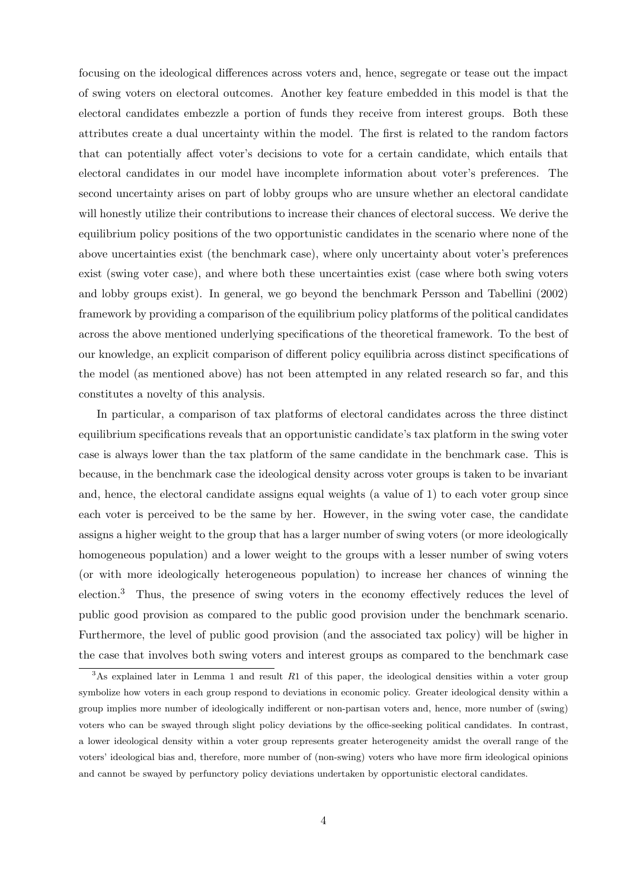focusing on the ideological differences across voters and, hence, segregate or tease out the impact of swing voters on electoral outcomes. Another key feature embedded in this model is that the electoral candidates embezzle a portion of funds they receive from interest groups. Both these attributes create a dual uncertainty within the model. The first is related to the random factors that can potentially affect voter's decisions to vote for a certain candidate, which entails that electoral candidates in our model have incomplete information about voter's preferences. The second uncertainty arises on part of lobby groups who are unsure whether an electoral candidate will honestly utilize their contributions to increase their chances of electoral success. We derive the equilibrium policy positions of the two opportunistic candidates in the scenario where none of the above uncertainties exist (the benchmark case), where only uncertainty about voter's preferences exist (swing voter case), and where both these uncertainties exist (case where both swing voters and lobby groups exist). In general, we go beyond the benchmark Persson and Tabellini (2002) framework by providing a comparison of the equilibrium policy platforms of the political candidates across the above mentioned underlying specifications of the theoretical framework. To the best of our knowledge, an explicit comparison of different policy equilibria across distinct specifications of the model (as mentioned above) has not been attempted in any related research so far, and this constitutes a novelty of this analysis.

In particular, a comparison of tax platforms of electoral candidates across the three distinct equilibrium specifications reveals that an opportunistic candidate's tax platform in the swing voter case is always lower than the tax platform of the same candidate in the benchmark case. This is because, in the benchmark case the ideological density across voter groups is taken to be invariant and, hence, the electoral candidate assigns equal weights (a value of 1) to each voter group since each voter is perceived to be the same by her. However, in the swing voter case, the candidate assigns a higher weight to the group that has a larger number of swing voters (or more ideologically homogeneous population) and a lower weight to the groups with a lesser number of swing voters (or with more ideologically heterogeneous population) to increase her chances of winning the election.[3] Thus, the presence of swing voters in the economy effectively reduces the level of public good provision as compared to the public good provision under the benchmark scenario. Furthermore, the level of public good provision (and the associated tax policy) will be higher in the case that involves both swing voters and interest groups as compared to the benchmark case

[3] As explained later in Lemma 1 and result $R1$ of this paper, the ideological densities within a voter group symbolize how voters in each group respond to deviations in economic policy. Greater ideological density within a group implies more number of ideologically indifferent or non-partisan voters and, hence, more number of (swing) voters who can be swayed through slight policy deviations by the office-seeking political candidates. In contrast, a lower ideological density within a voter group represents greater heterogeneity amidst the overall range of the voters' ideological bias and, therefore, more number of (non-swing) voters who have more firm ideological opinions and cannot be swayed by perfunctory policy deviations undertaken by opportunistic electoral candidates.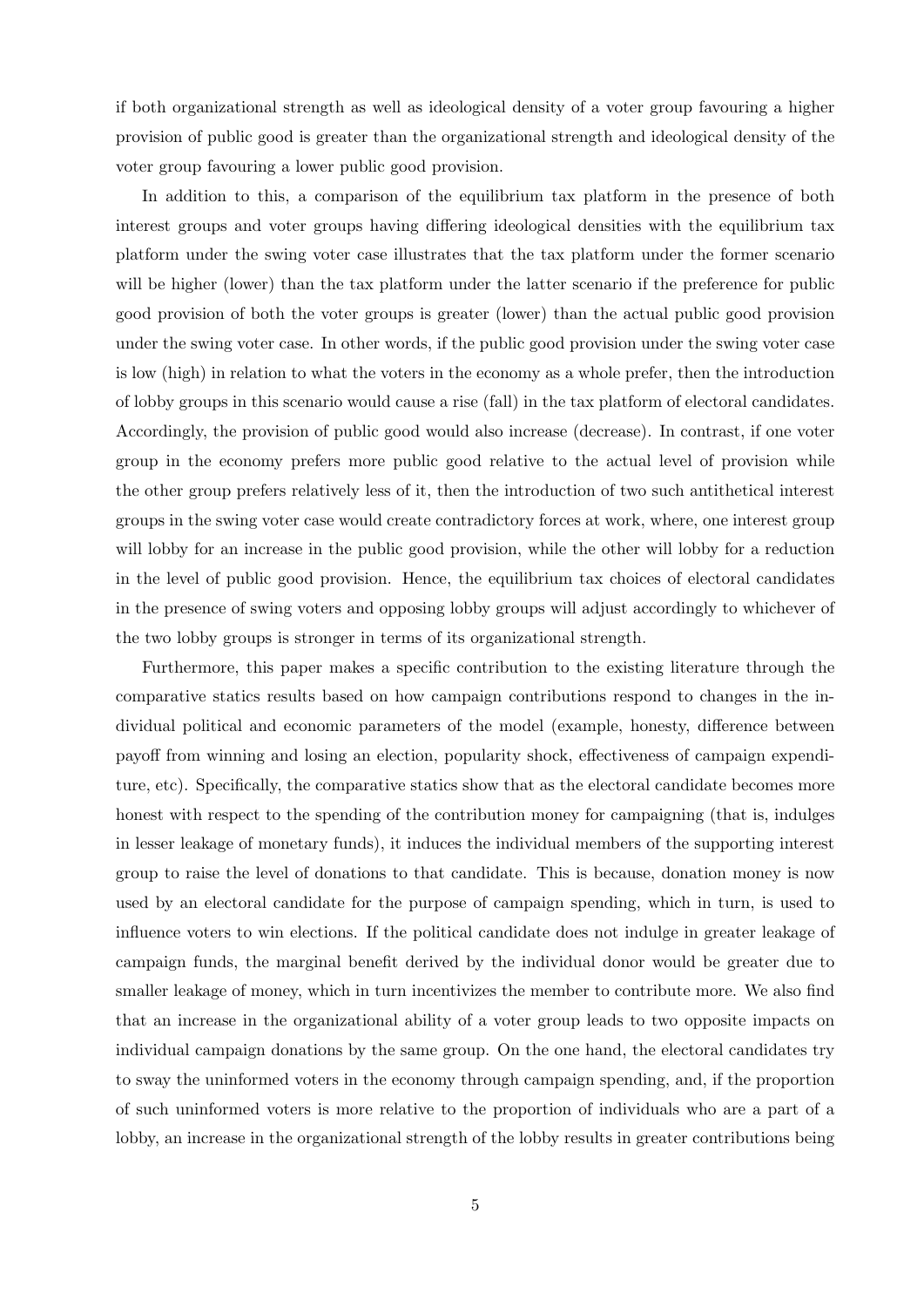if both organizational strength as well as ideological density of a voter group favouring a higher provision of public good is greater than the organizational strength and ideological density of the voter group favouring a lower public good provision.

In addition to this, a comparison of the equilibrium tax platform in the presence of both interest groups and voter groups having differing ideological densities with the equilibrium tax platform under the swing voter case illustrates that the tax platform under the former scenario will be higher (lower) than the tax platform under the latter scenario if the preference for public good provision of both the voter groups is greater (lower) than the actual public good provision under the swing voter case. In other words, if the public good provision under the swing voter case is low (high) in relation to what the voters in the economy as a whole prefer, then the introduction of lobby groups in this scenario would cause a rise (fall) in the tax platform of electoral candidates. Accordingly, the provision of public good would also increase (decrease). In contrast, if one voter group in the economy prefers more public good relative to the actual level of provision while the other group prefers relatively less of it, then the introduction of two such antithetical interest groups in the swing voter case would create contradictory forces at work, where, one interest group will lobby for an increase in the public good provision, while the other will lobby for a reduction in the level of public good provision. Hence, the equilibrium tax choices of electoral candidates in the presence of swing voters and opposing lobby groups will adjust accordingly to whichever of the two lobby groups is stronger in terms of its organizational strength.

Furthermore, this paper makes a specific contribution to the existing literature through the comparative statics results based on how campaign contributions respond to changes in the individual political and economic parameters of the model (example, honesty, difference between payoff from winning and losing an election, popularity shock, effectiveness of campaign expenditure, etc). Specifically, the comparative statics show that as the electoral candidate becomes more honest with respect to the spending of the contribution money for campaigning (that is, indulges in lesser leakage of monetary funds), it induces the individual members of the supporting interest group to raise the level of donations to that candidate. This is because, donation money is now used by an electoral candidate for the purpose of campaign spending, which in turn, is used to influence voters to win elections. If the political candidate does not indulge in greater leakage of campaign funds, the marginal benefit derived by the individual donor would be greater due to smaller leakage of money, which in turn incentivizes the member to contribute more. We also find that an increase in the organizational ability of a voter group leads to two opposite impacts on individual campaign donations by the same group. On the one hand, the electoral candidates try to sway the uninformed voters in the economy through campaign spending, and, if the proportion of such uninformed voters is more relative to the proportion of individuals who are a part of a lobby, an increase in the organizational strength of the lobby results in greater contributions being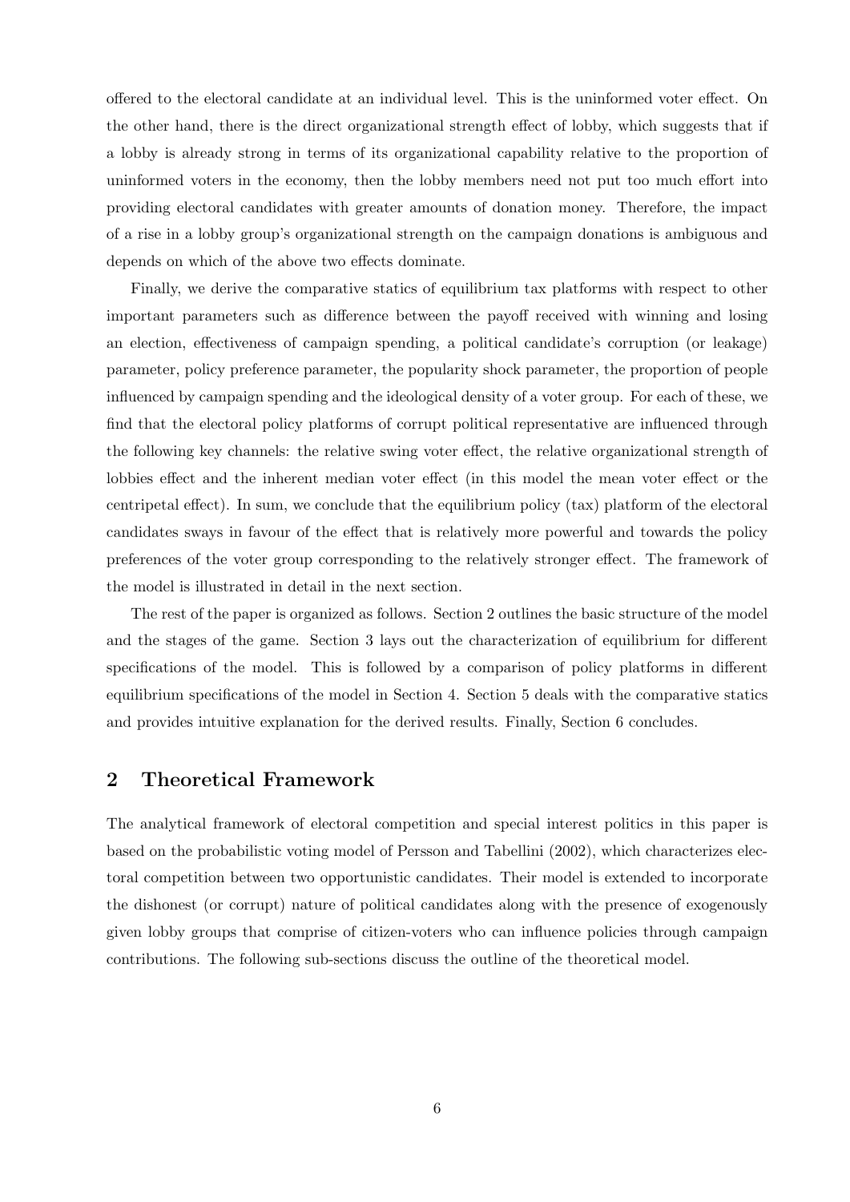offered to the electoral candidate at an individual level. This is the uninformed voter effect. On the other hand, there is the direct organizational strength effect of lobby, which suggests that if a lobby is already strong in terms of its organizational capability relative to the proportion of uninformed voters in the economy, then the lobby members need not put too much effort into providing electoral candidates with greater amounts of donation money. Therefore, the impact of a rise in a lobby group's organizational strength on the campaign donations is ambiguous and depends on which of the above two effects dominate.

Finally, we derive the comparative statics of equilibrium tax platforms with respect to other important parameters such as difference between the payoff received with winning and losing an election, effectiveness of campaign spending, a political candidate's corruption (or leakage) parameter, policy preference parameter, the popularity shock parameter, the proportion of people influenced by campaign spending and the ideological density of a voter group. For each of these, we find that the electoral policy platforms of corrupt political representative are influenced through the following key channels: the relative swing voter effect, the relative organizational strength of lobbies effect and the inherent median voter effect (in this model the mean voter effect or the centripetal effect). In sum, we conclude that the equilibrium policy (tax) platform of the electoral candidates sways in favour of the effect that is relatively more powerful and towards the policy preferences of the voter group corresponding to the relatively stronger effect. The framework of the model is illustrated in detail in the next section.

The rest of the paper is organized as follows. Section 2 outlines the basic structure of the model and the stages of the game. Section 3 lays out the characterization of equilibrium for different specifications of the model. This is followed by a comparison of policy platforms in different equilibrium specifications of the model in Section 4. Section 5 deals with the comparative statics and provides intuitive explanation for the derived results. Finally, Section 6 concludes.

## 2 Theoretical Framework

The analytical framework of electoral competition and special interest politics in this paper is based on the probabilistic voting model of Persson and Tabellini (2002), which characterizes electoral competition between two opportunistic candidates. Their model is extended to incorporate the dishonest (or corrupt) nature of political candidates along with the presence of exogenously given lobby groups that comprise of citizen-voters who can influence policies through campaign contributions. The following sub-sections discuss the outline of the theoretical model.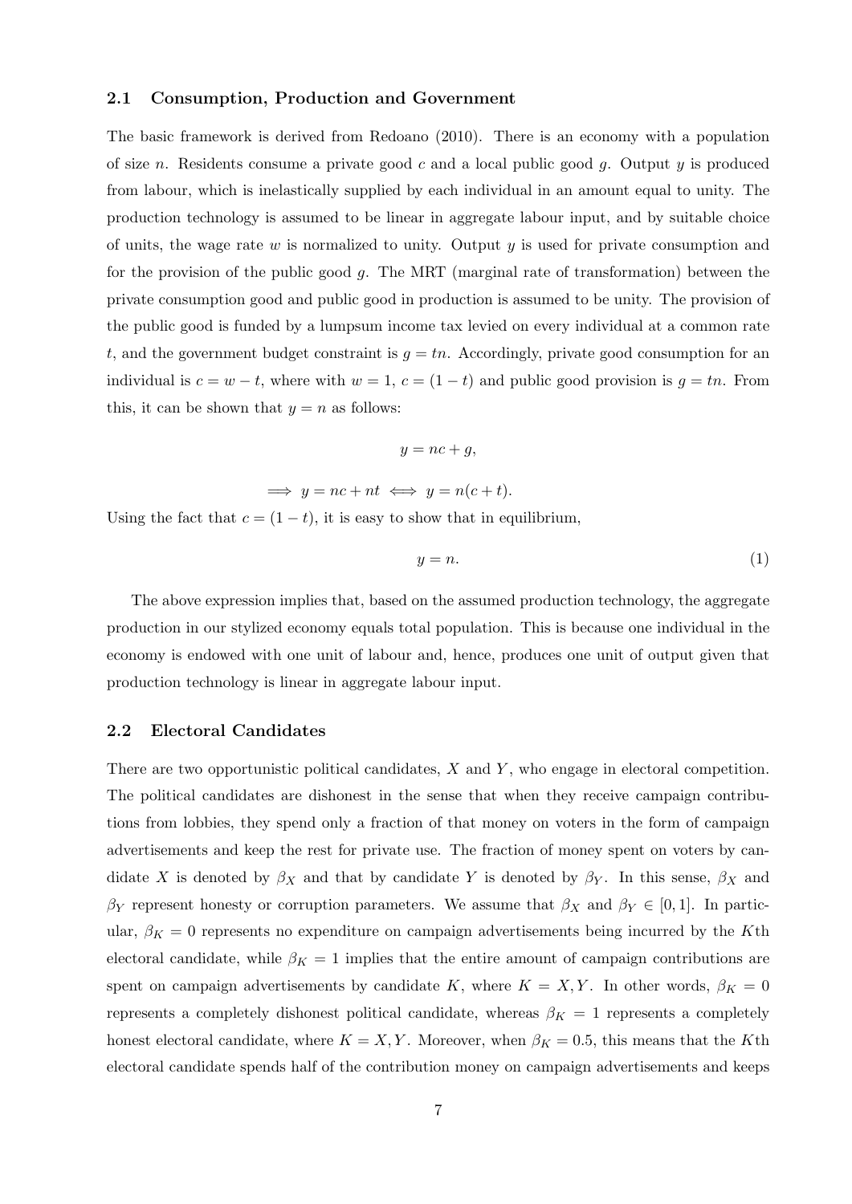### 2.1 Consumption, Production and Government

The basic framework is derived from Redoano (2010). There is an economy with a population of size $n$. Residents consume a private good $c$ and a local public good $g$. Output $y$ is produced from labour, which is inelastically supplied by each individual in an amount equal to unity. The production technology is assumed to be linear in aggregate labour input, and by suitable choice of units, the wage rate $w$ is normalized to unity. Output $y$ is used for private consumption and for the provision of the public good $g$. The MRT (marginal rate of transformation) between the private consumption good and public good in production is assumed to be unity. The provision of the public good is funded by a lumpsum income tax levied on every individual at a common rate $t$, and the government budget constraint is $g = tn$. Accordingly, private good consumption for an individual is $c = w - t$, where with $w = 1$, $c = (1 - t)$ and public good provision is $g = tn$. From this, it can be shown that $y = n$ as follows:

$$y = nc + g,$$

$$\implies y = nc + nt \iff y = n(c + t).$$

Using the fact that $c = (1 - t)$, it is easy to show that in equilibrium,

$$y = n. \tag{1}$$

The above expression implies that, based on the assumed production technology, the aggregate production in our stylized economy equals total population. This is because one individual in the economy is endowed with one unit of labour and, hence, produces one unit of output given that production technology is linear in aggregate labour input.

### 2.2 Electoral Candidates

There are two opportunistic political candidates, $X$ and $Y$, who engage in electoral competition. The political candidates are dishonest in the sense that when they receive campaign contributions from lobbies, they spend only a fraction of that money on voters in the form of campaign advertisements and keep the rest for private use. The fraction of money spent on voters by candidate $X$ is denoted by $\beta_X$ and that by candidate $Y$ is denoted by $\beta_Y$. In this sense, $\beta_X$ and $\beta_Y$ represent honesty or corruption parameters. We assume that $\beta_X$ and $\beta_Y \in [0, 1]$. In particular, $\beta_K = 0$ represents no expenditure on campaign advertisements being incurred by the $K$th electoral candidate, while $\beta_K = 1$ implies that the entire amount of campaign contributions are spent on campaign advertisements by candidate $K$, where $K = X, Y$. In other words, $\beta_K = 0$ represents a completely dishonest political candidate, whereas $\beta_K = 1$ represents a completely honest electoral candidate, where $K = X, Y$. Moreover, when $\beta_K = 0.5$, this means that the $K$th electoral candidate spends half of the contribution money on campaign advertisements and keeps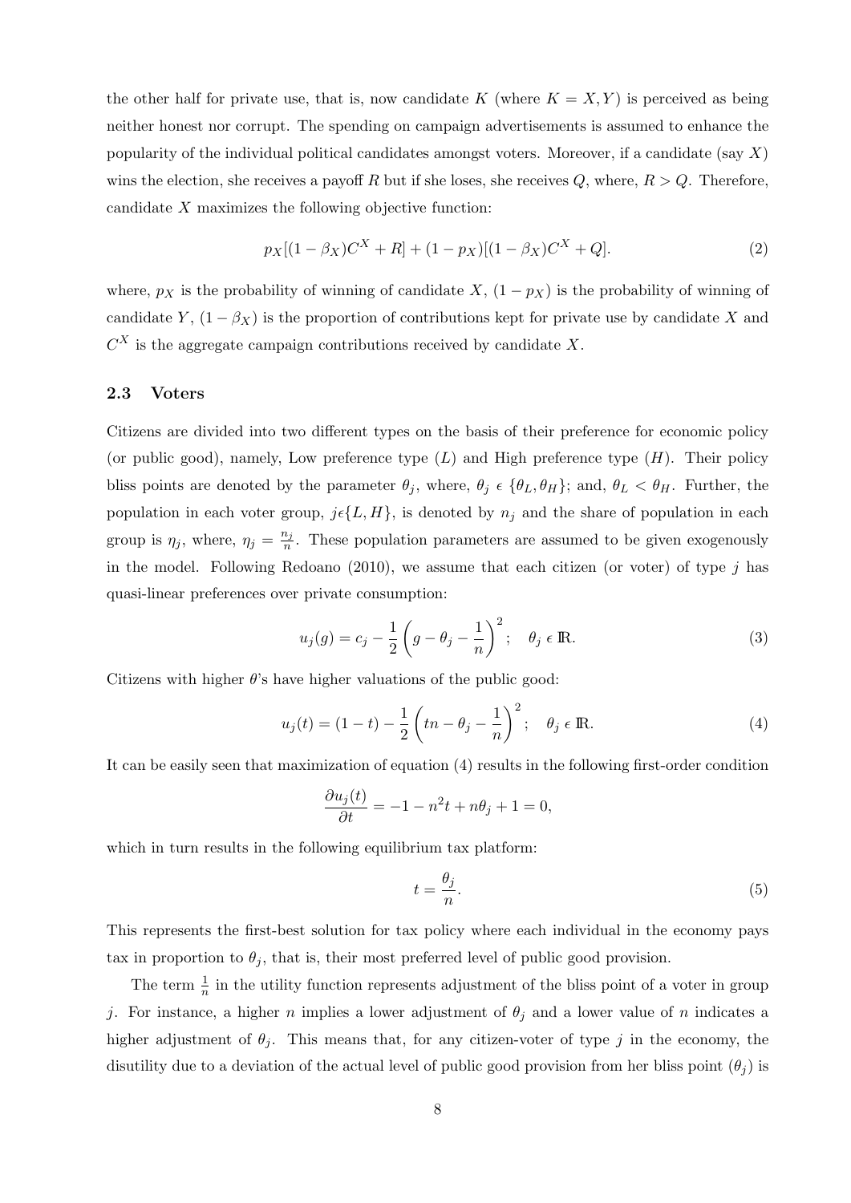the other half for private use, that is, now candidate $K$ (where $K = X, Y$) is perceived as being neither honest nor corrupt. The spending on campaign advertisements is assumed to enhance the popularity of the individual political candidates amongst voters. Moreover, if a candidate (say $X$) wins the election, she receives a payoff $R$ but if she loses, she receives $Q$, where, $R > Q$. Therefore, candidate $X$ maximizes the following objective function:

$$p_X[(1 - \beta_X)C^X + R] + (1 - p_X)[(1 - \beta_X)C^X + Q]. \tag{2}$$

where, $p_X$ is the probability of winning of candidate $X$, $(1 - p_X)$ is the probability of winning of candidate $Y$, $(1 - \beta_X)$ is the proportion of contributions kept for private use by candidate $X$ and $C^X$ is the aggregate campaign contributions received by candidate $X$.

### 2.3 Voters

Citizens are divided into two different types on the basis of their preference for economic policy (or public good), namely, Low preference type ($L$) and High preference type ($H$). Their policy bliss points are denoted by the parameter $\theta_j$, where, $\theta_j \in \{\theta_L, \theta_H\}$; and, $\theta_L < \theta_H$. Further, the population in each voter group, $j \in \{L, H\}$, is denoted by $n_j$ and the share of population in each group is $\eta_j$, where, $\eta_j = \frac{n_j}{n}$. These population parameters are assumed to be given exogenously in the model. Following Redoano (2010), we assume that each citizen (or voter) of type $j$ has quasi-linear preferences over private consumption:

$$u_j(g) = c_j - \frac{1}{2}\left(g - \theta_j - \frac{1}{n}\right)^2; \quad \theta_j \in \mathbb{R}. \tag{3}$$

Citizens with higher $\theta$'s have higher valuations of the public good:

$$u_j(t) = (1 - t) - \frac{1}{2}\left(tn - \theta_j - \frac{1}{n}\right)^2; \quad \theta_j \in \mathbb{R}. \tag{4}$$

It can be easily seen that maximization of equation (4) results in the following first-order condition

$$\frac{\partial u_j(t)}{\partial t} = -1 - n^2 t + n\theta_j + 1 = 0,$$

which in turn results in the following equilibrium tax platform:

$$t = \frac{\theta_j}{n}. \tag{5}$$

This represents the first-best solution for tax policy where each individual in the economy pays tax in proportion to $\theta_j$, that is, their most preferred level of public good provision.

The term $\frac{1}{n}$ in the utility function represents adjustment of the bliss point of a voter in group $j$. For instance, a higher $n$ implies a lower adjustment of $\theta_j$ and a lower value of $n$ indicates a higher adjustment of $\theta_j$. This means that, for any citizen-voter of type $j$ in the economy, the disutility due to a deviation of the actual level of public good provision from her bliss point ($\theta_j$) is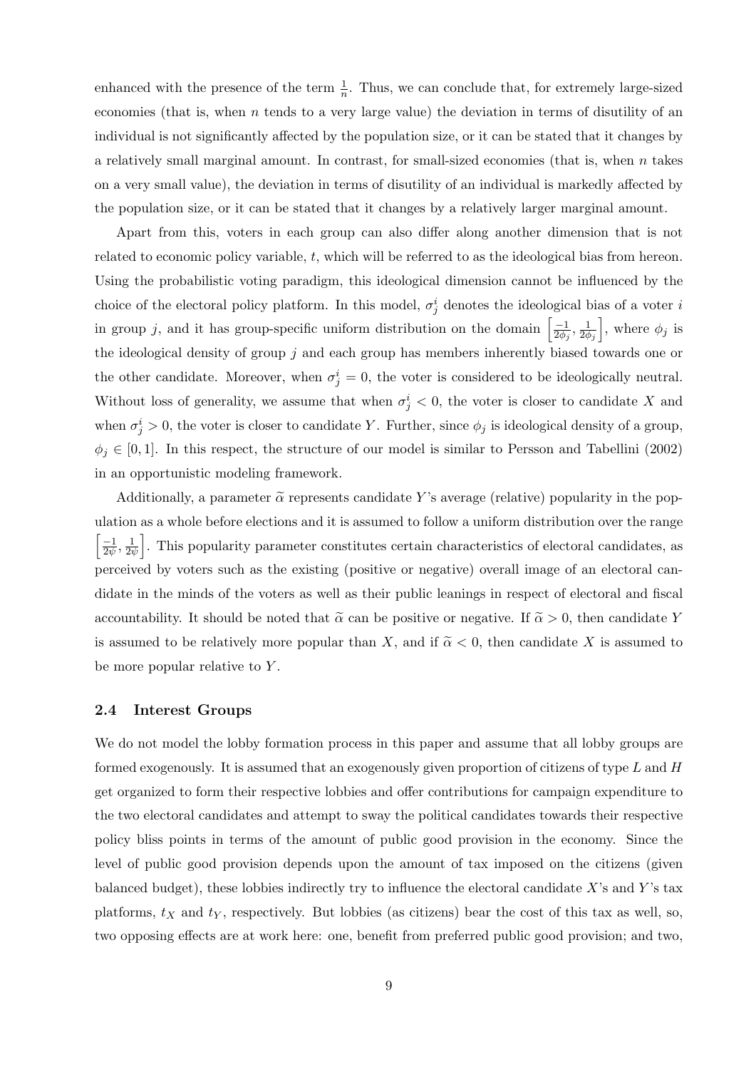enhanced with the presence of the term $\frac{1}{n}$. Thus, we can conclude that, for extremely large-sized economies (that is, when $n$ tends to a very large value) the deviation in terms of disutility of an individual is not significantly affected by the population size, or it can be stated that it changes by a relatively small marginal amount. In contrast, for small-sized economies (that is, when $n$ takes on a very small value), the deviation in terms of disutility of an individual is markedly affected by the population size, or it can be stated that it changes by a relatively larger marginal amount.

Apart from this, voters in each group can also differ along another dimension that is not related to economic policy variable, $t$, which will be referred to as the ideological bias from hereon. Using the probabilistic voting paradigm, this ideological dimension cannot be influenced by the choice of the electoral policy platform. In this model, $\sigma_j^i$ denotes the ideological bias of a voter $i$ in group $j$, and it has group-specific uniform distribution on the domain $\left[\frac{-1}{2\phi_j}, \frac{1}{2\phi_j}\right]$, where $\phi_j$ is the ideological density of group $j$ and each group has members inherently biased towards one or the other candidate. Moreover, when $\sigma_j^i = 0$, the voter is considered to be ideologically neutral. Without loss of generality, we assume that when $\sigma_j^i < 0$, the voter is closer to candidate $X$ and when $\sigma_j^i > 0$, the voter is closer to candidate $Y$. Further, since $\phi_j$ is ideological density of a group, $\phi_j \in [0, 1]$. In this respect, the structure of our model is similar to Persson and Tabellini (2002) in an opportunistic modeling framework.

Additionally, a parameter $\widetilde{\alpha}$ represents candidate $Y$'s average (relative) popularity in the population as a whole before elections and it is assumed to follow a uniform distribution over the range $\left[\frac{-1}{2\psi}, \frac{1}{2\psi}\right]$. This popularity parameter constitutes certain characteristics of electoral candidates, as perceived by voters such as the existing (positive or negative) overall image of an electoral candidate in the minds of the voters as well as their public leanings in respect of electoral and fiscal accountability. It should be noted that $\widetilde{\alpha}$ can be positive or negative. If $\widetilde{\alpha} > 0$, then candidate $Y$ is assumed to be relatively more popular than $X$, and if $\widetilde{\alpha} < 0$, then candidate $X$ is assumed to be more popular relative to $Y$.

### 2.4 Interest Groups

We do not model the lobby formation process in this paper and assume that all lobby groups are formed exogenously. It is assumed that an exogenously given proportion of citizens of type $L$ and $H$ get organized to form their respective lobbies and offer contributions for campaign expenditure to the two electoral candidates and attempt to sway the political candidates towards their respective policy bliss points in terms of the amount of public good provision in the economy. Since the level of public good provision depends upon the amount of tax imposed on the citizens (given balanced budget), these lobbies indirectly try to influence the electoral candidate $X$'s and $Y$'s tax platforms, $t_X$ and $t_Y$, respectively. But lobbies (as citizens) bear the cost of this tax as well, so, two opposing effects are at work here: one, benefit from preferred public good provision; and two,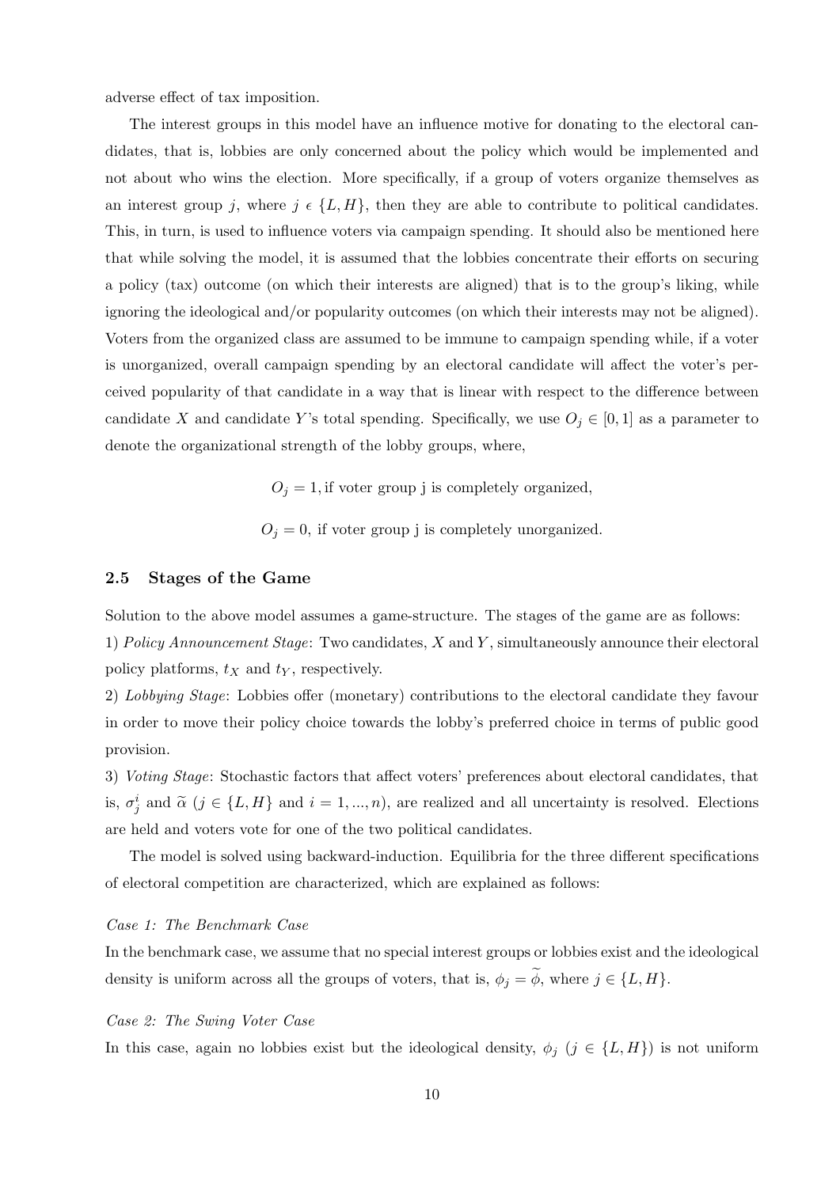adverse effect of tax imposition.

The interest groups in this model have an influence motive for donating to the electoral candidates, that is, lobbies are only concerned about the policy which would be implemented and not about who wins the election. More specifically, if a group of voters organize themselves as an interest group $j$, where $j \in \{L, H\}$, then they are able to contribute to political candidates. This, in turn, is used to influence voters via campaign spending. It should also be mentioned here that while solving the model, it is assumed that the lobbies concentrate their efforts on securing a policy (tax) outcome (on which their interests are aligned) that is to the group's liking, while ignoring the ideological and/or popularity outcomes (on which their interests may not be aligned). Voters from the organized class are assumed to be immune to campaign spending while, if a voter is unorganized, overall campaign spending by an electoral candidate will affect the voter's perceived popularity of that candidate in a way that is linear with respect to the difference between candidate $X$ and candidate $Y$'s total spending. Specifically, we use $O_j \in [0, 1]$ as a parameter to denote the organizational strength of the lobby groups, where,

$$O_j = 1, \text{if voter group j is completely organized,}$$

$$O_j = 0, \text{ if voter group j is completely unorganized.}$$

### 2.5 Stages of the Game

Solution to the above model assumes a game-structure. The stages of the game are as follows:

1) *Policy Announcement Stage*: Two candidates, $X$ and $Y$, simultaneously announce their electoral policy platforms, $t_X$ and $t_Y$, respectively.

2) *Lobbying Stage*: Lobbies offer (monetary) contributions to the electoral candidate they favour in order to move their policy choice towards the lobby's preferred choice in terms of public good provision.

3) *Voting Stage*: Stochastic factors that affect voters' preferences about electoral candidates, that is, $\sigma_j^i$ and $\widetilde{\alpha}$ ($j \in \{L, H\}$ and $i = 1, ..., n$), are realized and all uncertainty is resolved. Elections are held and voters vote for one of the two political candidates.

The model is solved using backward-induction. Equilibria for the three different specifications of electoral competition are characterized, which are explained as follows:

*Case 1: The Benchmark Case*

In the benchmark case, we assume that no special interest groups or lobbies exist and the ideological density is uniform across all the groups of voters, that is, $\phi_j = \widetilde{\phi}$, where $j \in \{L, H\}$.

*Case 2: The Swing Voter Case*

In this case, again no lobbies exist but the ideological density, $\phi_j$ ($j \in \{L, H\}$) is not uniform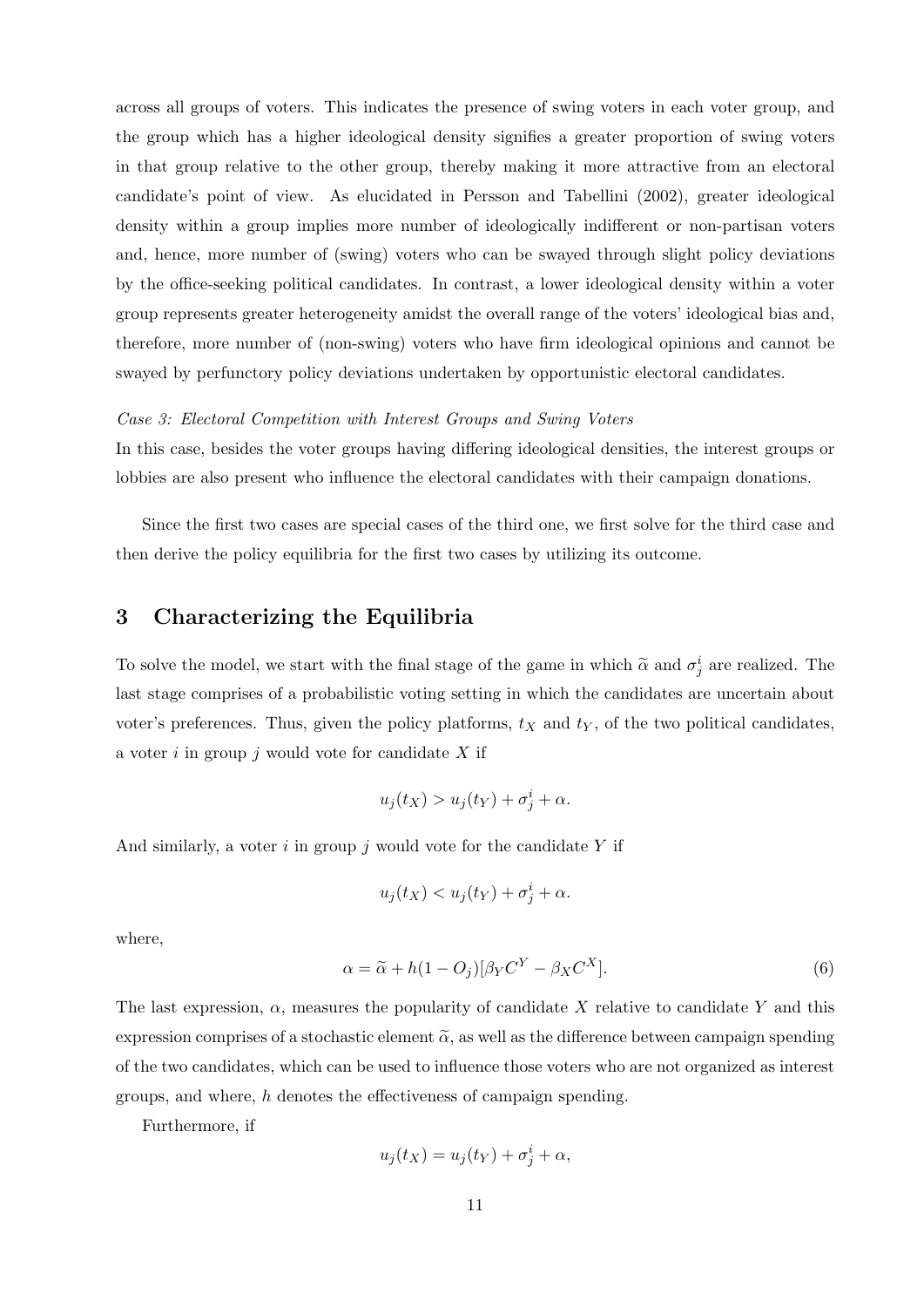across all groups of voters. This indicates the presence of swing voters in each voter group, and the group which has a higher ideological density signifies a greater proportion of swing voters in that group relative to the other group, thereby making it more attractive from an electoral candidate's point of view. As elucidated in Persson and Tabellini (2002), greater ideological density within a group implies more number of ideologically indifferent or non-partisan voters and, hence, more number of (swing) voters who can be swayed through slight policy deviations by the office-seeking political candidates. In contrast, a lower ideological density within a voter group represents greater heterogeneity amidst the overall range of the voters' ideological bias and, therefore, more number of (non-swing) voters who have firm ideological opinions and cannot be swayed by perfunctory policy deviations undertaken by opportunistic electoral candidates.

*Case 3: Electoral Competition with Interest Groups and Swing Voters*

In this case, besides the voter groups having differing ideological densities, the interest groups or lobbies are also present who influence the electoral candidates with their campaign donations.

Since the first two cases are special cases of the third one, we first solve for the third case and then derive the policy equilibria for the first two cases by utilizing its outcome.

# 3 Characterizing the Equilibria

To solve the model, we start with the final stage of the game in which $\widetilde{\alpha}$ and $\sigma_j^i$ are realized. The last stage comprises of a probabilistic voting setting in which the candidates are uncertain about voter's preferences. Thus, given the policy platforms, $t_X$ and $t_Y$, of the two political candidates, a voter $i$ in group $j$ would vote for candidate $X$ if

$$u_j(t_X) > u_j(t_Y) + \sigma_j^i + \alpha.$$

And similarly, a voter $i$ in group $j$ would vote for the candidate $Y$ if

$$u_j(t_X) < u_j(t_Y) + \sigma_j^i + \alpha.$$

where,

$$\alpha = \widetilde{\alpha} + h(1 - O_j)[\beta_Y C^Y - \beta_X C^X]. \tag{6}$$

The last expression, $\alpha$, measures the popularity of candidate $X$ relative to candidate $Y$ and this expression comprises of a stochastic element $\widetilde{\alpha}$, as well as the difference between campaign spending of the two candidates, which can be used to influence those voters who are not organized as interest groups, and where, $h$ denotes the effectiveness of campaign spending.

Furthermore, if

$$u_j(t_X) = u_j(t_Y) + \sigma_j^i + \alpha,$$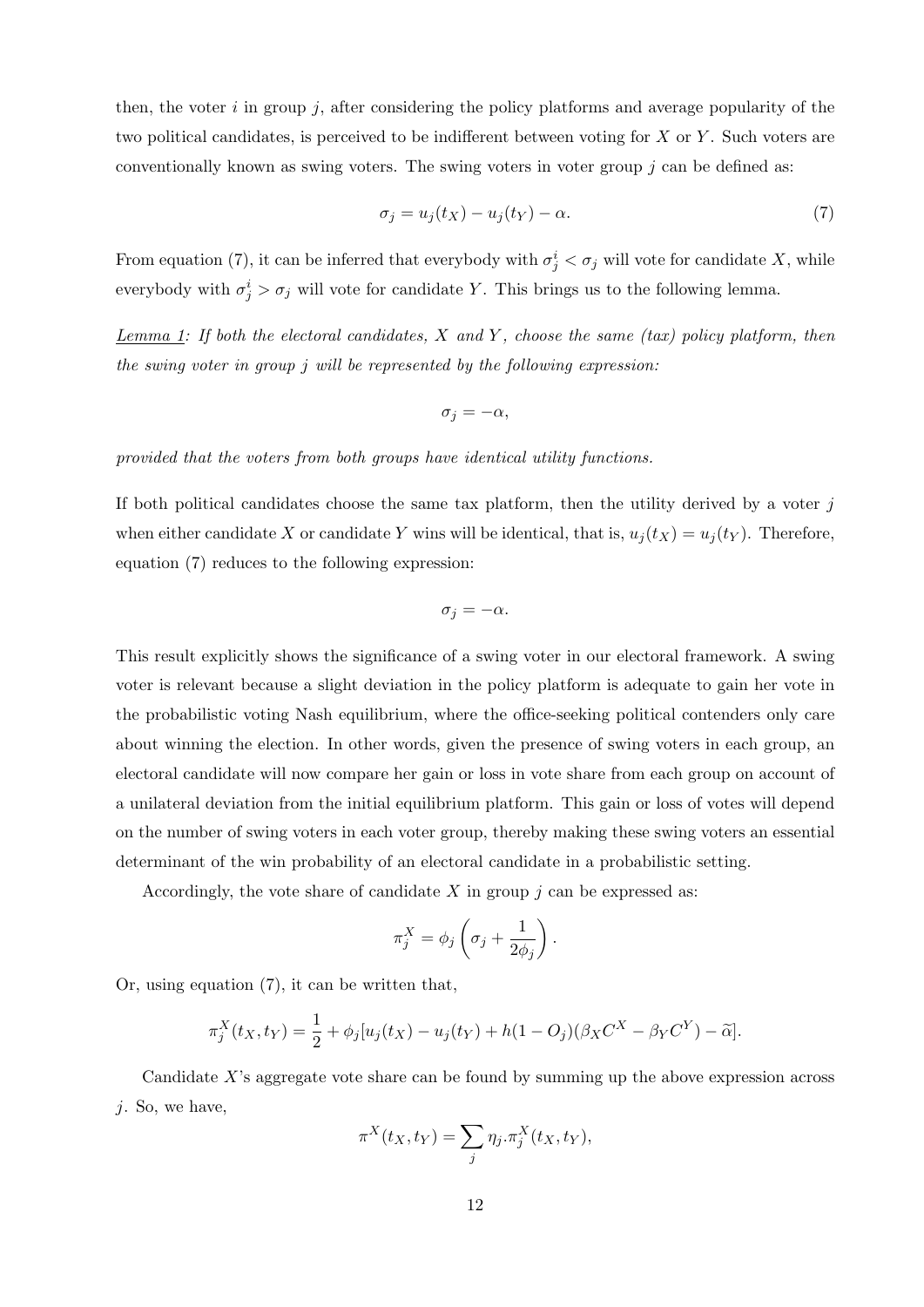then, the voter $i$ in group $j$, after considering the policy platforms and average popularity of the two political candidates, is perceived to be indifferent between voting for $X$ or $Y$. Such voters are conventionally known as swing voters. The swing voters in voter group $j$ can be defined as:

$$\sigma_j = u_j(t_X) - u_j(t_Y) - \alpha. \tag{7}$$

From equation (7), it can be inferred that everybody with $\sigma_j^i < \sigma_j$ will vote for candidate $X$, while everybody with $\sigma_j^i > \sigma_j$ will vote for candidate $Y$. This brings us to the following lemma.

*Lemma 1: If both the electoral candidates, $X$ and $Y$, choose the same (tax) policy platform, then the swing voter in group $j$ will be represented by the following expression:*

$$\sigma_j = -\alpha,$$

*provided that the voters from both groups have identical utility functions.*

If both political candidates choose the same tax platform, then the utility derived by a voter $j$ when either candidate $X$ or candidate $Y$ wins will be identical, that is, $u_j(t_X) = u_j(t_Y)$. Therefore, equation (7) reduces to the following expression:

$$\sigma_j = -\alpha.$$

This result explicitly shows the significance of a swing voter in our electoral framework. A swing voter is relevant because a slight deviation in the policy platform is adequate to gain her vote in the probabilistic voting Nash equilibrium, where the office-seeking political contenders only care about winning the election. In other words, given the presence of swing voters in each group, an electoral candidate will now compare her gain or loss in vote share from each group on account of a unilateral deviation from the initial equilibrium platform. This gain or loss of votes will depend on the number of swing voters in each voter group, thereby making these swing voters an essential determinant of the win probability of an electoral candidate in a probabilistic setting.

Accordingly, the vote share of candidate $X$ in group $j$ can be expressed as:

$$\pi_j^X = \phi_j \left( \sigma_j + \frac{1}{2\phi_j} \right).$$

Or, using equation (7), it can be written that,

$$\pi_j^X(t_X, t_Y) = \frac{1}{2} + \phi_j[u_j(t_X) - u_j(t_Y) + h(1 - O_j)(\beta_X C^X - \beta_Y C^Y) - \widetilde{\alpha}].$$

Candidate $X$'s aggregate vote share can be found by summing up the above expression across $j$. So, we have,

$$\pi^X(t_X, t_Y) = \sum_j \eta_j . \pi_j^X(t_X, t_Y),$$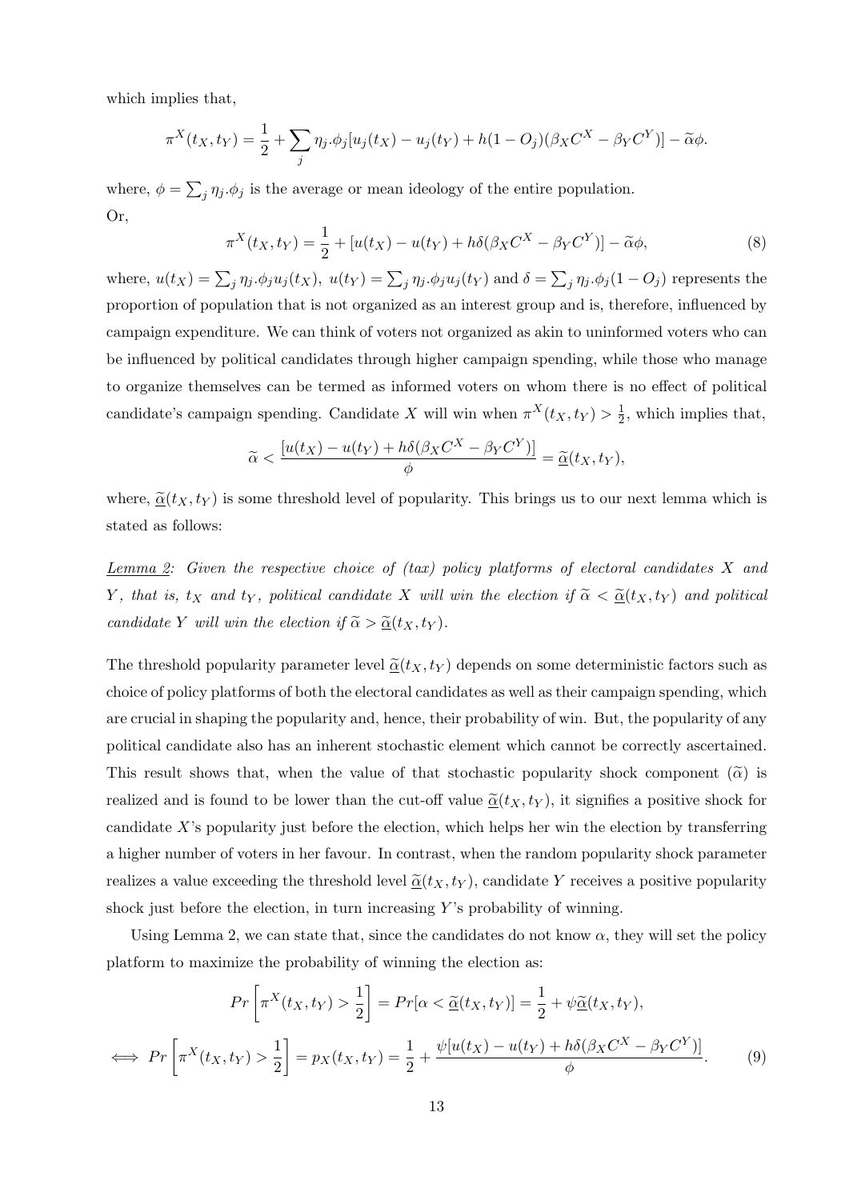which implies that,

$$\pi^X(t_X, t_Y) = \frac{1}{2} + \sum_j \eta_j.\phi_j[u_j(t_X) - u_j(t_Y) + h(1 - O_j)(\beta_X C^X - \beta_Y C^Y)] - \widetilde{\alpha}\phi.$$

where, $\phi = \sum_j \eta_j.\phi_j$ is the average or mean ideology of the entire population.
Or,

$$\pi^X(t_X, t_Y) = \frac{1}{2} + [u(t_X) - u(t_Y) + h\delta(\beta_X C^X - \beta_Y C^Y)] - \widetilde{\alpha}\phi, \tag{8}$$

where, $u(t_X) = \sum_j \eta_j.\phi_j u_j(t_X)$, $u(t_Y) = \sum_j \eta_j.\phi_j u_j(t_Y)$ and $\delta = \sum_j \eta_j.\phi_j(1 - O_j)$ represents the proportion of population that is not organized as an interest group and is, therefore, influenced by campaign expenditure. We can think of voters not organized as akin to uninformed voters who can be influenced by political candidates through higher campaign spending, while those who manage to organize themselves can be termed as informed voters on whom there is no effect of political candidate's campaign spending. Candidate $X$ will win when $\pi^X(t_X, t_Y) > \frac{1}{2}$, which implies that,

$$\widetilde{\alpha} < \frac{[u(t_X) - u(t_Y) + h\delta(\beta_X C^X - \beta_Y C^Y)]}{\phi} = \underline{\widetilde{\alpha}}(t_X, t_Y),$$

where, $\underline{\widetilde{\alpha}}(t_X, t_Y)$ is some threshold level of popularity. This brings us to our next lemma which is stated as follows:

Lemma 2: *Given the respective choice of (tax) policy platforms of electoral candidates $X$ and $Y$, that is, $t_X$ and $t_Y$, political candidate $X$ will win the election if $\widetilde{\alpha} < \underline{\widetilde{\alpha}}(t_X, t_Y)$ and political candidate $Y$ will win the election if $\widetilde{\alpha} > \underline{\widetilde{\alpha}}(t_X, t_Y)$.*

The threshold popularity parameter level $\underline{\widetilde{\alpha}}(t_X, t_Y)$ depends on some deterministic factors such as choice of policy platforms of both the electoral candidates as well as their campaign spending, which are crucial in shaping the popularity and, hence, their probability of win. But, the popularity of any political candidate also has an inherent stochastic element which cannot be correctly ascertained. This result shows that, when the value of that stochastic popularity shock component ($\widetilde{\alpha}$) is realized and is found to be lower than the cut-off value $\underline{\widetilde{\alpha}}(t_X, t_Y)$, it signifies a positive shock for candidate $X$'s popularity just before the election, which helps her win the election by transferring a higher number of voters in her favour. In contrast, when the random popularity shock parameter realizes a value exceeding the threshold level $\underline{\widetilde{\alpha}}(t_X, t_Y)$, candidate $Y$ receives a positive popularity shock just before the election, in turn increasing $Y$'s probability of winning.

Using Lemma 2, we can state that, since the candidates do not know $\alpha$, they will set the policy platform to maximize the probability of winning the election as:

$$Pr\left[\pi^X(t_X, t_Y) > \frac{1}{2}\right] = Pr[\alpha < \underline{\widetilde{\alpha}}(t_X, t_Y)] = \frac{1}{2} + \psi\underline{\widetilde{\alpha}}(t_X, t_Y),$$

$$\iff Pr\left[\pi^X(t_X, t_Y) > \frac{1}{2}\right] = p_X(t_X, t_Y) = \frac{1}{2} + \frac{\psi[u(t_X) - u(t_Y) + h\delta(\beta_X C^X - \beta_Y C^Y)]}{\phi}. \tag{9}$$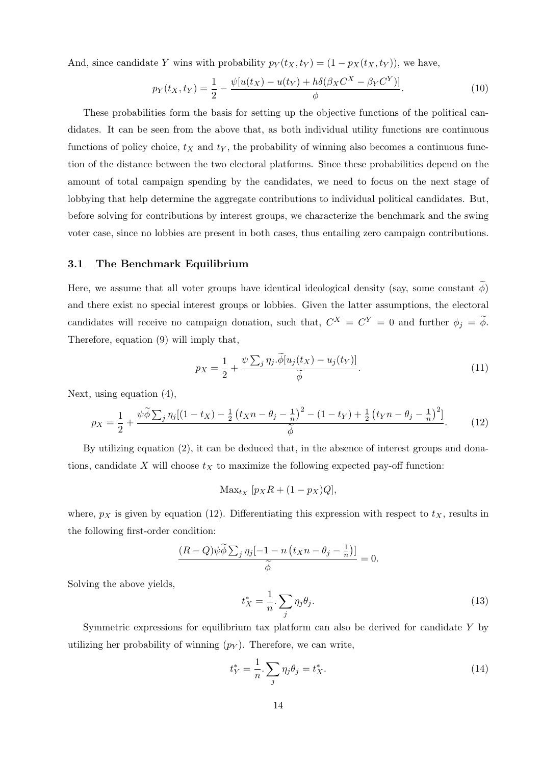And, since candidate $Y$ wins with probability $p_Y(t_X, t_Y) = (1 - p_X(t_X, t_Y))$, we have,

$$p_Y(t_X, t_Y) = \frac{1}{2} - \frac{\psi[u(t_X) - u(t_Y) + h\delta(\beta_X C^X - \beta_Y C^Y)]}{\phi}. \tag{10}$$

These probabilities form the basis for setting up the objective functions of the political candidates. It can be seen from the above that, as both individual utility functions are continuous functions of policy choice, $t_X$ and $t_Y$, the probability of winning also becomes a continuous function of the distance between the two electoral platforms. Since these probabilities depend on the amount of total campaign spending by the candidates, we need to focus on the next stage of lobbying that help determine the aggregate contributions to individual political candidates. But, before solving for contributions by interest groups, we characterize the benchmark and the swing voter case, since no lobbies are present in both cases, thus entailing zero campaign contributions.

### 3.1 The Benchmark Equilibrium

Here, we assume that all voter groups have identical ideological density (say, some constant $\widetilde{\phi}$) and there exist no special interest groups or lobbies. Given the latter assumptions, the electoral candidates will receive no campaign donation, such that, $C^X = C^Y = 0$ and further $\phi_j = \widetilde{\phi}$. Therefore, equation (9) will imply that,

$$p_X = \frac{1}{2} + \frac{\psi \sum_j \eta_j . \widetilde{\phi}[u_j(t_X) - u_j(t_Y)]}{\widetilde{\phi}}. \tag{11}$$

Next, using equation (4),

$$p_X = \frac{1}{2} + \frac{\psi \widetilde{\phi} \sum_j \eta_j [(1 - t_X) - \frac{1}{2}\left(t_X n - \theta_j - \frac{1}{n}\right)^2 - (1 - t_Y) + \frac{1}{2}\left(t_Y n - \theta_j - \frac{1}{n}\right)^2]}{\widetilde{\phi}}. \tag{12}$$

By utilizing equation (2), it can be deduced that, in the absence of interest groups and donations, candidate $X$ will choose $t_X$ to maximize the following expected pay-off function:

$$\text{Max}_{t_X} \ [p_X R + (1 - p_X) Q],$$

where, $p_X$ is given by equation (12). Differentiating this expression with respect to $t_X$, results in the following first-order condition:

$$\frac{(R - Q)\psi \widetilde{\phi} \sum_j \eta_j [-1 - n\left(t_X n - \theta_j - \frac{1}{n}\right)]}{\widetilde{\phi}} = 0.$$

Solving the above yields,

$$t_X^* = \frac{1}{n} . \sum_j \eta_j \theta_j. \tag{13}$$

Symmetric expressions for equilibrium tax platform can also be derived for candidate $Y$ by utilizing her probability of winning ($p_Y$). Therefore, we can write,

$$t_Y^* = \frac{1}{n} . \sum_j \eta_j \theta_j = t_X^*. \tag{14}$$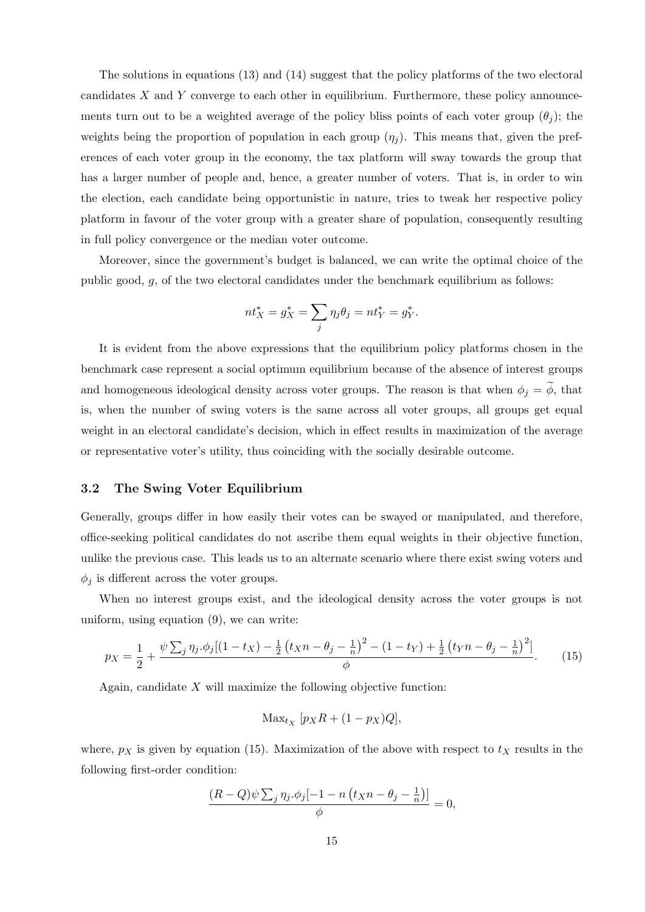The solutions in equations (13) and (14) suggest that the policy platforms of the two electoral candidates $X$ and $Y$ converge to each other in equilibrium. Furthermore, these policy announcements turn out to be a weighted average of the policy bliss points of each voter group ($\theta_j$); the weights being the proportion of population in each group ($\eta_j$). This means that, given the preferences of each voter group in the economy, the tax platform will sway towards the group that has a larger number of people and, hence, a greater number of voters. That is, in order to win the election, each candidate being opportunistic in nature, tries to tweak her respective policy platform in favour of the voter group with a greater share of population, consequently resulting in full policy convergence or the median voter outcome.

Moreover, since the government's budget is balanced, we can write the optimal choice of the public good, $g$, of the two electoral candidates under the benchmark equilibrium as follows:

$$nt_X^* = g_X^* = \sum_j \eta_j \theta_j = nt_Y^* = g_Y^*.$$

It is evident from the above expressions that the equilibrium policy platforms chosen in the benchmark case represent a social optimum equilibrium because of the absence of interest groups and homogeneous ideological density across voter groups. The reason is that when $\phi_j = \widetilde{\phi}$, that is, when the number of swing voters is the same across all voter groups, all groups get equal weight in an electoral candidate's decision, which in effect results in maximization of the average or representative voter's utility, thus coinciding with the socially desirable outcome.

### 3.2 The Swing Voter Equilibrium

Generally, groups differ in how easily their votes can be swayed or manipulated, and therefore, office-seeking political candidates do not ascribe them equal weights in their objective function, unlike the previous case. This leads us to an alternate scenario where there exist swing voters and $\phi_j$ is different across the voter groups.

When no interest groups exist, and the ideological density across the voter groups is not uniform, using equation (9), we can write:

$$p_X = \frac{1}{2} + \frac{\psi \sum_j \eta_j.\phi_j[(1-t_X) - \frac{1}{2}\left(t_X n - \theta_j - \frac{1}{n}\right)^2 - (1-t_Y) + \frac{1}{2}\left(t_Y n - \theta_j - \frac{1}{n}\right)^2]}{\phi}. \tag{15}$$

Again, candidate $X$ will maximize the following objective function:

$$\text{Max}_{t_X} \; [p_X R + (1-p_X)Q],$$

where, $p_X$ is given by equation (15). Maximization of the above with respect to $t_X$ results in the following first-order condition:

$$\frac{(R-Q)\psi \sum_j \eta_j.\phi_j[-1 - n\left(t_X n - \theta_j - \frac{1}{n}\right)]}{\phi} = 0,$$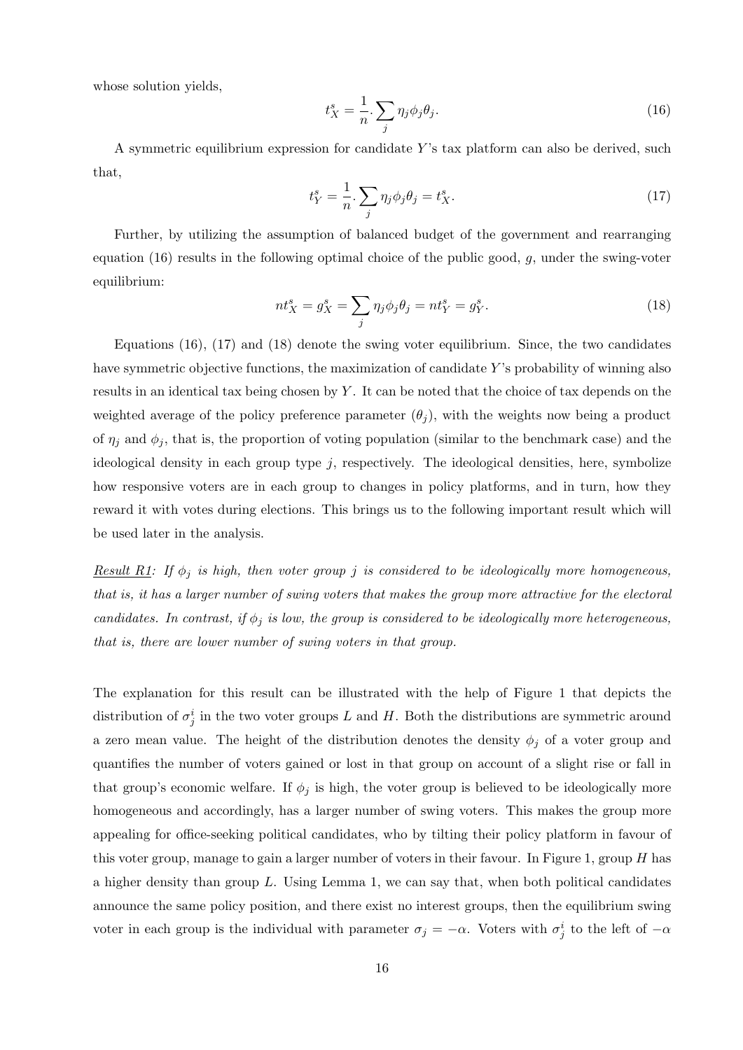whose solution yields,

$$t_X^s = \frac{1}{n} . \sum_j \eta_j \phi_j \theta_j. \tag{16}$$

A symmetric equilibrium expression for candidate $Y$'s tax platform can also be derived, such that,

$$t_Y^s = \frac{1}{n} . \sum_j \eta_j \phi_j \theta_j = t_X^s. \tag{17}$$

Further, by utilizing the assumption of balanced budget of the government and rearranging equation (16) results in the following optimal choice of the public good, $g$, under the swing-voter equilibrium:

$$nt_X^s = g_X^s = \sum_j \eta_j \phi_j \theta_j = nt_Y^s = g_Y^s. \tag{18}$$

Equations (16), (17) and (18) denote the swing voter equilibrium. Since, the two candidates have symmetric objective functions, the maximization of candidate $Y$'s probability of winning also results in an identical tax being chosen by $Y$. It can be noted that the choice of tax depends on the weighted average of the policy preference parameter ($\theta_j$), with the weights now being a product of $\eta_j$ and $\phi_j$, that is, the proportion of voting population (similar to the benchmark case) and the ideological density in each group type $j$, respectively. The ideological densities, here, symbolize how responsive voters are in each group to changes in policy platforms, and in turn, how they reward it with votes during elections. This brings us to the following important result which will be used later in the analysis.

*Result R1: If $\phi_j$ is high, then voter group $j$ is considered to be ideologically more homogeneous, that is, it has a larger number of swing voters that makes the group more attractive for the electoral candidates. In contrast, if $\phi_j$ is low, the group is considered to be ideologically more heterogeneous, that is, there are lower number of swing voters in that group.*

The explanation for this result can be illustrated with the help of Figure 1 that depicts the distribution of $\sigma_j^i$ in the two voter groups $L$ and $H$. Both the distributions are symmetric around a zero mean value. The height of the distribution denotes the density $\phi_j$ of a voter group and quantifies the number of voters gained or lost in that group on account of a slight rise or fall in that group's economic welfare. If $\phi_j$ is high, the voter group is believed to be ideologically more homogeneous and accordingly, has a larger number of swing voters. This makes the group more appealing for office-seeking political candidates, who by tilting their policy platform in favour of this voter group, manage to gain a larger number of voters in their favour. In Figure 1, group $H$ has a higher density than group $L$. Using Lemma 1, we can say that, when both political candidates announce the same policy position, and there exist no interest groups, then the equilibrium swing voter in each group is the individual with parameter $\sigma_j = -\alpha$. Voters with $\sigma_j^i$ to the left of $-\alpha$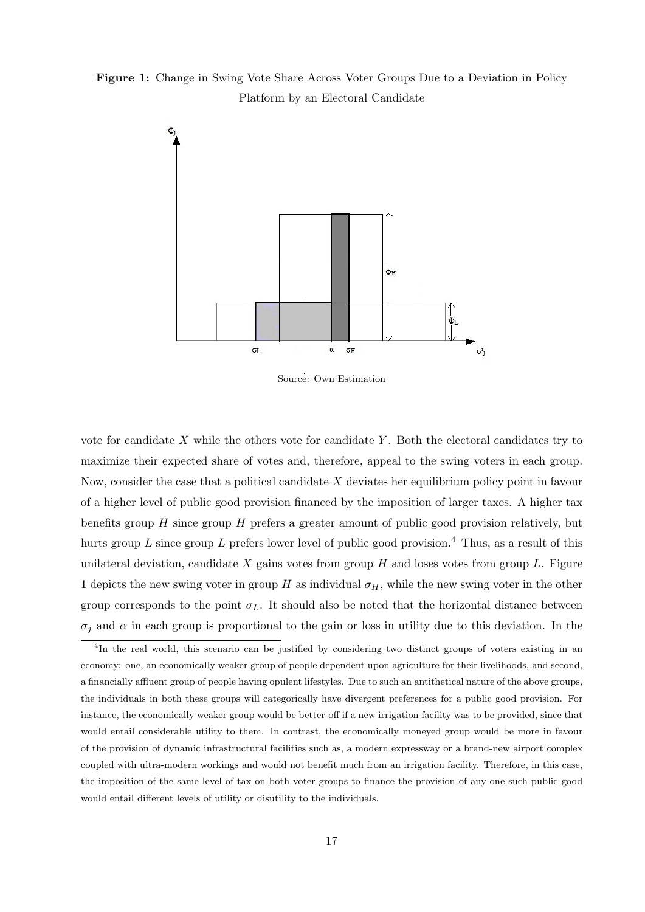**Figure 1:** Change in Swing Vote Share Across Voter Groups Due to a Deviation in Policy Platform by an Electoral Candidate

Source: Own Estimation

vote for candidate $X$ while the others vote for candidate $Y$. Both the electoral candidates try to maximize their expected share of votes and, therefore, appeal to the swing voters in each group. Now, consider the case that a political candidate $X$ deviates her equilibrium policy point in favour of a higher level of public good provision financed by the imposition of larger taxes. A higher tax benefits group $H$ since group $H$ prefers a greater amount of public good provision relatively, but hurts group $L$ since group $L$ prefers lower level of public good provision.[4] Thus, as a result of this unilateral deviation, candidate $X$ gains votes from group $H$ and loses votes from group $L$. Figure 1 depicts the new swing voter in group $H$ as individual $\sigma_H$, while the new swing voter in the other group corresponds to the point $\sigma_L$. It should also be noted that the horizontal distance between $\sigma_j$ and $\alpha$ in each group is proportional to the gain or loss in utility due to this deviation. In the

[4]In the real world, this scenario can be justified by considering two distinct groups of voters existing in an economy: one, an economically weaker group of people dependent upon agriculture for their livelihoods, and second, a financially affluent group of people having opulent lifestyles. Due to such an antithetical nature of the above groups, the individuals in both these groups will categorically have divergent preferences for a public good provision. For instance, the economically weaker group would be better-off if a new irrigation facility was to be provided, since that would entail considerable utility to them. In contrast, the economically moneyed group would be more in favour of the provision of dynamic infrastructural facilities such as, a modern expressway or a brand-new airport complex coupled with ultra-modern workings and would not benefit much from an irrigation facility. Therefore, in this case, the imposition of the same level of tax on both voter groups to finance the provision of any one such public good would entail different levels of utility or disutility to the individuals.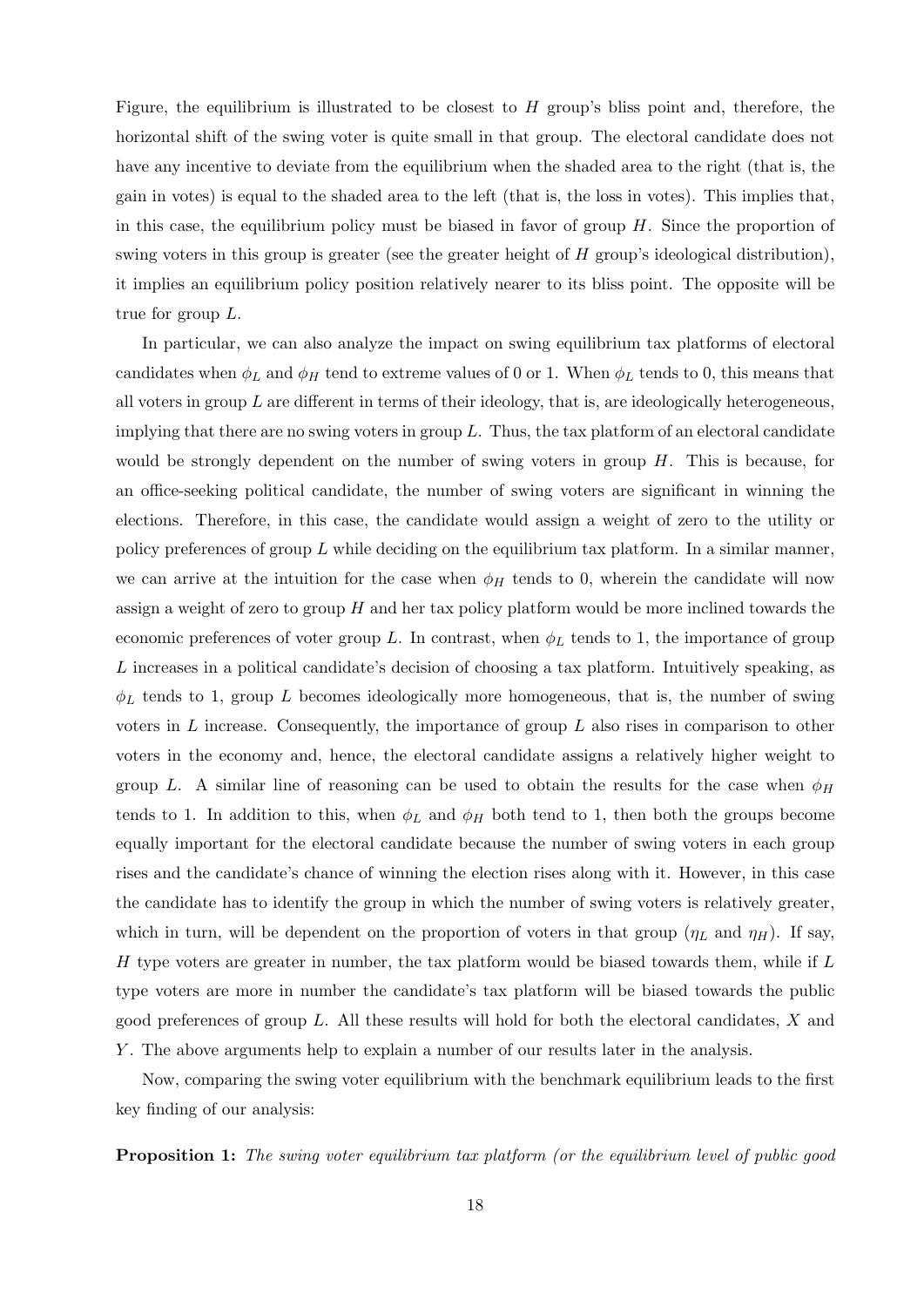Figure, the equilibrium is illustrated to be closest to $H$ group's bliss point and, therefore, the horizontal shift of the swing voter is quite small in that group. The electoral candidate does not have any incentive to deviate from the equilibrium when the shaded area to the right (that is, the gain in votes) is equal to the shaded area to the left (that is, the loss in votes). This implies that, in this case, the equilibrium policy must be biased in favor of group $H$. Since the proportion of swing voters in this group is greater (see the greater height of $H$ group's ideological distribution), it implies an equilibrium policy position relatively nearer to its bliss point. The opposite will be true for group $L$.

In particular, we can also analyze the impact on swing equilibrium tax platforms of electoral candidates when $\phi_L$ and $\phi_H$ tend to extreme values of 0 or 1. When $\phi_L$ tends to 0, this means that all voters in group $L$ are different in terms of their ideology, that is, are ideologically heterogeneous, implying that there are no swing voters in group $L$. Thus, the tax platform of an electoral candidate would be strongly dependent on the number of swing voters in group $H$. This is because, for an office-seeking political candidate, the number of swing voters are significant in winning the elections. Therefore, in this case, the candidate would assign a weight of zero to the utility or policy preferences of group $L$ while deciding on the equilibrium tax platform. In a similar manner, we can arrive at the intuition for the case when $\phi_H$ tends to 0, wherein the candidate will now assign a weight of zero to group $H$ and her tax policy platform would be more inclined towards the economic preferences of voter group $L$. In contrast, when $\phi_L$ tends to 1, the importance of group $L$ increases in a political candidate's decision of choosing a tax platform. Intuitively speaking, as $\phi_L$ tends to 1, group $L$ becomes ideologically more homogeneous, that is, the number of swing voters in $L$ increase. Consequently, the importance of group $L$ also rises in comparison to other voters in the economy and, hence, the electoral candidate assigns a relatively higher weight to group $L$. A similar line of reasoning can be used to obtain the results for the case when $\phi_H$ tends to 1. In addition to this, when $\phi_L$ and $\phi_H$ both tend to 1, then both the groups become equally important for the electoral candidate because the number of swing voters in each group rises and the candidate's chance of winning the election rises along with it. However, in this case the candidate has to identify the group in which the number of swing voters is relatively greater, which in turn, will be dependent on the proportion of voters in that group ($\eta_L$ and $\eta_H$). If say, $H$ type voters are greater in number, the tax platform would be biased towards them, while if $L$ type voters are more in number the candidate's tax platform will be biased towards the public good preferences of group $L$. All these results will hold for both the electoral candidates, $X$ and $Y$. The above arguments help to explain a number of our results later in the analysis.

Now, comparing the swing voter equilibrium with the benchmark equilibrium leads to the first key finding of our analysis:

**Proposition 1:** *The swing voter equilibrium tax platform (or the equilibrium level of public good*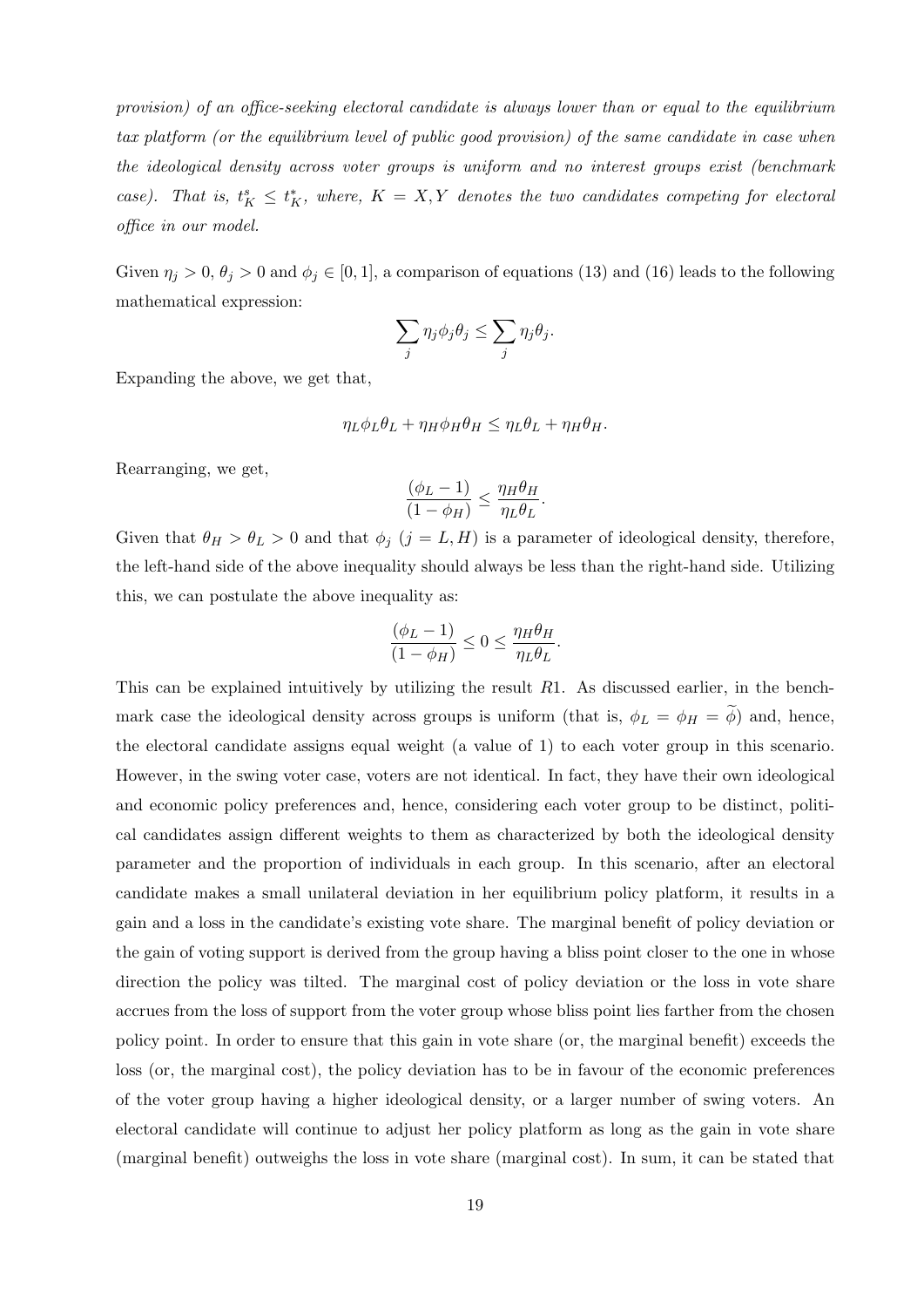*provision) of an office-seeking electoral candidate is always lower than or equal to the equilibrium tax platform (or the equilibrium level of public good provision) of the same candidate in case when the ideological density across voter groups is uniform and no interest groups exist (benchmark case). That is, $t_K^s \leq t_K^*$, where, $K = X, Y$ denotes the two candidates competing for electoral office in our model.*

Given $\eta_j > 0$, $\theta_j > 0$ and $\phi_j \in [0, 1]$, a comparison of equations (13) and (16) leads to the following mathematical expression:

$$\sum_j \eta_j \phi_j \theta_j \leq \sum_j \eta_j \theta_j.$$

Expanding the above, we get that,

$$\eta_L \phi_L \theta_L + \eta_H \phi_H \theta_H \leq \eta_L \theta_L + \eta_H \theta_H.$$

Rearranging, we get,

$$\frac{(\phi_L - 1)}{(1 - \phi_H)} \leq \frac{\eta_H \theta_H}{\eta_L \theta_L}.$$

Given that $\theta_H > \theta_L > 0$ and that $\phi_j$ $(j = L, H)$ is a parameter of ideological density, therefore, the left-hand side of the above inequality should always be less than the right-hand side. Utilizing this, we can postulate the above inequality as:

$$\frac{(\phi_L - 1)}{(1 - \phi_H)} \leq 0 \leq \frac{\eta_H \theta_H}{\eta_L \theta_L}.$$

This can be explained intuitively by utilizing the result $R1$. As discussed earlier, in the benchmark case the ideological density across groups is uniform (that is, $\phi_L = \phi_H = \widetilde{\phi}$) and, hence, the electoral candidate assigns equal weight (a value of 1) to each voter group in this scenario. However, in the swing voter case, voters are not identical. In fact, they have their own ideological and economic policy preferences and, hence, considering each voter group to be distinct, political candidates assign different weights to them as characterized by both the ideological density parameter and the proportion of individuals in each group. In this scenario, after an electoral candidate makes a small unilateral deviation in her equilibrium policy platform, it results in a gain and a loss in the candidate's existing vote share. The marginal benefit of policy deviation or the gain of voting support is derived from the group having a bliss point closer to the one in whose direction the policy was tilted. The marginal cost of policy deviation or the loss in vote share accrues from the loss of support from the voter group whose bliss point lies farther from the chosen policy point. In order to ensure that this gain in vote share (or, the marginal benefit) exceeds the loss (or, the marginal cost), the policy deviation has to be in favour of the economic preferences of the voter group having a higher ideological density, or a larger number of swing voters. An electoral candidate will continue to adjust her policy platform as long as the gain in vote share (marginal benefit) outweighs the loss in vote share (marginal cost). In sum, it can be stated that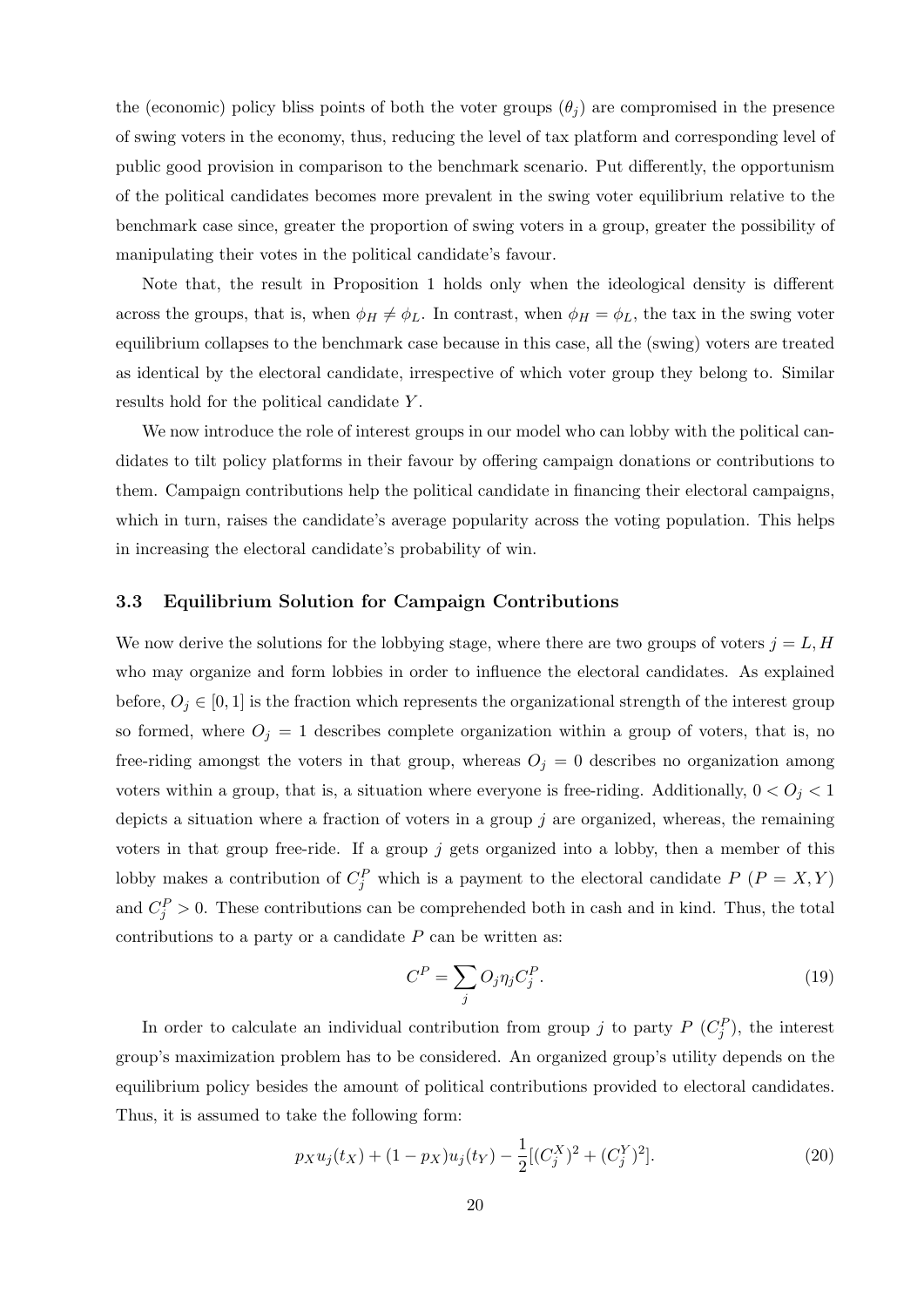the (economic) policy bliss points of both the voter groups ($\theta_j$) are compromised in the presence of swing voters in the economy, thus, reducing the level of tax platform and corresponding level of public good provision in comparison to the benchmark scenario. Put differently, the opportunism of the political candidates becomes more prevalent in the swing voter equilibrium relative to the benchmark case since, greater the proportion of swing voters in a group, greater the possibility of manipulating their votes in the political candidate's favour.

Note that, the result in Proposition 1 holds only when the ideological density is different across the groups, that is, when $\phi_H \neq \phi_L$. In contrast, when $\phi_H = \phi_L$, the tax in the swing voter equilibrium collapses to the benchmark case because in this case, all the (swing) voters are treated as identical by the electoral candidate, irrespective of which voter group they belong to. Similar results hold for the political candidate $Y$.

We now introduce the role of interest groups in our model who can lobby with the political candidates to tilt policy platforms in their favour by offering campaign donations or contributions to them. Campaign contributions help the political candidate in financing their electoral campaigns, which in turn, raises the candidate's average popularity across the voting population. This helps in increasing the electoral candidate's probability of win.

### 3.3 Equilibrium Solution for Campaign Contributions

We now derive the solutions for the lobbying stage, where there are two groups of voters $j = L, H$ who may organize and form lobbies in order to influence the electoral candidates. As explained before, $O_j \in [0, 1]$ is the fraction which represents the organizational strength of the interest group so formed, where $O_j = 1$ describes complete organization within a group of voters, that is, no free-riding amongst the voters in that group, whereas $O_j = 0$ describes no organization among voters within a group, that is, a situation where everyone is free-riding. Additionally, $0 < O_j < 1$ depicts a situation where a fraction of voters in a group $j$ are organized, whereas, the remaining voters in that group free-ride. If a group $j$ gets organized into a lobby, then a member of this lobby makes a contribution of $C_j^P$ which is a payment to the electoral candidate $P$ ($P = X, Y$) and $C_j^P > 0$. These contributions can be comprehended both in cash and in kind. Thus, the total contributions to a party or a candidate $P$ can be written as:

$$C^P = \sum_j O_j \eta_j C_j^P. \tag{19}$$

In order to calculate an individual contribution from group $j$ to party $P$ ($C_j^P$), the interest group's maximization problem has to be considered. An organized group's utility depends on the equilibrium policy besides the amount of political contributions provided to electoral candidates. Thus, it is assumed to take the following form:

$$p_X u_j(t_X) + (1 - p_X) u_j(t_Y) - \frac{1}{2}[(C_j^X)^2 + (C_j^Y)^2]. \tag{20}$$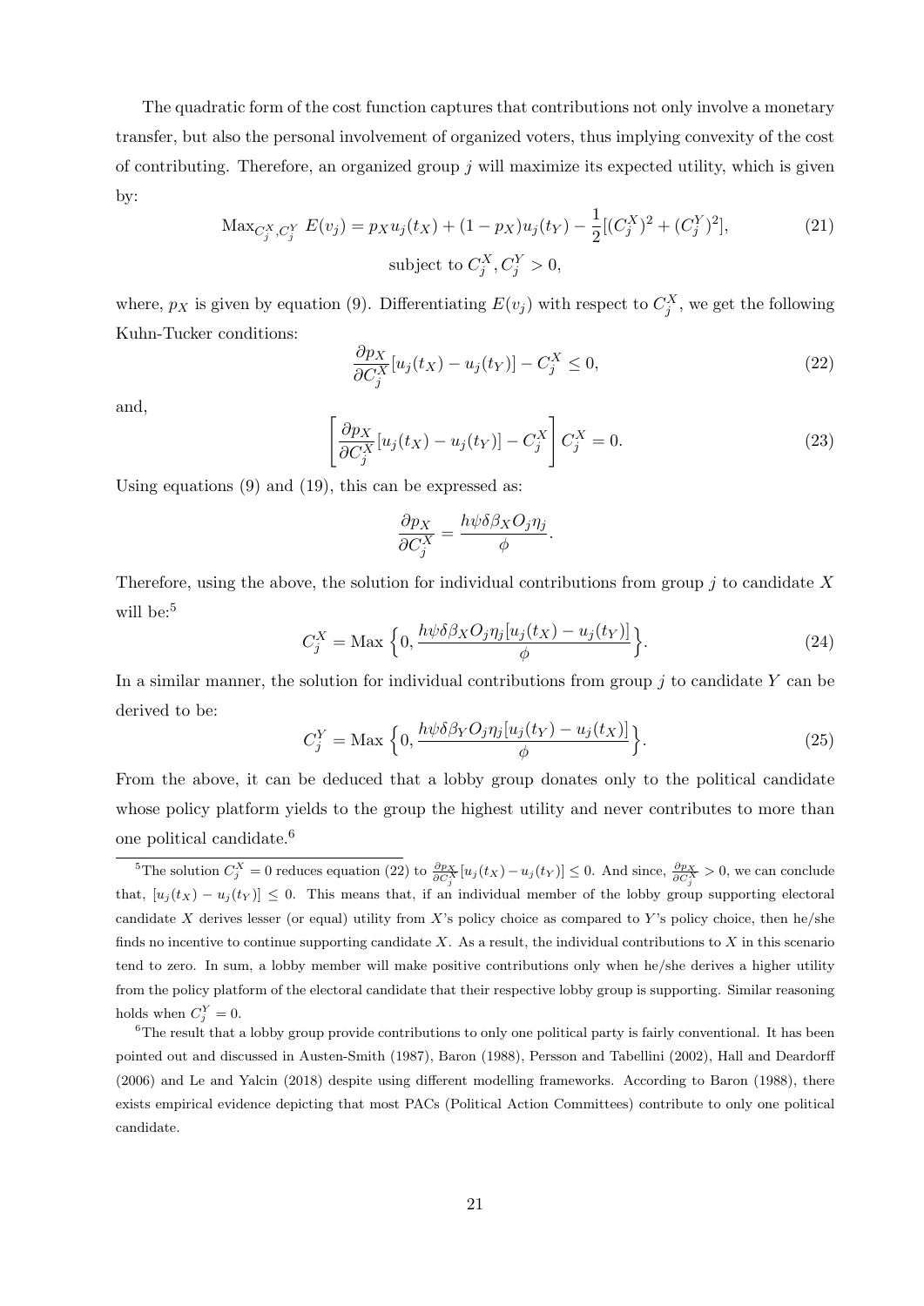The quadratic form of the cost function captures that contributions not only involve a monetary transfer, but also the personal involvement of organized voters, thus implying convexity of the cost of contributing. Therefore, an organized group $j$ will maximize its expected utility, which is given by:

$$\text{Max}_{C_j^X, C_j^Y} \; E(v_j) = p_X u_j(t_X) + (1 - p_X) u_j(t_Y) - \frac{1}{2}[(C_j^X)^2 + (C_j^Y)^2], \tag{21}$$
$$\text{subject to } C_j^X, C_j^Y > 0,$$

where, $p_X$ is given by equation (9). Differentiating $E(v_j)$ with respect to $C_j^X$, we get the following Kuhn-Tucker conditions:

$$\frac{\partial p_X}{\partial C_j^X}[u_j(t_X) - u_j(t_Y)] - C_j^X \leq 0, \tag{22}$$

and,

$$\left[\frac{\partial p_X}{\partial C_j^X}[u_j(t_X) - u_j(t_Y)] - C_j^X\right] C_j^X = 0. \tag{23}$$

Using equations (9) and (19), this can be expressed as:

$$\frac{\partial p_X}{\partial C_j^X} = \frac{h\psi\delta\beta_X O_j \eta_j}{\phi}.$$

Therefore, using the above, the solution for individual contributions from group $j$ to candidate $X$ will be:[5]

$$C_j^X = \text{Max}\left\{0, \frac{h\psi\delta\beta_X O_j \eta_j [u_j(t_X) - u_j(t_Y)]}{\phi}\right\}. \tag{24}$$

In a similar manner, the solution for individual contributions from group $j$ to candidate $Y$ can be derived to be:

$$C_j^Y = \text{Max}\left\{0, \frac{h\psi\delta\beta_Y O_j \eta_j [u_j(t_Y) - u_j(t_X)]}{\phi}\right\}. \tag{25}$$

From the above, it can be deduced that a lobby group donates only to the political candidate whose policy platform yields to the group the highest utility and never contributes to more than one political candidate.[6]

---

[5] The solution $C_j^X = 0$ reduces equation (22) to $\frac{\partial p_X}{\partial C_j^X}[u_j(t_X) - u_j(t_Y)] \leq 0$. And since, $\frac{\partial p_X}{\partial C_j^X} > 0$, we can conclude that, $[u_j(t_X) - u_j(t_Y)] \leq 0$. This means that, if an individual member of the lobby group supporting electoral candidate $X$ derives lesser (or equal) utility from $X$'s policy choice as compared to $Y$'s policy choice, then he/she finds no incentive to continue supporting candidate $X$. As a result, the individual contributions to $X$ in this scenario tend to zero. In sum, a lobby member will make positive contributions only when he/she derives a higher utility from the policy platform of the electoral candidate that their respective lobby group is supporting. Similar reasoning holds when $C_j^Y = 0$.

[6] The result that a lobby group provide contributions to only one political party is fairly conventional. It has been pointed out and discussed in Austen-Smith (1987), Baron (1988), Persson and Tabellini (2002), Hall and Deardorff (2006) and Le and Yalcin (2018) despite using different modelling frameworks. According to Baron (1988), there exists empirical evidence depicting that most PACs (Political Action Committees) contribute to only one political candidate.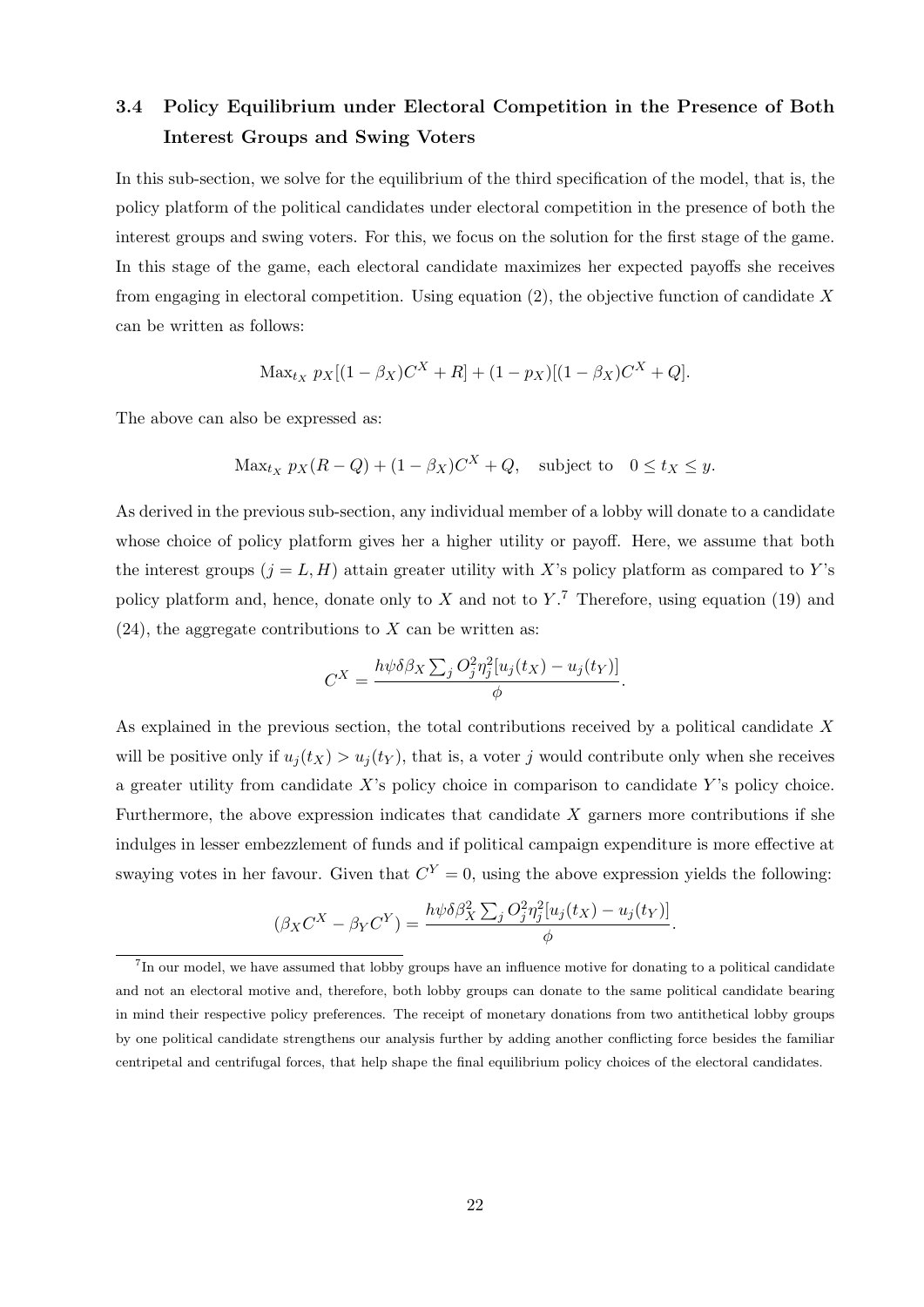### 3.4 Policy Equilibrium under Electoral Competition in the Presence of Both Interest Groups and Swing Voters

In this sub-section, we solve for the equilibrium of the third specification of the model, that is, the policy platform of the political candidates under electoral competition in the presence of both the interest groups and swing voters. For this, we focus on the solution for the first stage of the game. In this stage of the game, each electoral candidate maximizes her expected payoffs she receives from engaging in electoral competition. Using equation (2), the objective function of candidate $X$ can be written as follows:

$$\text{Max}_{t_X} \ p_X[(1-\beta_X)C^X + R] + (1-p_X)[(1-\beta_X)C^X + Q].$$

The above can also be expressed as:

$$\text{Max}_{t_X} \ p_X(R-Q) + (1-\beta_X)C^X + Q, \quad \text{subject to} \quad 0 \le t_X \le y.$$

As derived in the previous sub-section, any individual member of a lobby will donate to a candidate whose choice of policy platform gives her a higher utility or payoff. Here, we assume that both the interest groups ($j = L, H$) attain greater utility with $X$'s policy platform as compared to $Y$'s policy platform and, hence, donate only to $X$ and not to $Y$.[7] Therefore, using equation (19) and (24), the aggregate contributions to $X$ can be written as:

$$C^X = \frac{h\psi\delta\beta_X \sum_j O_j^2 \eta_j^2 [u_j(t_X) - u_j(t_Y)]}{\phi}.$$

As explained in the previous section, the total contributions received by a political candidate $X$ will be positive only if $u_j(t_X) > u_j(t_Y)$, that is, a voter $j$ would contribute only when she receives a greater utility from candidate $X$'s policy choice in comparison to candidate $Y$'s policy choice. Furthermore, the above expression indicates that candidate $X$ garners more contributions if she indulges in lesser embezzlement of funds and if political campaign expenditure is more effective at swaying votes in her favour. Given that $C^Y = 0$, using the above expression yields the following:

$$(\beta_X C^X - \beta_Y C^Y) = \frac{h\psi\delta\beta_X^2 \sum_j O_j^2 \eta_j^2 [u_j(t_X) - u_j(t_Y)]}{\phi}.$$

[7] In our model, we have assumed that lobby groups have an influence motive for donating to a political candidate and not an electoral motive and, therefore, both lobby groups can donate to the same political candidate bearing in mind their respective policy preferences. The receipt of monetary donations from two antithetical lobby groups by one political candidate strengthens our analysis further by adding another conflicting force besides the familiar centripetal and centrifugal forces, that help shape the final equilibrium policy choices of the electoral candidates.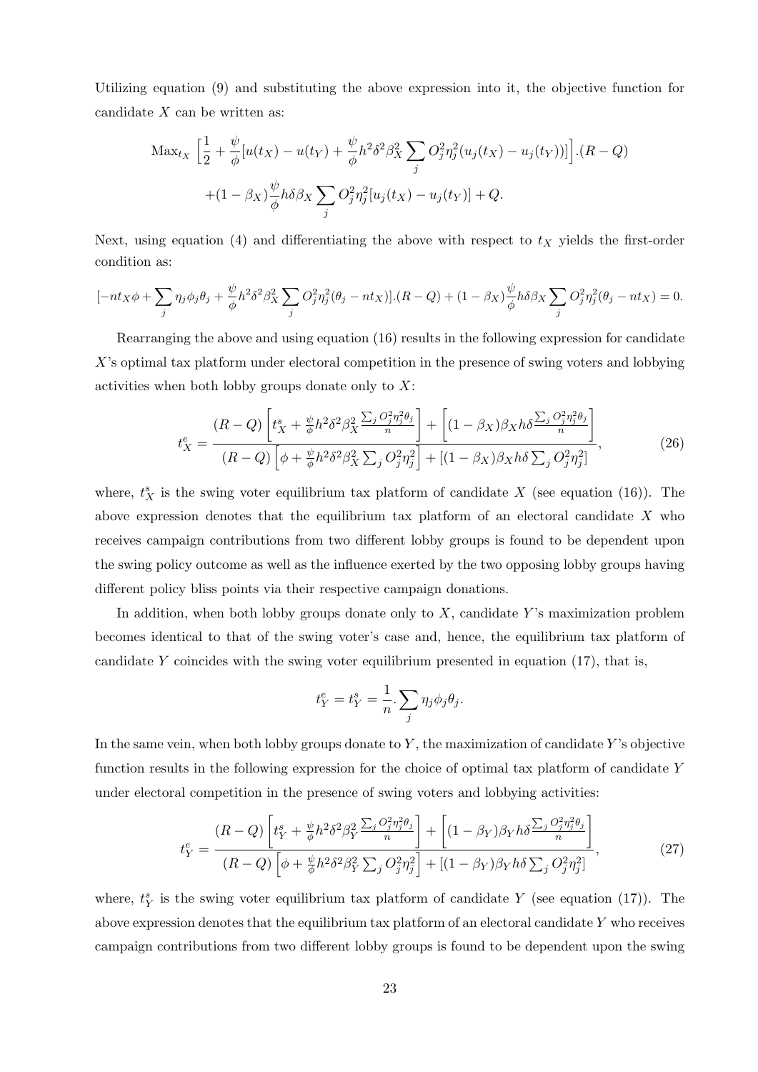Utilizing equation (9) and substituting the above expression into it, the objective function for candidate $X$ can be written as:

$$\text{Max}_{t_X} \left[\frac{1}{2} + \frac{\psi}{\phi}[u(t_X) - u(t_Y) + \frac{\psi}{\phi}h^2\delta^2\beta_X^2 \sum_j O_j^2\eta_j^2(u_j(t_X) - u_j(t_Y))]\right].(R-Q)$$
$$+(1-\beta_X)\frac{\psi}{\phi}h\delta\beta_X \sum_j O_j^2\eta_j^2[u_j(t_X) - u_j(t_Y)] + Q.$$

Next, using equation (4) and differentiating the above with respect to $t_X$ yields the first-order condition as:

$$[-nt_X\phi + \sum_j \eta_j\phi_j\theta_j + \frac{\psi}{\phi}h^2\delta^2\beta_X^2 \sum_j O_j^2\eta_j^2(\theta_j - nt_X)].(R-Q) + (1-\beta_X)\frac{\psi}{\phi}h\delta\beta_X \sum_j O_j^2\eta_j^2(\theta_j - nt_X) = 0.$$

Rearranging the above and using equation (16) results in the following expression for candidate $X$'s optimal tax platform under electoral competition in the presence of swing voters and lobbying activities when both lobby groups donate only to $X$:

$$t_X^e = \frac{(R-Q)\left[t_X^s + \frac{\psi}{\phi}h^2\delta^2\beta_X^2\frac{\sum_j O_j^2\eta_j^2\theta_j}{n}\right] + \left[(1-\beta_X)\beta_X h\delta\frac{\sum_j O_j^2\eta_j^2\theta_j}{n}\right]}{(R-Q)\left[\phi + \frac{\psi}{\phi}h^2\delta^2\beta_X^2\sum_j O_j^2\eta_j^2\right] + [(1-\beta_X)\beta_X h\delta\sum_j O_j^2\eta_j^2]}, \tag{26}$$

where, $t_X^s$ is the swing voter equilibrium tax platform of candidate $X$ (see equation (16)). The above expression denotes that the equilibrium tax platform of an electoral candidate $X$ who receives campaign contributions from two different lobby groups is found to be dependent upon the swing policy outcome as well as the influence exerted by the two opposing lobby groups having different policy bliss points via their respective campaign donations.

In addition, when both lobby groups donate only to $X$, candidate $Y$'s maximization problem becomes identical to that of the swing voter's case and, hence, the equilibrium tax platform of candidate $Y$ coincides with the swing voter equilibrium presented in equation (17), that is,

$$t_Y^e = t_Y^s = \frac{1}{n}.\sum_j \eta_j\phi_j\theta_j.$$

In the same vein, when both lobby groups donate to $Y$, the maximization of candidate $Y$'s objective function results in the following expression for the choice of optimal tax platform of candidate $Y$ under electoral competition in the presence of swing voters and lobbying activities:

$$t_Y^e = \frac{(R-Q)\left[t_Y^s + \frac{\psi}{\phi}h^2\delta^2\beta_Y^2\frac{\sum_j O_j^2\eta_j^2\theta_j}{n}\right] + \left[(1-\beta_Y)\beta_Y h\delta\frac{\sum_j O_j^2\eta_j^2\theta_j}{n}\right]}{(R-Q)\left[\phi + \frac{\psi}{\phi}h^2\delta^2\beta_Y^2\sum_j O_j^2\eta_j^2\right] + [(1-\beta_Y)\beta_Y h\delta\sum_j O_j^2\eta_j^2]}, \tag{27}$$

where, $t_Y^s$ is the swing voter equilibrium tax platform of candidate $Y$ (see equation (17)). The above expression denotes that the equilibrium tax platform of an electoral candidate $Y$ who receives campaign contributions from two different lobby groups is found to be dependent upon the swing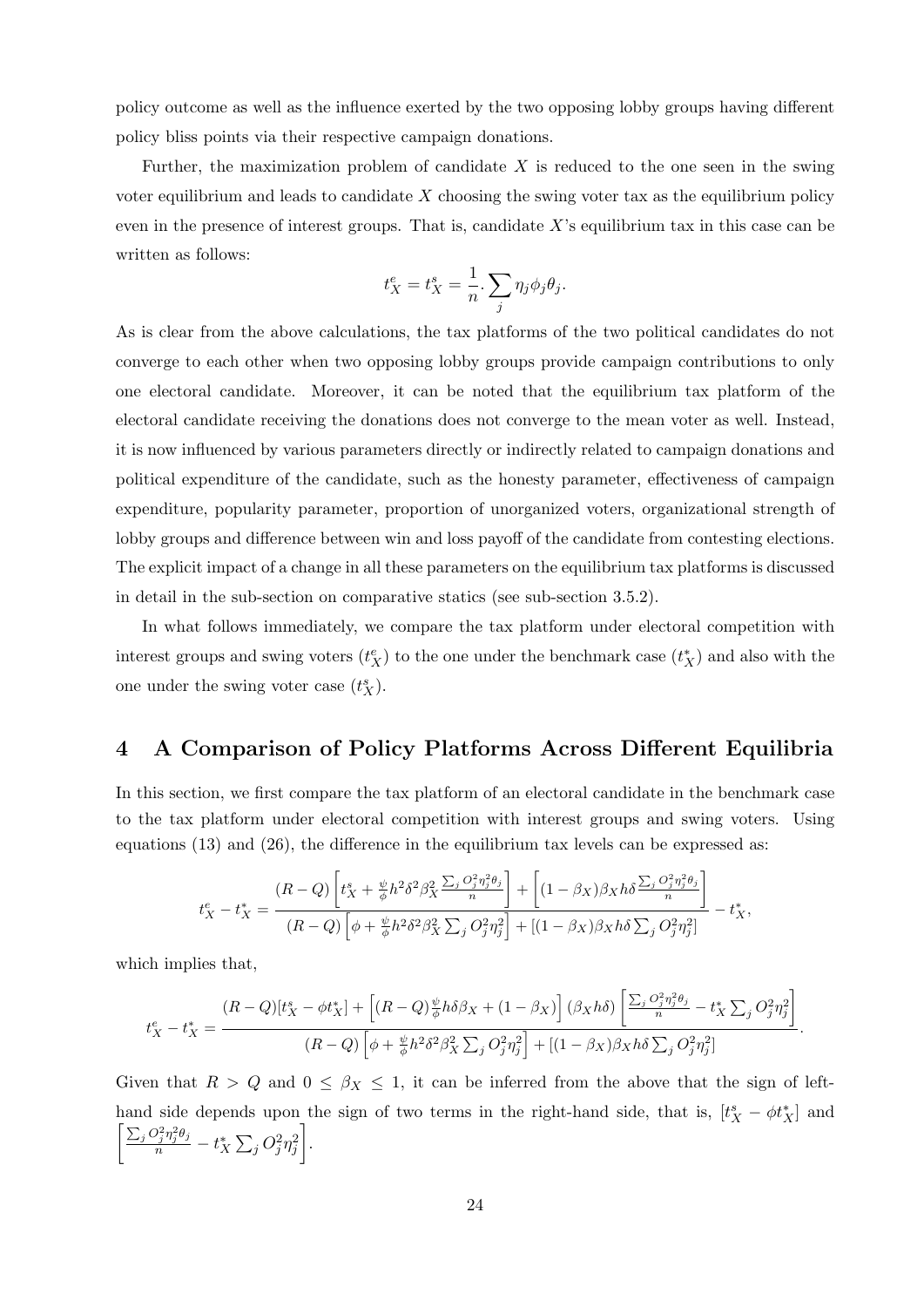policy outcome as well as the influence exerted by the two opposing lobby groups having different policy bliss points via their respective campaign donations.

Further, the maximization problem of candidate $X$ is reduced to the one seen in the swing voter equilibrium and leads to candidate $X$ choosing the swing voter tax as the equilibrium policy even in the presence of interest groups. That is, candidate $X$'s equilibrium tax in this case can be written as follows:

$$t_X^e = t_X^s = \frac{1}{n}.\sum_j \eta_j \phi_j \theta_j.$$

As is clear from the above calculations, the tax platforms of the two political candidates do not converge to each other when two opposing lobby groups provide campaign contributions to only one electoral candidate. Moreover, it can be noted that the equilibrium tax platform of the electoral candidate receiving the donations does not converge to the mean voter as well. Instead, it is now influenced by various parameters directly or indirectly related to campaign donations and political expenditure of the candidate, such as the honesty parameter, effectiveness of campaign expenditure, popularity parameter, proportion of unorganized voters, organizational strength of lobby groups and difference between win and loss payoff of the candidate from contesting elections. The explicit impact of a change in all these parameters on the equilibrium tax platforms is discussed in detail in the sub-section on comparative statics (see sub-section 3.5.2).

In what follows immediately, we compare the tax platform under electoral competition with interest groups and swing voters ($t_X^e$) to the one under the benchmark case ($t_X^*$) and also with the one under the swing voter case ($t_X^s$).

# 4 A Comparison of Policy Platforms Across Different Equilibria

In this section, we first compare the tax platform of an electoral candidate in the benchmark case to the tax platform under electoral competition with interest groups and swing voters. Using equations (13) and (26), the difference in the equilibrium tax levels can be expressed as:

$$t_X^e - t_X^* = \frac{(R-Q)\left[t_X^s + \frac{\psi}{\phi}h^2\delta^2\beta_X^2\frac{\sum_j O_j^2\eta_j^2\theta_j}{n}\right] + \left[(1-\beta_X)\beta_X h\delta\frac{\sum_j O_j^2\eta_j^2\theta_j}{n}\right]}{(R-Q)\left[\phi + \frac{\psi}{\phi}h^2\delta^2\beta_X^2\sum_j O_j^2\eta_j^2\right] + [(1-\beta_X)\beta_X h\delta\sum_j O_j^2\eta_j^2]} - t_X^*,$$

which implies that,

$$t_X^e - t_X^* = \frac{(R-Q)[t_X^s - \phi t_X^*] + \left[(R-Q)\frac{\psi}{\phi}h\delta\beta_X + (1-\beta_X)\right](\beta_X h\delta)\left[\frac{\sum_j O_j^2\eta_j^2\theta_j}{n} - t_X^*\sum_j O_j^2\eta_j^2\right]}{(R-Q)\left[\phi + \frac{\psi}{\phi}h^2\delta^2\beta_X^2\sum_j O_j^2\eta_j^2\right] + [(1-\beta_X)\beta_X h\delta\sum_j O_j^2\eta_j^2]}.$$

Given that $R > Q$ and $0 \le \beta_X \le 1$, it can be inferred from the above that the sign of left-hand side depends upon the sign of two terms in the right-hand side, that is, $[t_X^s - \phi t_X^*]$ and $\left[\frac{\sum_j O_j^2\eta_j^2\theta_j}{n} - t_X^*\sum_j O_j^2\eta_j^2\right]$.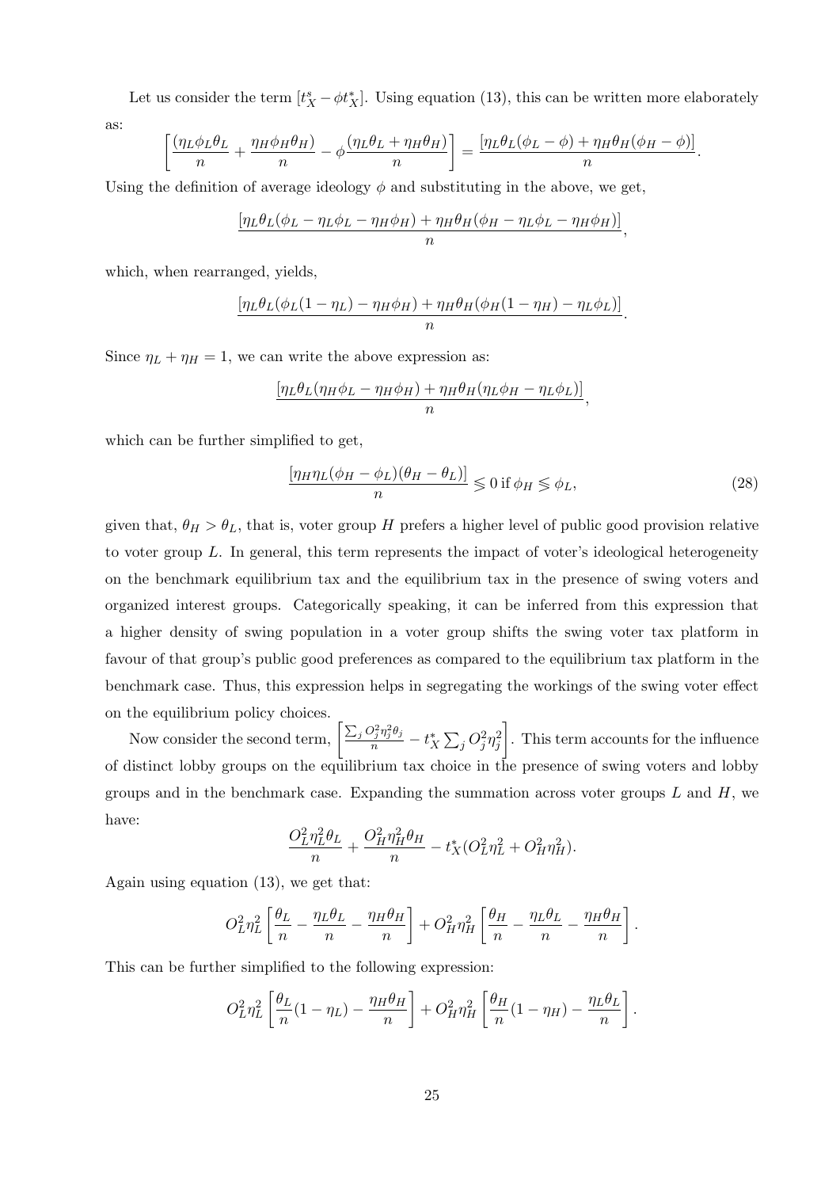Let us consider the term $[t_X^s - \phi t_X^*]$. Using equation (13), this can be written more elaborately as:

$$\left[\frac{(\eta_L \phi_L \theta_L}{n} + \frac{\eta_H \phi_H \theta_H)}{n} - \phi \frac{(\eta_L \theta_L + \eta_H \theta_H)}{n}\right] = \frac{[\eta_L \theta_L(\phi_L - \phi) + \eta_H \theta_H(\phi_H - \phi)]}{n}.$$

Using the definition of average ideology $\phi$ and substituting in the above, we get,

$$\frac{[\eta_L \theta_L(\phi_L - \eta_L \phi_L - \eta_H \phi_H) + \eta_H \theta_H(\phi_H - \eta_L \phi_L - \eta_H \phi_H)]}{n},$$

which, when rearranged, yields,

$$\frac{[\eta_L \theta_L(\phi_L(1 - \eta_L) - \eta_H \phi_H) + \eta_H \theta_H(\phi_H(1 - \eta_H) - \eta_L \phi_L)]}{n}.$$

Since $\eta_L + \eta_H = 1$, we can write the above expression as:

$$\frac{[\eta_L \theta_L(\eta_H \phi_L - \eta_H \phi_H) + \eta_H \theta_H(\eta_L \phi_H - \eta_L \phi_L)]}{n},$$

which can be further simplified to get,

$$\frac{[\eta_H \eta_L(\phi_H - \phi_L)(\theta_H - \theta_L)]}{n} \lesseqgtr 0 \text{ if } \phi_H \lesseqgtr \phi_L, \tag{28}$$

given that, $\theta_H > \theta_L$, that is, voter group $H$ prefers a higher level of public good provision relative to voter group $L$. In general, this term represents the impact of voter's ideological heterogeneity on the benchmark equilibrium tax and the equilibrium tax in the presence of swing voters and organized interest groups. Categorically speaking, it can be inferred from this expression that a higher density of swing population in a voter group shifts the swing voter tax platform in favour of that group's public good preferences as compared to the equilibrium tax platform in the benchmark case. Thus, this expression helps in segregating the workings of the swing voter effect on the equilibrium policy choices.

Now consider the second term, $\left[\frac{\sum_j O_j^2 \eta_j^2 \theta_j}{n} - t_X^* \sum_j O_j^2 \eta_j^2\right]$. This term accounts for the influence of distinct lobby groups on the equilibrium tax choice in the presence of swing voters and lobby groups and in the benchmark case. Expanding the summation across voter groups $L$ and $H$, we have:

$$\frac{O_L^2 \eta_L^2 \theta_L}{n} + \frac{O_H^2 \eta_H^2 \theta_H}{n} - t_X^*(O_L^2 \eta_L^2 + O_H^2 \eta_H^2).$$

Again using equation (13), we get that:

$$O_L^2 \eta_L^2 \left[\frac{\theta_L}{n} - \frac{\eta_L \theta_L}{n} - \frac{\eta_H \theta_H}{n}\right] + O_H^2 \eta_H^2 \left[\frac{\theta_H}{n} - \frac{\eta_L \theta_L}{n} - \frac{\eta_H \theta_H}{n}\right].$$

This can be further simplified to the following expression:

$$O_L^2 \eta_L^2 \left[\frac{\theta_L}{n}(1 - \eta_L) - \frac{\eta_H \theta_H}{n}\right] + O_H^2 \eta_H^2 \left[\frac{\theta_H}{n}(1 - \eta_H) - \frac{\eta_L \theta_L}{n}\right].$$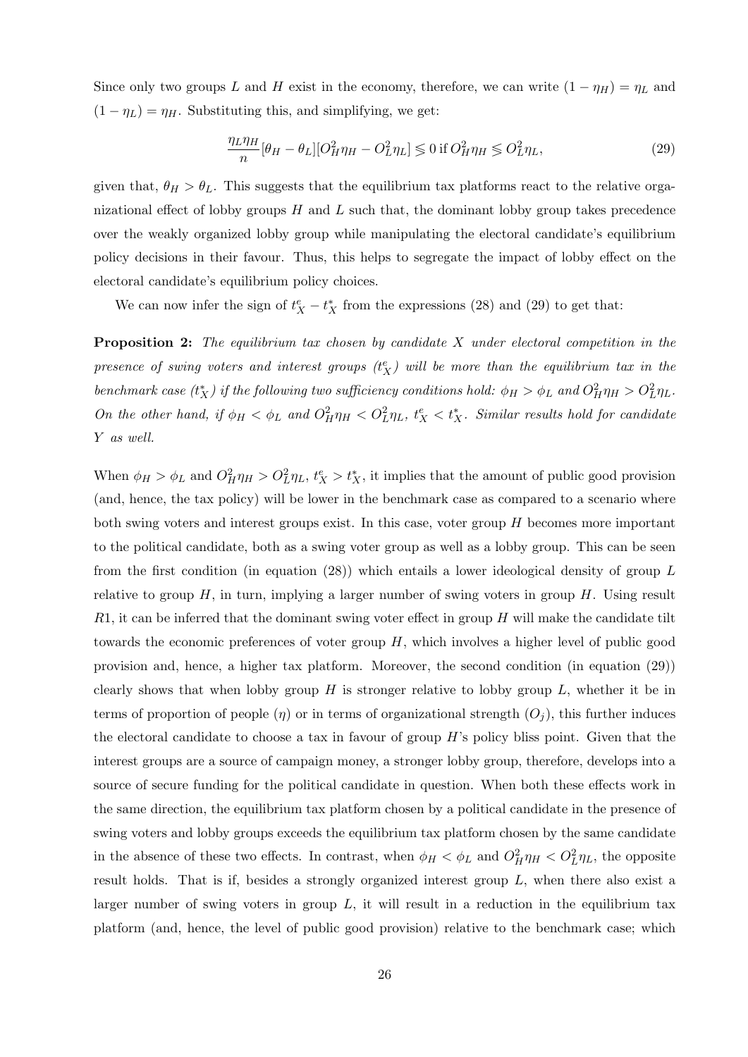Since only two groups $L$ and $H$ exist in the economy, therefore, we can write $(1-\eta_H) = \eta_L$ and $(1-\eta_L) = \eta_H$. Substituting this, and simplifying, we get:

$$\frac{\eta_L \eta_H}{n}[\theta_H - \theta_L][O_H^2 \eta_H - O_L^2 \eta_L] \lesseqgtr 0 \text{ if } O_H^2 \eta_H \lesseqgtr O_L^2 \eta_L, \tag{29}$$

given that, $\theta_H > \theta_L$. This suggests that the equilibrium tax platforms react to the relative organizational effect of lobby groups $H$ and $L$ such that, the dominant lobby group takes precedence over the weakly organized lobby group while manipulating the electoral candidate's equilibrium policy decisions in their favour. Thus, this helps to segregate the impact of lobby effect on the electoral candidate's equilibrium policy choices.

We can now infer the sign of $t_X^e - t_X^*$ from the expressions (28) and (29) to get that:

**Proposition 2:** *The equilibrium tax chosen by candidate $X$ under electoral competition in the presence of swing voters and interest groups ($t_X^e$) will be more than the equilibrium tax in the benchmark case ($t_X^*$) if the following two sufficiency conditions hold: $\phi_H > \phi_L$ and $O_H^2 \eta_H > O_L^2 \eta_L$. On the other hand, if $\phi_H < \phi_L$ and $O_H^2 \eta_H < O_L^2 \eta_L$, $t_X^e < t_X^*$. Similar results hold for candidate $Y$ as well.*

When $\phi_H > \phi_L$ and $O_H^2 \eta_H > O_L^2 \eta_L$, $t_X^e > t_X^*$, it implies that the amount of public good provision (and, hence, the tax policy) will be lower in the benchmark case as compared to a scenario where both swing voters and interest groups exist. In this case, voter group $H$ becomes more important to the political candidate, both as a swing voter group as well as a lobby group. This can be seen from the first condition (in equation (28)) which entails a lower ideological density of group $L$ relative to group $H$, in turn, implying a larger number of swing voters in group $H$. Using result $R1$, it can be inferred that the dominant swing voter effect in group $H$ will make the candidate tilt towards the economic preferences of voter group $H$, which involves a higher level of public good provision and, hence, a higher tax platform. Moreover, the second condition (in equation (29)) clearly shows that when lobby group $H$ is stronger relative to lobby group $L$, whether it be in terms of proportion of people ($\eta$) or in terms of organizational strength ($O_j$), this further induces the electoral candidate to choose a tax in favour of group $H$'s policy bliss point. Given that the interest groups are a source of campaign money, a stronger lobby group, therefore, develops into a source of secure funding for the political candidate in question. When both these effects work in the same direction, the equilibrium tax platform chosen by a political candidate in the presence of swing voters and lobby groups exceeds the equilibrium tax platform chosen by the same candidate in the absence of these two effects. In contrast, when $\phi_H < \phi_L$ and $O_H^2 \eta_H < O_L^2 \eta_L$, the opposite result holds. That is if, besides a strongly organized interest group $L$, when there also exist a larger number of swing voters in group $L$, it will result in a reduction in the equilibrium tax platform (and, hence, the level of public good provision) relative to the benchmark case; which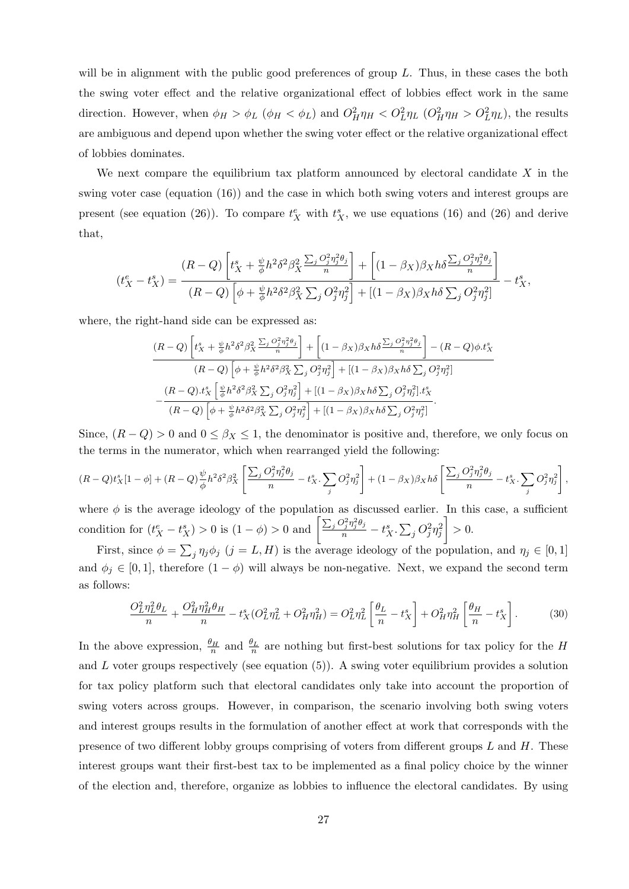will be in alignment with the public good preferences of group $L$. Thus, in these cases the both the swing voter effect and the relative organizational effect of lobbies effect work in the same direction. However, when $\phi_H > \phi_L$ ($\phi_H < \phi_L$) and $O_H^2\eta_H < O_L^2\eta_L$ ($O_H^2\eta_H > O_L^2\eta_L$), the results are ambiguous and depend upon whether the swing voter effect or the relative organizational effect of lobbies dominates.

We next compare the equilibrium tax platform announced by electoral candidate $X$ in the swing voter case (equation (16)) and the case in which both swing voters and interest groups are present (see equation (26)). To compare $t_X^e$ with $t_X^s$, we use equations (16) and (26) and derive that,

$$(t_X^e - t_X^s) = \frac{(R-Q)\left[t_X^s + \frac{\psi}{\phi}h^2\delta^2\beta_X^2\frac{\sum_j O_j^2\eta_j^2\theta_j}{n}\right] + \left[(1-\beta_X)\beta_X h\delta\frac{\sum_j O_j^2\eta_j^2\theta_j}{n}\right]}{(R-Q)\left[\phi + \frac{\psi}{\phi}h^2\delta^2\beta_X^2\sum_j O_j^2\eta_j^2\right] + \left[(1-\beta_X)\beta_X h\delta\sum_j O_j^2\eta_j^2\right]} - t_X^s,$$

where, the right-hand side can be expressed as:

$$\frac{(R-Q)\left[t_X^s + \frac{\psi}{\phi}h^2\delta^2\beta_X^2\frac{\sum_j O_j^2\eta_j^2\theta_j}{n}\right] + \left[(1-\beta_X)\beta_X h\delta\frac{\sum_j O_j^2\eta_j^2\theta_j}{n}\right] - (R-Q)\phi.t_X^s}{(R-Q)\left[\phi + \frac{\psi}{\phi}h^2\delta^2\beta_X^2\sum_j O_j^2\eta_j^2\right] + \left[(1-\beta_X)\beta_X h\delta\sum_j O_j^2\eta_j^2\right]}$$
$$-\frac{(R-Q).t_X^s\left[\frac{\psi}{\phi}h^2\delta^2\beta_X^2\sum_j O_j^2\eta_j^2\right] + [(1-\beta_X)\beta_X h\delta\sum_j O_j^2\eta_j^2].t_X^s}{(R-Q)\left[\phi + \frac{\psi}{\phi}h^2\delta^2\beta_X^2\sum_j O_j^2\eta_j^2\right] + \left[(1-\beta_X)\beta_X h\delta\sum_j O_j^2\eta_j^2\right]}.$$

Since, $(R-Q) > 0$ and $0 \leq \beta_X \leq 1$, the denominator is positive and, therefore, we only focus on the terms in the numerator, which when rearranged yield the following:

$$(R-Q)t_X^s[1-\phi] + (R-Q)\frac{\psi}{\phi}h^2\delta^2\beta_X^2\left[\frac{\sum_j O_j^2\eta_j^2\theta_j}{n} - t_X^s.\sum_j O_j^2\eta_j^2\right] + (1-\beta_X)\beta_X h\delta\left[\frac{\sum_j O_j^2\eta_j^2\theta_j}{n} - t_X^s.\sum_j O_j^2\eta_j^2\right],$$

where $\phi$ is the average ideology of the population as discussed earlier. In this case, a sufficient condition for $(t_X^e - t_X^s) > 0$ is $(1-\phi) > 0$ and $\left[\frac{\sum_j O_j^2\eta_j^2\theta_j}{n} - t_X^s.\sum_j O_j^2\eta_j^2\right] > 0$.

First, since $\phi = \sum_j \eta_j\phi_j$ ($j = L, H$) is the average ideology of the population, and $\eta_j \in [0,1]$ and $\phi_j \in [0,1]$, therefore $(1-\phi)$ will always be non-negative. Next, we expand the second term as follows:

$$\frac{O_L^2\eta_L^2\theta_L}{n} + \frac{O_H^2\eta_H^2\theta_H}{n} - t_X^s(O_L^2\eta_L^2 + O_H^2\eta_H^2) = O_L^2\eta_L^2\left[\frac{\theta_L}{n} - t_X^s\right] + O_H^2\eta_H^2\left[\frac{\theta_H}{n} - t_X^s\right]. \tag{30}$$

In the above expression, $\frac{\theta_H}{n}$ and $\frac{\theta_L}{n}$ are nothing but first-best solutions for tax policy for the $H$ and $L$ voter groups respectively (see equation (5)). A swing voter equilibrium provides a solution for tax policy platform such that electoral candidates only take into account the proportion of swing voters across groups. However, in comparison, the scenario involving both swing voters and interest groups results in the formulation of another effect at work that corresponds with the presence of two different lobby groups comprising of voters from different groups $L$ and $H$. These interest groups want their first-best tax to be implemented as a final policy choice by the winner of the election and, therefore, organize as lobbies to influence the electoral candidates. By using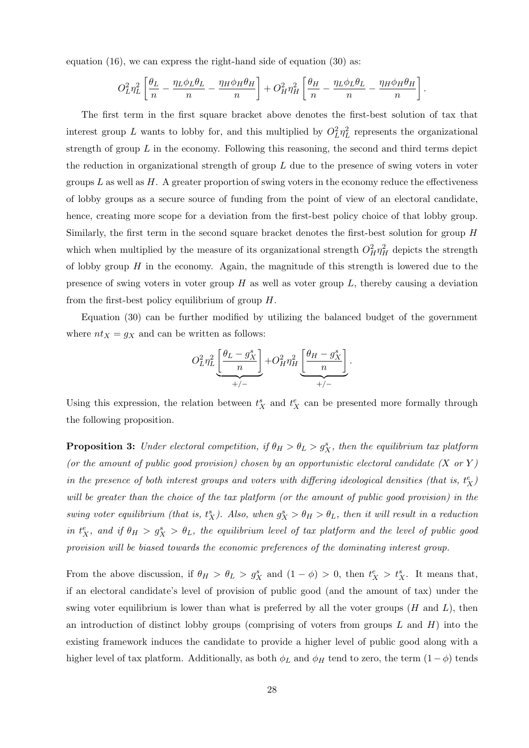equation (16), we can express the right-hand side of equation (30) as:

$$O_L^2\eta_L^2\left[\frac{\theta_L}{n}-\frac{\eta_L\phi_L\theta_L}{n}-\frac{\eta_H\phi_H\theta_H}{n}\right]+O_H^2\eta_H^2\left[\frac{\theta_H}{n}-\frac{\eta_L\phi_L\theta_L}{n}-\frac{\eta_H\phi_H\theta_H}{n}\right].$$

The first term in the first square bracket above denotes the first-best solution of tax that interest group $L$ wants to lobby for, and this multiplied by $O_L^2\eta_L^2$ represents the organizational strength of group $L$ in the economy. Following this reasoning, the second and third terms depict the reduction in organizational strength of group $L$ due to the presence of swing voters in voter groups $L$ as well as $H$. A greater proportion of swing voters in the economy reduce the effectiveness of lobby groups as a secure source of funding from the point of view of an electoral candidate, hence, creating more scope for a deviation from the first-best policy choice of that lobby group. Similarly, the first term in the second square bracket denotes the first-best solution for group $H$ which when multiplied by the measure of its organizational strength $O_H^2\eta_H^2$ depicts the strength of lobby group $H$ in the economy. Again, the magnitude of this strength is lowered due to the presence of swing voters in voter group $H$ as well as voter group $L$, thereby causing a deviation from the first-best policy equilibrium of group $H$.

Equation (30) can be further modified by utilizing the balanced budget of the government where $nt_X = g_X$ and can be written as follows:

$$O_L^2\eta_L^2\underbrace{\left[\frac{\theta_L-g_X^s}{n}\right]}_{+/-}+O_H^2\eta_H^2\underbrace{\left[\frac{\theta_H-g_X^s}{n}\right]}_{+/-}.$$

Using this expression, the relation between $t_X^s$ and $t_X^e$ can be presented more formally through the following proposition.

**Proposition 3:** *Under electoral competition, if $\theta_H > \theta_L > g_X^s$, then the equilibrium tax platform (or the amount of public good provision) chosen by an opportunistic electoral candidate ($X$ or $Y$) in the presence of both interest groups and voters with differing ideological densities (that is, $t_X^e$) will be greater than the choice of the tax platform (or the amount of public good provision) in the swing voter equilibrium (that is, $t_X^s$). Also, when $g_X^s > \theta_H > \theta_L$, then it will result in a reduction in $t_X^e$, and if $\theta_H > g_X^s > \theta_L$, the equilibrium level of tax platform and the level of public good provision will be biased towards the economic preferences of the dominating interest group.*

From the above discussion, if $\theta_H > \theta_L > g_X^s$ and $(1-\phi) > 0$, then $t_X^e > t_X^s$. It means that, if an electoral candidate's level of provision of public good (and the amount of tax) under the swing voter equilibrium is lower than what is preferred by all the voter groups ($H$ and $L$), then an introduction of distinct lobby groups (comprising of voters from groups $L$ and $H$) into the existing framework induces the candidate to provide a higher level of public good along with a higher level of tax platform. Additionally, as both $\phi_L$ and $\phi_H$ tend to zero, the term $(1-\phi)$ tends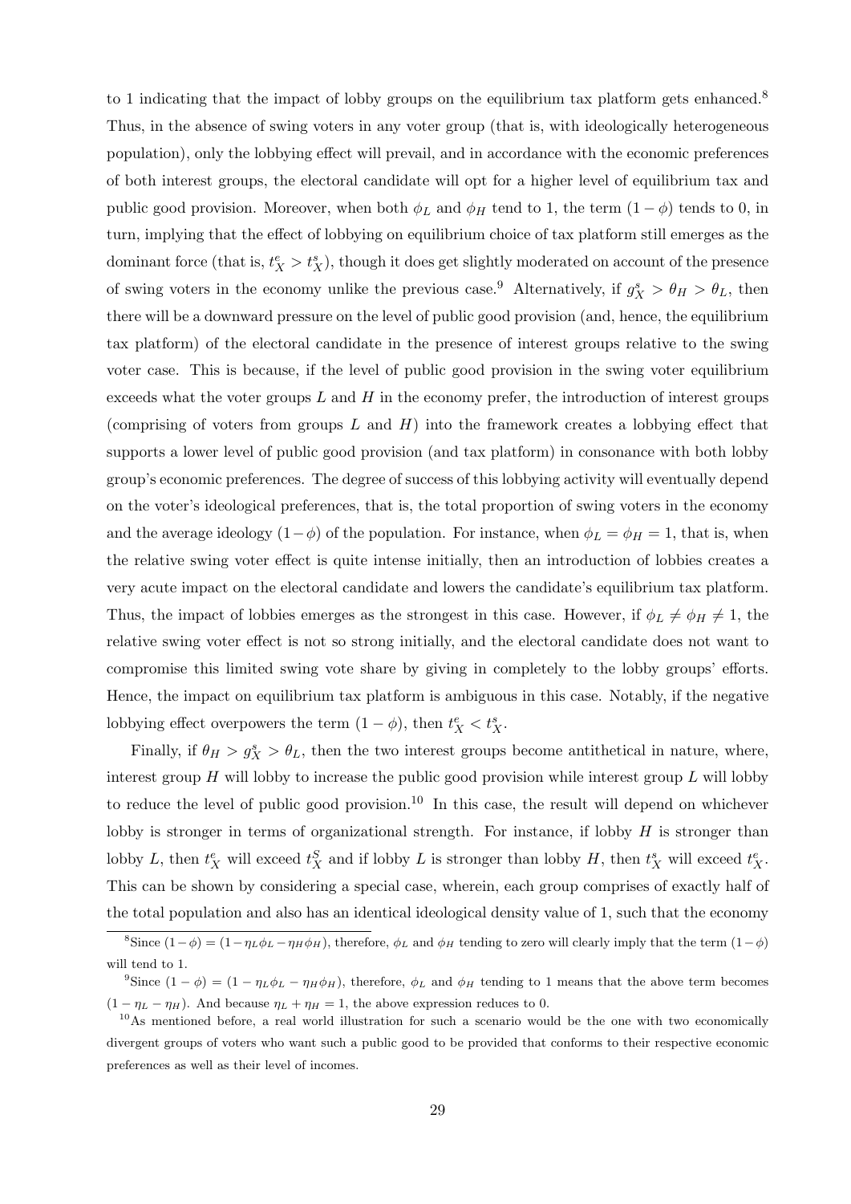to 1 indicating that the impact of lobby groups on the equilibrium tax platform gets enhanced.[8] Thus, in the absence of swing voters in any voter group (that is, with ideologically heterogeneous population), only the lobbying effect will prevail, and in accordance with the economic preferences of both interest groups, the electoral candidate will opt for a higher level of equilibrium tax and public good provision. Moreover, when both $\phi_L$ and $\phi_H$ tend to 1, the term $(1-\phi)$ tends to 0, in turn, implying that the effect of lobbying on equilibrium choice of tax platform still emerges as the dominant force (that is, $t^e_X > t^s_X$), though it does get slightly moderated on account of the presence of swing voters in the economy unlike the previous case.[9] Alternatively, if $g^s_X > \theta_H > \theta_L$, then there will be a downward pressure on the level of public good provision (and, hence, the equilibrium tax platform) of the electoral candidate in the presence of interest groups relative to the swing voter case. This is because, if the level of public good provision in the swing voter equilibrium exceeds what the voter groups $L$ and $H$ in the economy prefer, the introduction of interest groups (comprising of voters from groups $L$ and $H$) into the framework creates a lobbying effect that supports a lower level of public good provision (and tax platform) in consonance with both lobby group's economic preferences. The degree of success of this lobbying activity will eventually depend on the voter's ideological preferences, that is, the total proportion of swing voters in the economy and the average ideology $(1-\phi)$ of the population. For instance, when $\phi_L = \phi_H = 1$, that is, when the relative swing voter effect is quite intense initially, then an introduction of lobbies creates a very acute impact on the electoral candidate and lowers the candidate's equilibrium tax platform. Thus, the impact of lobbies emerges as the strongest in this case. However, if $\phi_L \neq \phi_H \neq 1$, the relative swing voter effect is not so strong initially, and the electoral candidate does not want to compromise this limited swing vote share by giving in completely to the lobby groups' efforts. Hence, the impact on equilibrium tax platform is ambiguous in this case. Notably, if the negative lobbying effect overpowers the term $(1-\phi)$, then $t^e_X < t^s_X$.

Finally, if $\theta_H > g^s_X > \theta_L$, then the two interest groups become antithetical in nature, where, interest group $H$ will lobby to increase the public good provision while interest group $L$ will lobby to reduce the level of public good provision.[10] In this case, the result will depend on whichever lobby is stronger in terms of organizational strength. For instance, if lobby $H$ is stronger than lobby $L$, then $t^e_X$ will exceed $t^S_X$ and if lobby $L$ is stronger than lobby $H$, then $t^s_X$ will exceed $t^e_X$. This can be shown by considering a special case, wherein, each group comprises of exactly half of the total population and also has an identical ideological density value of 1, such that the economy

[8]Since $(1-\phi) = (1-\eta_L\phi_L - \eta_H\phi_H)$, therefore, $\phi_L$ and $\phi_H$ tending to zero will clearly imply that the term $(1-\phi)$ will tend to 1.

[9]Since $(1-\phi) = (1-\eta_L\phi_L - \eta_H\phi_H)$, therefore, $\phi_L$ and $\phi_H$ tending to 1 means that the above term becomes $(1-\eta_L-\eta_H)$. And because $\eta_L + \eta_H = 1$, the above expression reduces to 0.

[10]As mentioned before, a real world illustration for such a scenario would be the one with two economically divergent groups of voters who want such a public good to be provided that conforms to their respective economic preferences as well as their level of incomes.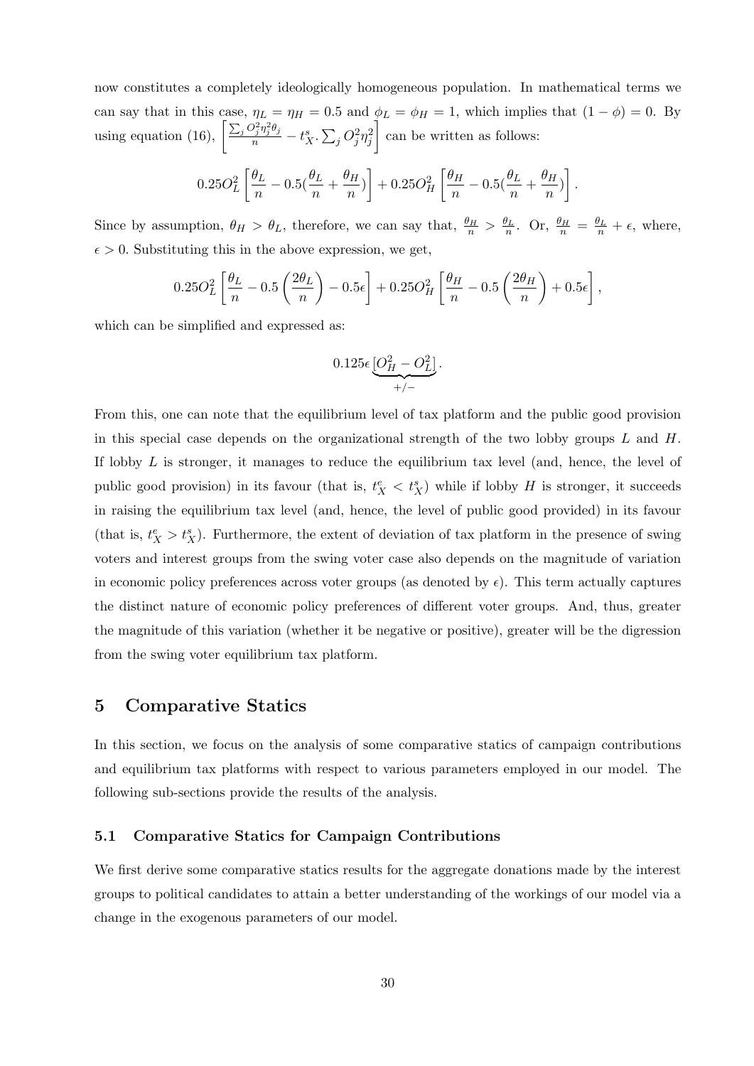now constitutes a completely ideologically homogeneous population. In mathematical terms we can say that in this case, $\eta_L = \eta_H = 0.5$ and $\phi_L = \phi_H = 1$, which implies that $(1 - \phi) = 0$. By using equation (16), $\left[\frac{\sum_j O_j^2 \eta_j^2 \theta_j}{n} - t_X^s . \sum_j O_j^2 \eta_j^2\right]$ can be written as follows:

$$0.25 O_L^2 \left[\frac{\theta_L}{n} - 0.5(\frac{\theta_L}{n} + \frac{\theta_H}{n})\right] + 0.25 O_H^2 \left[\frac{\theta_H}{n} - 0.5(\frac{\theta_L}{n} + \frac{\theta_H}{n})\right].$$

Since by assumption, $\theta_H > \theta_L$, therefore, we can say that, $\frac{\theta_H}{n} > \frac{\theta_L}{n}$. Or, $\frac{\theta_H}{n} = \frac{\theta_L}{n} + \epsilon$, where, $\epsilon > 0$. Substituting this in the above expression, we get,

$$0.25 O_L^2 \left[\frac{\theta_L}{n} - 0.5\left(\frac{2\theta_L}{n}\right) - 0.5\epsilon\right] + 0.25 O_H^2 \left[\frac{\theta_H}{n} - 0.5\left(\frac{2\theta_H}{n}\right) + 0.5\epsilon\right],$$

which can be simplified and expressed as:

$$0.125\epsilon \underbrace{[O_H^2 - O_L^2]}_{+/-}.$$

From this, one can note that the equilibrium level of tax platform and the public good provision in this special case depends on the organizational strength of the two lobby groups $L$ and $H$. If lobby $L$ is stronger, it manages to reduce the equilibrium tax level (and, hence, the level of public good provision) in its favour (that is, $t_X^e < t_X^s$) while if lobby $H$ is stronger, it succeeds in raising the equilibrium tax level (and, hence, the level of public good provided) in its favour (that is, $t_X^e > t_X^s$). Furthermore, the extent of deviation of tax platform in the presence of swing voters and interest groups from the swing voter case also depends on the magnitude of variation in economic policy preferences across voter groups (as denoted by $\epsilon$). This term actually captures the distinct nature of economic policy preferences of different voter groups. And, thus, greater the magnitude of this variation (whether it be negative or positive), greater will be the digression from the swing voter equilibrium tax platform.

## 5 Comparative Statics

In this section, we focus on the analysis of some comparative statics of campaign contributions and equilibrium tax platforms with respect to various parameters employed in our model. The following sub-sections provide the results of the analysis.

### 5.1 Comparative Statics for Campaign Contributions

We first derive some comparative statics results for the aggregate donations made by the interest groups to political candidates to attain a better understanding of the workings of our model via a change in the exogenous parameters of our model.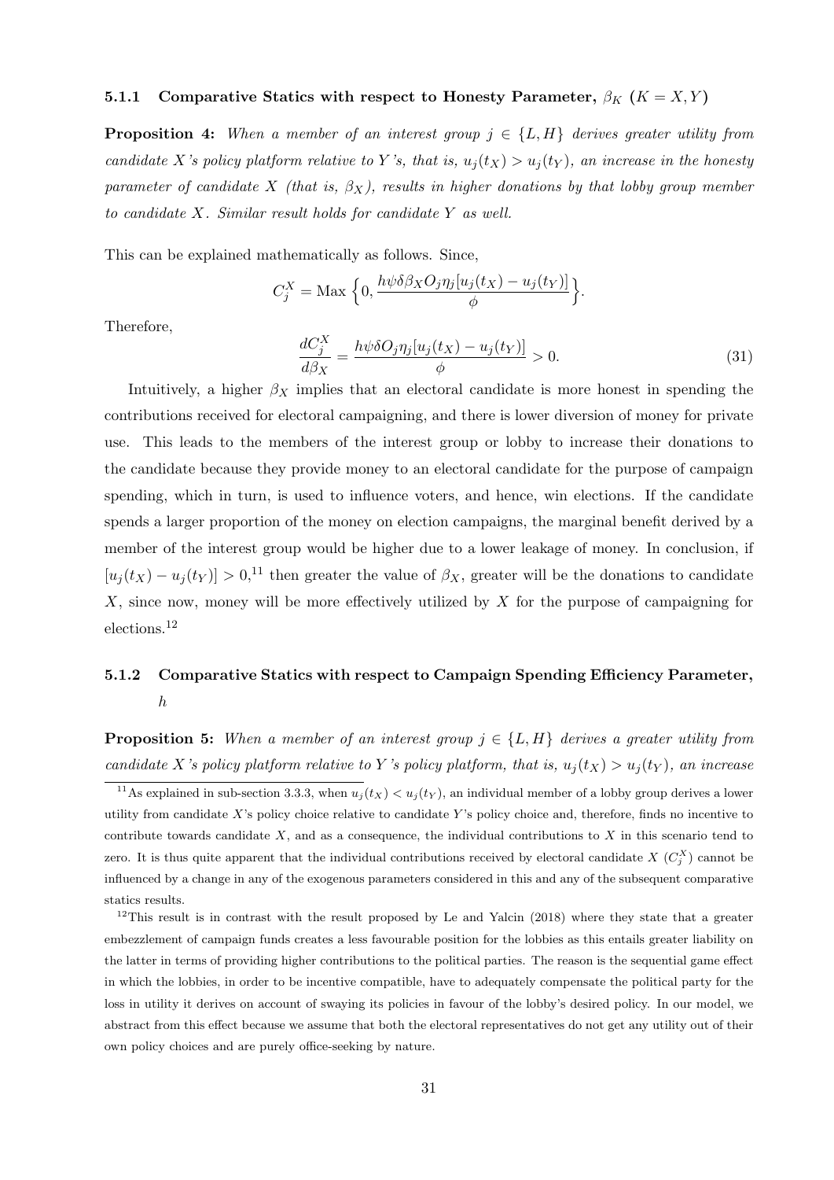#### 5.1.1 Comparative Statics with respect to Honesty Parameter, $\beta_K$ ($K = X, Y$)

**Proposition 4:** *When a member of an interest group $j \in \{L, H\}$ derives greater utility from candidate X's policy platform relative to Y's, that is, $u_j(t_X) > u_j(t_Y)$, an increase in the honesty parameter of candidate X (that is, $\beta_X$), results in higher donations by that lobby group member to candidate X. Similar result holds for candidate Y as well.*

This can be explained mathematically as follows. Since,

$$C_j^X = \text{Max}\left\{0, \frac{h\psi\delta\beta_X O_j \eta_j [u_j(t_X) - u_j(t_Y)]}{\phi}\right\}.$$

Therefore,

$$\frac{dC_j^X}{d\beta_X} = \frac{h\psi\delta O_j \eta_j [u_j(t_X) - u_j(t_Y)]}{\phi} > 0. \tag{31}$$

Intuitively, a higher $\beta_X$ implies that an electoral candidate is more honest in spending the contributions received for electoral campaigning, and there is lower diversion of money for private use. This leads to the members of the interest group or lobby to increase their donations to the candidate because they provide money to an electoral candidate for the purpose of campaign spending, which in turn, is used to influence voters, and hence, win elections. If the candidate spends a larger proportion of the money on election campaigns, the marginal benefit derived by a member of the interest group would be higher due to a lower leakage of money. In conclusion, if $[u_j(t_X) - u_j(t_Y)] > 0$,[11] then greater the value of $\beta_X$, greater will be the donations to candidate X, since now, money will be more effectively utilized by X for the purpose of campaigning for elections.[12]

#### 5.1.2 Comparative Statics with respect to Campaign Spending Efficiency Parameter, $h$

**Proposition 5:** *When a member of an interest group $j \in \{L, H\}$ derives a greater utility from candidate X's policy platform relative to Y's policy platform, that is, $u_j(t_X) > u_j(t_Y)$, an increase*

[11] As explained in sub-section 3.3.3, when $u_j(t_X) < u_j(t_Y)$, an individual member of a lobby group derives a lower utility from candidate X's policy choice relative to candidate Y's policy choice and, therefore, finds no incentive to contribute towards candidate X, and as a consequence, the individual contributions to X in this scenario tend to zero. It is thus quite apparent that the individual contributions received by electoral candidate X ($C_j^X$) cannot be influenced by a change in any of the exogenous parameters considered in this and any of the subsequent comparative statics results.

[12] This result is in contrast with the result proposed by Le and Yalcin (2018) where they state that a greater embezzlement of campaign funds creates a less favourable position for the lobbies as this entails greater liability on the latter in terms of providing higher contributions to the political parties. The reason is the sequential game effect in which the lobbies, in order to be incentive compatible, have to adequately compensate the political party for the loss in utility it derives on account of swaying its policies in favour of the lobby's desired policy. In our model, we abstract from this effect because we assume that both the electoral representatives do not get any utility out of their own policy choices and are purely office-seeking by nature.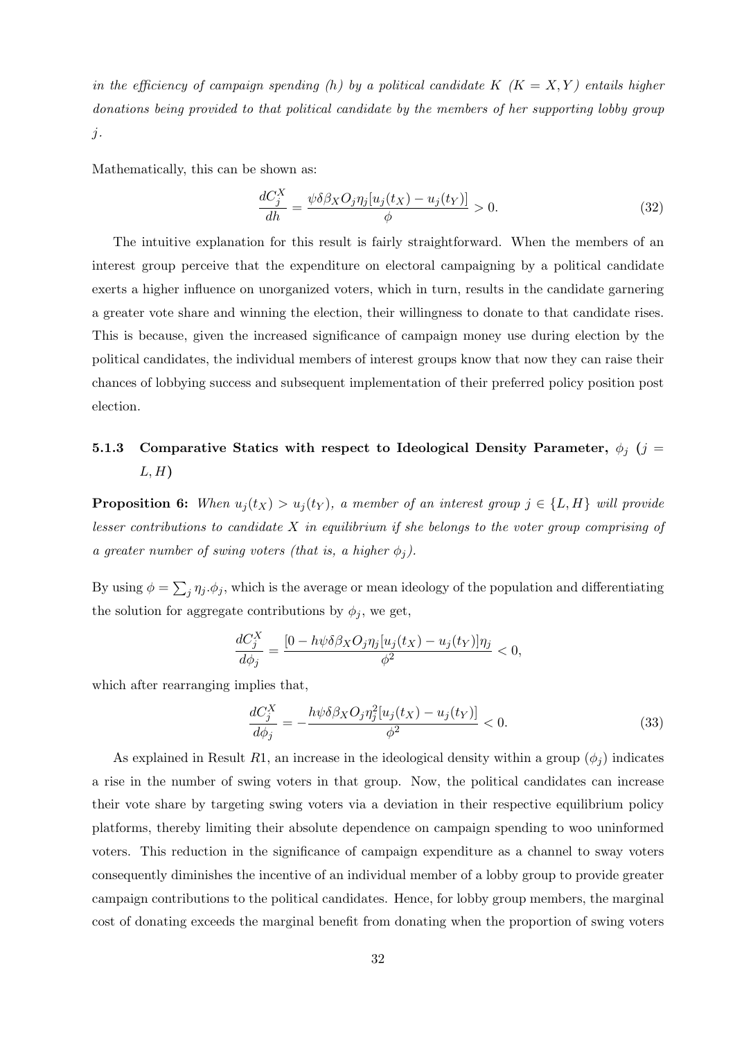*in the efficiency of campaign spending (h) by a political candidate K (K = X, Y) entails higher donations being provided to that political candidate by the members of her supporting lobby group j.*

Mathematically, this can be shown as:

$$\frac{dC_j^X}{dh} = \frac{\psi\delta\beta_X O_j\eta_j[u_j(t_X) - u_j(t_Y)]}{\phi} > 0. \tag{32}$$

The intuitive explanation for this result is fairly straightforward. When the members of an interest group perceive that the expenditure on electoral campaigning by a political candidate exerts a higher influence on unorganized voters, which in turn, results in the candidate garnering a greater vote share and winning the election, their willingness to donate to that candidate rises. This is because, given the increased significance of campaign money use during election by the political candidates, the individual members of interest groups know that now they can raise their chances of lobbying success and subsequent implementation of their preferred policy position post election.

### 5.1.3 Comparative Statics with respect to Ideological Density Parameter, $\phi_j$ ($j = L, H$)

**Proposition 6:** *When $u_j(t_X) > u_j(t_Y)$, a member of an interest group $j \in \{L, H\}$ will provide lesser contributions to candidate X in equilibrium if she belongs to the voter group comprising of a greater number of swing voters (that is, a higher $\phi_j$).*

By using $\phi = \sum_j \eta_j.\phi_j$, which is the average or mean ideology of the population and differentiating the solution for aggregate contributions by $\phi_j$, we get,

$$\frac{dC_j^X}{d\phi_j} = \frac{[0 - h\psi\delta\beta_X O_j\eta_j[u_j(t_X) - u_j(t_Y)]\eta_j}{\phi^2} < 0,$$

which after rearranging implies that,

$$\frac{dC_j^X}{d\phi_j} = -\frac{h\psi\delta\beta_X O_j\eta_j^2[u_j(t_X) - u_j(t_Y)]}{\phi^2} < 0. \tag{33}$$

As explained in Result $R1$, an increase in the ideological density within a group ($\phi_j$) indicates a rise in the number of swing voters in that group. Now, the political candidates can increase their vote share by targeting swing voters via a deviation in their respective equilibrium policy platforms, thereby limiting their absolute dependence on campaign spending to woo uninformed voters. This reduction in the significance of campaign expenditure as a channel to sway voters consequently diminishes the incentive of an individual member of a lobby group to provide greater campaign contributions to the political candidates. Hence, for lobby group members, the marginal cost of donating exceeds the marginal benefit from donating when the proportion of swing voters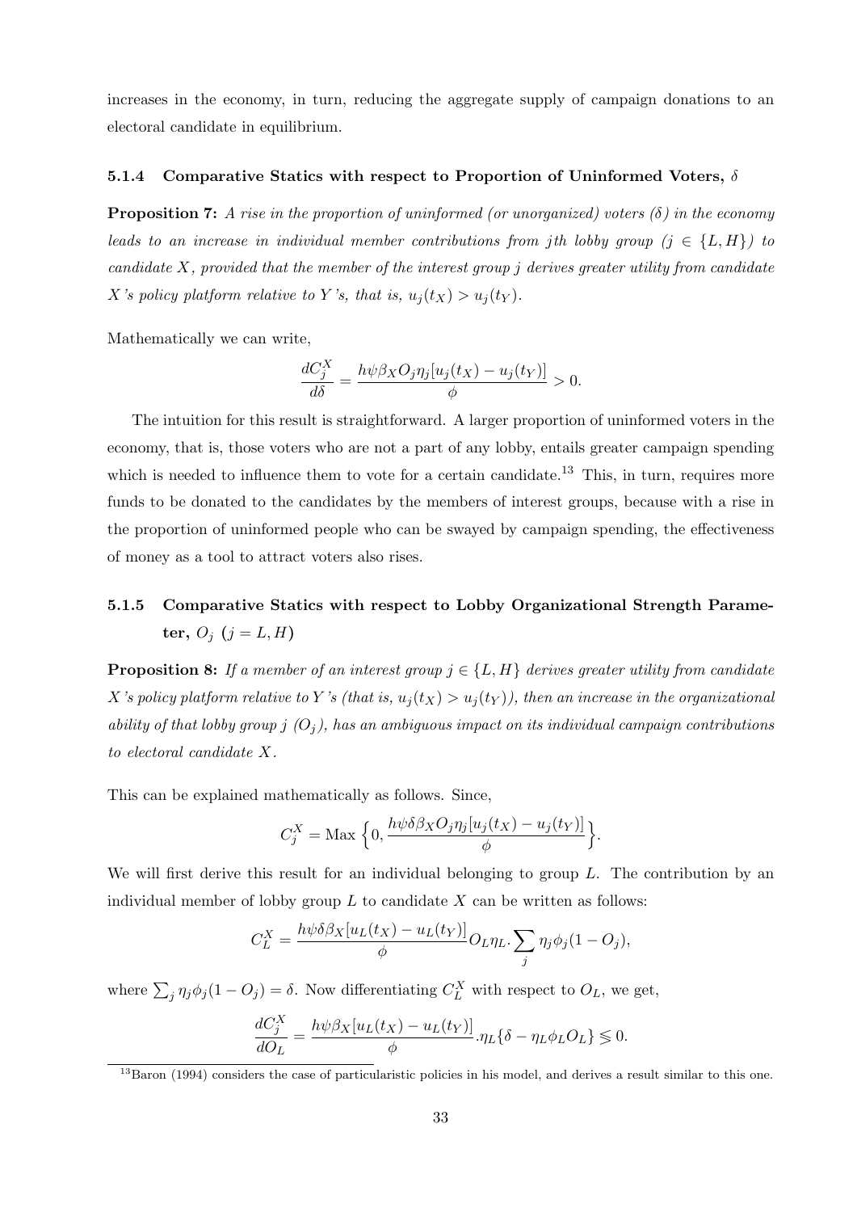increases in the economy, in turn, reducing the aggregate supply of campaign donations to an electoral candidate in equilibrium.

#### 5.1.4 Comparative Statics with respect to Proportion of Uninformed Voters, $\delta$

**Proposition 7:** *A rise in the proportion of uninformed (or unorganized) voters ($\delta$) in the economy leads to an increase in individual member contributions from jth lobby group ($j \in \{L, H\}$) to candidate $X$, provided that the member of the interest group $j$ derives greater utility from candidate $X$'s policy platform relative to $Y$'s, that is, $u_j(t_X) > u_j(t_Y)$.*

Mathematically we can write,

$$\frac{dC_j^X}{d\delta} = \frac{h\psi\beta_X O_j \eta_j [u_j(t_X) - u_j(t_Y)]}{\phi} > 0.$$

The intuition for this result is straightforward. A larger proportion of uninformed voters in the economy, that is, those voters who are not a part of any lobby, entails greater campaign spending which is needed to influence them to vote for a certain candidate.[13] This, in turn, requires more funds to be donated to the candidates by the members of interest groups, because with a rise in the proportion of uninformed people who can be swayed by campaign spending, the effectiveness of money as a tool to attract voters also rises.

#### 5.1.5 Comparative Statics with respect to Lobby Organizational Strength Parameter, $O_j$ ($j = L, H$)

**Proposition 8:** *If a member of an interest group $j \in \{L, H\}$ derives greater utility from candidate $X$'s policy platform relative to $Y$'s (that is, $u_j(t_X) > u_j(t_Y)$), then an increase in the organizational ability of that lobby group $j$ ($O_j$), has an ambiguous impact on its individual campaign contributions to electoral candidate $X$.*

This can be explained mathematically as follows. Since,

$$C_j^X = \text{Max}\left\{0, \frac{h\psi\delta\beta_X O_j \eta_j [u_j(t_X) - u_j(t_Y)]}{\phi}\right\}.$$

We will first derive this result for an individual belonging to group $L$. The contribution by an individual member of lobby group $L$ to candidate $X$ can be written as follows:

$$C_L^X = \frac{h\psi\delta\beta_X [u_L(t_X) - u_L(t_Y)]}{\phi} O_L \eta_L . \sum_j \eta_j \phi_j (1 - O_j),$$

where $\sum_j \eta_j \phi_j (1 - O_j) = \delta$. Now differentiating $C_L^X$ with respect to $O_L$, we get,

$$\frac{dC_j^X}{dO_L} = \frac{h\psi\beta_X [u_L(t_X) - u_L(t_Y)]}{\phi} . \eta_L \{\delta - \eta_L \phi_L O_L\} \lesseqgtr 0.$$

[13] Baron (1994) considers the case of particularistic policies in his model, and derives a result similar to this one.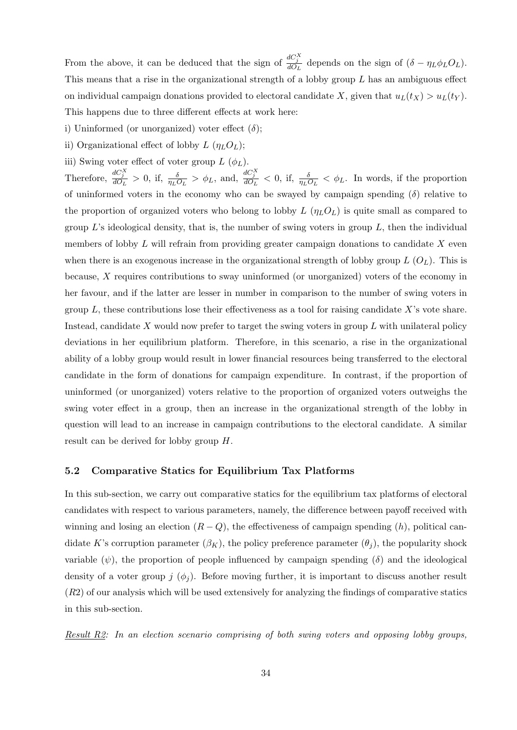From the above, it can be deduced that the sign of $\frac{dC_j^X}{dO_L}$ depends on the sign of $(\delta - \eta_L \phi_L O_L)$. This means that a rise in the organizational strength of a lobby group $L$ has an ambiguous effect on individual campaign donations provided to electoral candidate $X$, given that $u_L(t_X) > u_L(t_Y)$. This happens due to three different effects at work here:

i) Uninformed (or unorganized) voter effect ($\delta$);

ii) Organizational effect of lobby $L$ ($\eta_L O_L$);

iii) Swing voter effect of voter group $L$ ($\phi_L$).

Therefore, $\frac{dC_j^X}{dO_L} > 0$, if, $\frac{\delta}{\eta_L O_L} > \phi_L$, and, $\frac{dC_j^X}{dO_L} < 0$, if, $\frac{\delta}{\eta_L O_L} < \phi_L$. In words, if the proportion of uninformed voters in the economy who can be swayed by campaign spending ($\delta$) relative to the proportion of organized voters who belong to lobby $L$ ($\eta_L O_L$) is quite small as compared to group $L$'s ideological density, that is, the number of swing voters in group $L$, then the individual members of lobby $L$ will refrain from providing greater campaign donations to candidate $X$ even when there is an exogenous increase in the organizational strength of lobby group $L$ ($O_L$). This is because, $X$ requires contributions to sway uninformed (or unorganized) voters of the economy in her favour, and if the latter are lesser in number in comparison to the number of swing voters in group $L$, these contributions lose their effectiveness as a tool for raising candidate $X$'s vote share. Instead, candidate $X$ would now prefer to target the swing voters in group $L$ with unilateral policy deviations in her equilibrium platform. Therefore, in this scenario, a rise in the organizational ability of a lobby group would result in lower financial resources being transferred to the electoral candidate in the form of donations for campaign expenditure. In contrast, if the proportion of uninformed (or unorganized) voters relative to the proportion of organized voters outweighs the swing voter effect in a group, then an increase in the organizational strength of the lobby in question will lead to an increase in campaign contributions to the electoral candidate. A similar result can be derived for lobby group $H$.

### 5.2 Comparative Statics for Equilibrium Tax Platforms

In this sub-section, we carry out comparative statics for the equilibrium tax platforms of electoral candidates with respect to various parameters, namely, the difference between payoff received with winning and losing an election $(R - Q)$, the effectiveness of campaign spending ($h$), political candidate $K$'s corruption parameter ($\beta_K$), the policy preference parameter ($\theta_j$), the popularity shock variable ($\psi$), the proportion of people influenced by campaign spending ($\delta$) and the ideological density of a voter group $j$ ($\phi_j$). Before moving further, it is important to discuss another result ($R2$) of our analysis which will be used extensively for analyzing the findings of comparative statics in this sub-section.

<u>*Result R2*</u>*: In an election scenario comprising of both swing voters and opposing lobby groups,*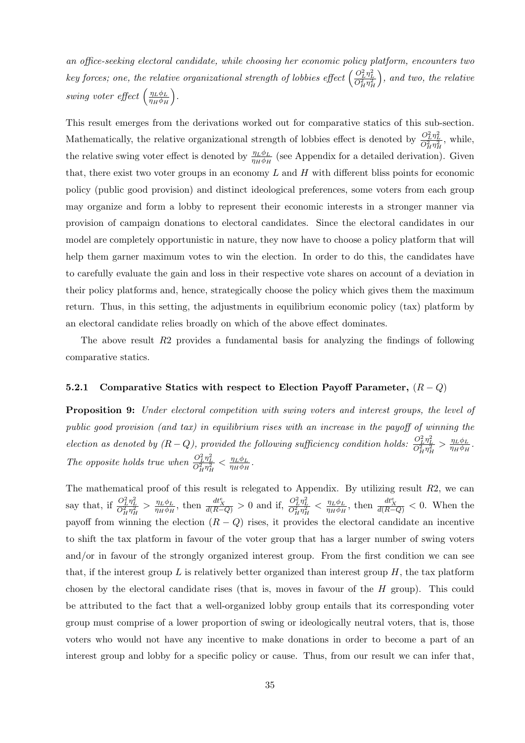*an office-seeking electoral candidate, while choosing her economic policy platform, encounters two key forces; one, the relative organizational strength of lobbies effect* $\left(\frac{O_L^2\eta_L^2}{O_H^2\eta_H^2}\right)$*, and two, the relative swing voter effect* $\left(\frac{\eta_L\phi_L}{\eta_H\phi_H}\right)$*.*

This result emerges from the derivations worked out for comparative statics of this sub-section. Mathematically, the relative organizational strength of lobbies effect is denoted by $\frac{O_L^2\eta_L^2}{O_H^2\eta_H^2}$, while, the relative swing voter effect is denoted by $\frac{\eta_L\phi_L}{\eta_H\phi_H}$ (see Appendix for a detailed derivation). Given that, there exist two voter groups in an economy $L$ and $H$ with different bliss points for economic policy (public good provision) and distinct ideological preferences, some voters from each group may organize and form a lobby to represent their economic interests in a stronger manner via provision of campaign donations to electoral candidates. Since the electoral candidates in our model are completely opportunistic in nature, they now have to choose a policy platform that will help them garner maximum votes to win the election. In order to do this, the candidates have to carefully evaluate the gain and loss in their respective vote shares on account of a deviation in their policy platforms and, hence, strategically choose the policy which gives them the maximum return. Thus, in this setting, the adjustments in equilibrium economic policy (tax) platform by an electoral candidate relies broadly on which of the above effect dominates.

The above result $R2$ provides a fundamental basis for analyzing the findings of following comparative statics.

### 5.2.1 Comparative Statics with respect to Election Payoff Parameter, $(R - Q)$

**Proposition 9:** *Under electoral competition with swing voters and interest groups, the level of public good provision (and tax) in equilibrium rises with an increase in the payoff of winning the election as denoted by $(R - Q)$, provided the following sufficiency condition holds:* $\frac{O_L^2\eta_L^2}{O_H^2\eta_H^2} > \frac{\eta_L\phi_L}{\eta_H\phi_H}$*. The opposite holds true when* $\frac{O_L^2\eta_L^2}{O_H^2\eta_H^2} < \frac{\eta_L\phi_L}{\eta_H\phi_H}$*.*

The mathematical proof of this result is relegated to Appendix. By utilizing result $R2$, we can say that, if $\frac{O_L^2\eta_L^2}{O_H^2\eta_H^2} > \frac{\eta_L\phi_L}{\eta_H\phi_H}$, then $\frac{dt_X^e}{d(R-Q)} > 0$ and if, $\frac{O_L^2\eta_L^2}{O_H^2\eta_H^2} < \frac{\eta_L\phi_L}{\eta_H\phi_H}$, then $\frac{dt_X^e}{d(R-Q)} < 0$. When the payoff from winning the election $(R - Q)$ rises, it provides the electoral candidate an incentive to shift the tax platform in favour of the voter group that has a larger number of swing voters and/or in favour of the strongly organized interest group. From the first condition we can see that, if the interest group $L$ is relatively better organized than interest group $H$, the tax platform chosen by the electoral candidate rises (that is, moves in favour of the $H$ group). This could be attributed to the fact that a well-organized lobby group entails that its corresponding voter group must comprise of a lower proportion of swing or ideologically neutral voters, that is, those voters who would not have any incentive to make donations in order to become a part of an interest group and lobby for a specific policy or cause. Thus, from our result we can infer that,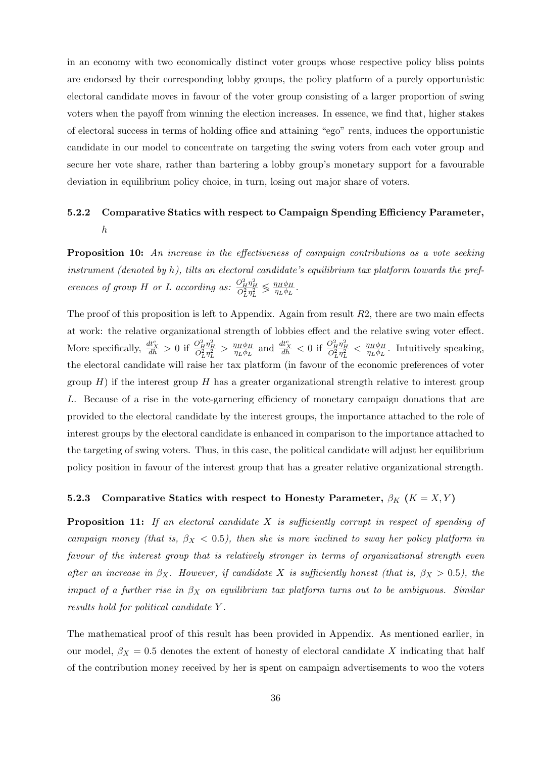in an economy with two economically distinct voter groups whose respective policy bliss points are endorsed by their corresponding lobby groups, the policy platform of a purely opportunistic electoral candidate moves in favour of the voter group consisting of a larger proportion of swing voters when the payoff from winning the election increases. In essence, we find that, higher stakes of electoral success in terms of holding office and attaining "ego" rents, induces the opportunistic candidate in our model to concentrate on targeting the swing voters from each voter group and secure her vote share, rather than bartering a lobby group's monetary support for a favourable deviation in equilibrium policy choice, in turn, losing out major share of voters.

### 5.2.2 Comparative Statics with respect to Campaign Spending Efficiency Parameter, $h$

**Proposition 10:** *An increase in the effectiveness of campaign contributions as a vote seeking instrument (denoted by $h$), tilts an electoral candidate's equilibrium tax platform towards the preferences of group $H$ or $L$ according as: $\frac{O_H^2 \eta_H^2}{O_L^2 \eta_L^2} \lessgtr \frac{\eta_H \phi_H}{\eta_L \phi_L}$.*

The proof of this proposition is left to Appendix. Again from result $R2$, there are two main effects at work: the relative organizational strength of lobbies effect and the relative swing voter effect. More specifically, $\frac{dt_X^e}{dh} > 0$ if $\frac{O_H^2 \eta_H^2}{O_L^2 \eta_L^2} > \frac{\eta_H \phi_H}{\eta_L \phi_L}$ and $\frac{dt_X^e}{dh} < 0$ if $\frac{O_H^2 \eta_H^2}{O_L^2 \eta_L^2} < \frac{\eta_H \phi_H}{\eta_L \phi_L}$. Intuitively speaking, the electoral candidate will raise her tax platform (in favour of the economic preferences of voter group $H$) if the interest group $H$ has a greater organizational strength relative to interest group $L$. Because of a rise in the vote-garnering efficiency of monetary campaign donations that are provided to the electoral candidate by the interest groups, the importance attached to the role of interest groups by the electoral candidate is enhanced in comparison to the importance attached to the targeting of swing voters. Thus, in this case, the political candidate will adjust her equilibrium policy position in favour of the interest group that has a greater relative organizational strength.

### 5.2.3 Comparative Statics with respect to Honesty Parameter, $\beta_K$ ($K = X, Y$)

**Proposition 11:** *If an electoral candidate $X$ is sufficiently corrupt in respect of spending of campaign money (that is, $\beta_X < 0.5$), then she is more inclined to sway her policy platform in favour of the interest group that is relatively stronger in terms of organizational strength even after an increase in $\beta_X$. However, if candidate $X$ is sufficiently honest (that is, $\beta_X > 0.5$), the impact of a further rise in $\beta_X$ on equilibrium tax platform turns out to be ambiguous. Similar results hold for political candidate $Y$.*

The mathematical proof of this result has been provided in Appendix. As mentioned earlier, in our model, $\beta_X = 0.5$ denotes the extent of honesty of electoral candidate $X$ indicating that half of the contribution money received by her is spent on campaign advertisements to woo the voters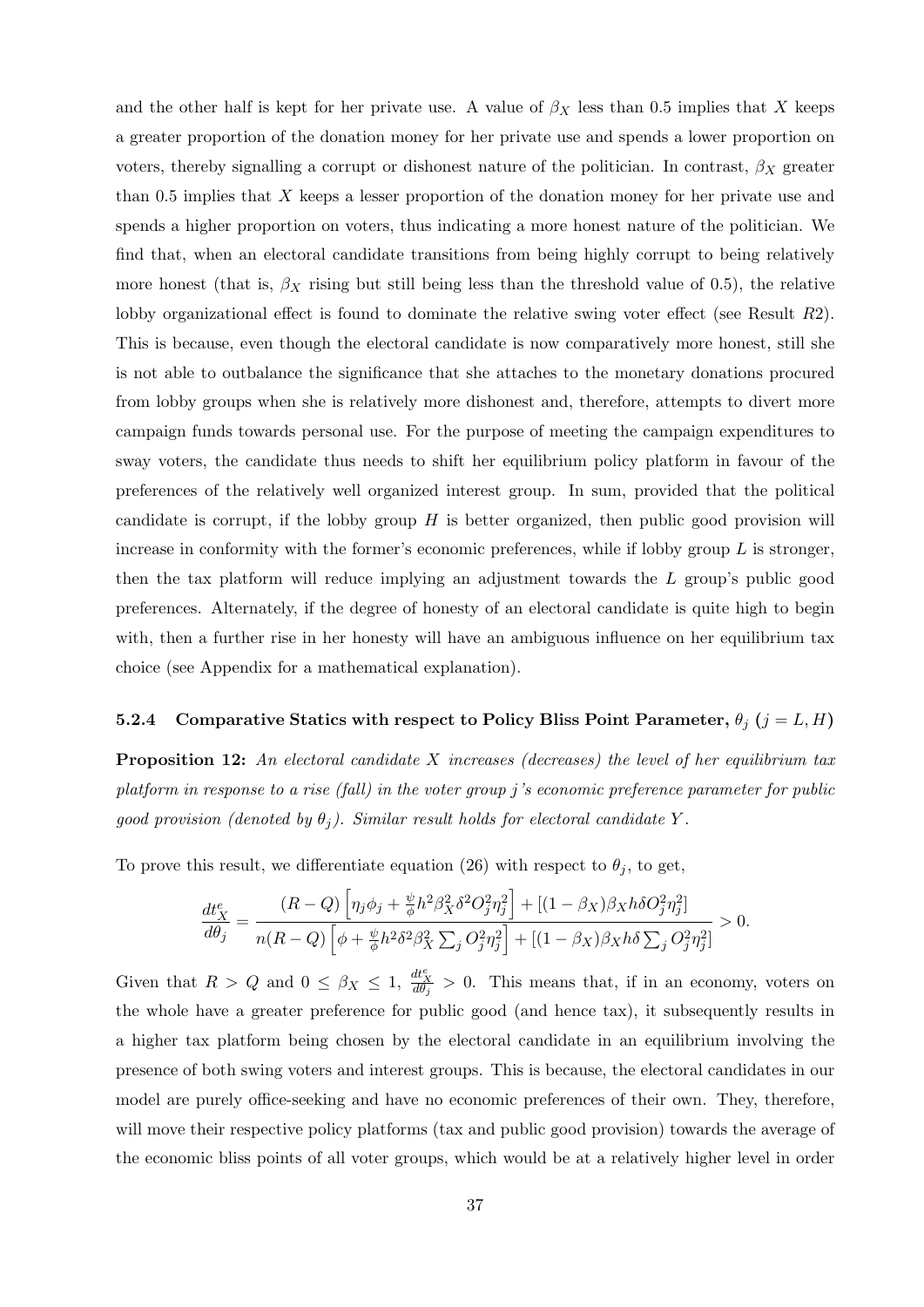and the other half is kept for her private use. A value of $\beta_X$ less than 0.5 implies that $X$ keeps a greater proportion of the donation money for her private use and spends a lower proportion on voters, thereby signalling a corrupt or dishonest nature of the politician. In contrast, $\beta_X$ greater than 0.5 implies that $X$ keeps a lesser proportion of the donation money for her private use and spends a higher proportion on voters, thus indicating a more honest nature of the politician. We find that, when an electoral candidate transitions from being highly corrupt to being relatively more honest (that is, $\beta_X$ rising but still being less than the threshold value of 0.5), the relative lobby organizational effect is found to dominate the relative swing voter effect (see Result $R2$). This is because, even though the electoral candidate is now comparatively more honest, still she is not able to outbalance the significance that she attaches to the monetary donations procured from lobby groups when she is relatively more dishonest and, therefore, attempts to divert more campaign funds towards personal use. For the purpose of meeting the campaign expenditures to sway voters, the candidate thus needs to shift her equilibrium policy platform in favour of the preferences of the relatively well organized interest group. In sum, provided that the political candidate is corrupt, if the lobby group $H$ is better organized, then public good provision will increase in conformity with the former's economic preferences, while if lobby group $L$ is stronger, then the tax platform will reduce implying an adjustment towards the $L$ group's public good preferences. Alternately, if the degree of honesty of an electoral candidate is quite high to begin with, then a further rise in her honesty will have an ambiguous influence on her equilibrium tax choice (see Appendix for a mathematical explanation).

#### 5.2.4 Comparative Statics with respect to Policy Bliss Point Parameter, $\theta_j$ ($j = L, H$)

**Proposition 12:** *An electoral candidate $X$ increases (decreases) the level of her equilibrium tax platform in response to a rise (fall) in the voter group $j$'s economic preference parameter for public good provision (denoted by $\theta_j$). Similar result holds for electoral candidate $Y$.*

To prove this result, we differentiate equation (26) with respect to $\theta_j$, to get,

$$\frac{dt_X^e}{d\theta_j} = \frac{(R-Q)\left[\eta_j\phi_j + \frac{\psi}{\phi}h^2\beta_X^2\delta^2 O_j^2\eta_j^2\right] + [(1-\beta_X)\beta_X h\delta O_j^2\eta_j^2]}{n(R-Q)\left[\phi + \frac{\psi}{\phi}h^2\delta^2\beta_X^2\sum_j O_j^2\eta_j^2\right] + [(1-\beta_X)\beta_X h\delta\sum_j O_j^2\eta_j^2]} > 0.$$

Given that $R > Q$ and $0 \leq \beta_X \leq 1$, $\frac{dt_X^e}{d\theta_j} > 0$. This means that, if in an economy, voters on the whole have a greater preference for public good (and hence tax), it subsequently results in a higher tax platform being chosen by the electoral candidate in an equilibrium involving the presence of both swing voters and interest groups. This is because, the electoral candidates in our model are purely office-seeking and have no economic preferences of their own. They, therefore, will move their respective policy platforms (tax and public good provision) towards the average of the economic bliss points of all voter groups, which would be at a relatively higher level in order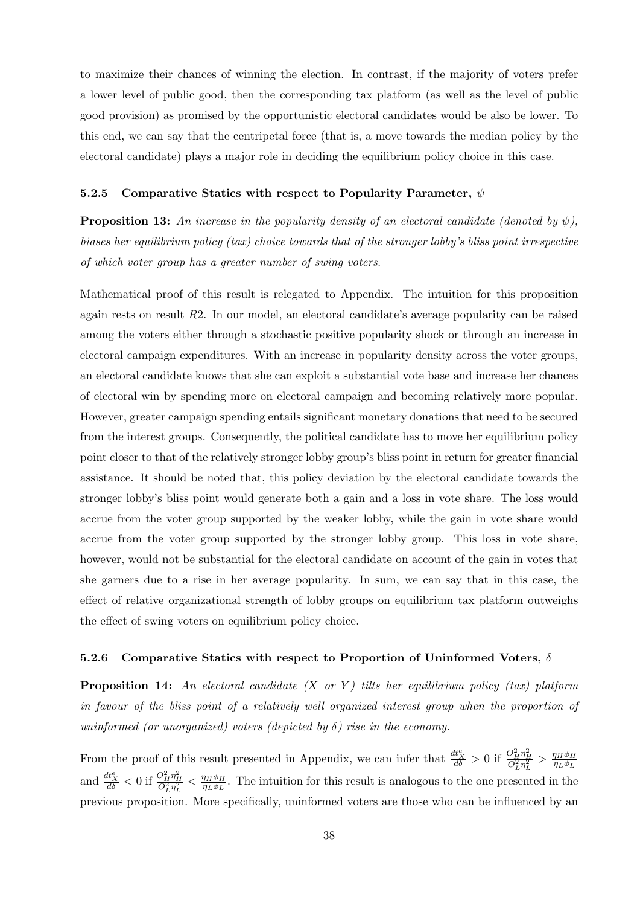to maximize their chances of winning the election. In contrast, if the majority of voters prefer a lower level of public good, then the corresponding tax platform (as well as the level of public good provision) as promised by the opportunistic electoral candidates would be also be lower. To this end, we can say that the centripetal force (that is, a move towards the median policy by the electoral candidate) plays a major role in deciding the equilibrium policy choice in this case.

#### 5.2.5 Comparative Statics with respect to Popularity Parameter, $\psi$

**Proposition 13:** *An increase in the popularity density of an electoral candidate (denoted by $\psi$), biases her equilibrium policy (tax) choice towards that of the stronger lobby's bliss point irrespective of which voter group has a greater number of swing voters.*

Mathematical proof of this result is relegated to Appendix. The intuition for this proposition again rests on result $R2$. In our model, an electoral candidate's average popularity can be raised among the voters either through a stochastic positive popularity shock or through an increase in electoral campaign expenditures. With an increase in popularity density across the voter groups, an electoral candidate knows that she can exploit a substantial vote base and increase her chances of electoral win by spending more on electoral campaign and becoming relatively more popular. However, greater campaign spending entails significant monetary donations that need to be secured from the interest groups. Consequently, the political candidate has to move her equilibrium policy point closer to that of the relatively stronger lobby group's bliss point in return for greater financial assistance. It should be noted that, this policy deviation by the electoral candidate towards the stronger lobby's bliss point would generate both a gain and a loss in vote share. The loss would accrue from the voter group supported by the weaker lobby, while the gain in vote share would accrue from the voter group supported by the stronger lobby group. This loss in vote share, however, would not be substantial for the electoral candidate on account of the gain in votes that she garners due to a rise in her average popularity. In sum, we can say that in this case, the effect of relative organizational strength of lobby groups on equilibrium tax platform outweighs the effect of swing voters on equilibrium policy choice.

#### 5.2.6 Comparative Statics with respect to Proportion of Uninformed Voters, $\delta$

**Proposition 14:** *An electoral candidate ($X$ or $Y$) tilts her equilibrium policy (tax) platform in favour of the bliss point of a relatively well organized interest group when the proportion of uninformed (or unorganized) voters (depicted by $\delta$) rise in the economy.*

From the proof of this result presented in Appendix, we can infer that $\frac{dt_X^e}{d\delta} > 0$ if $\frac{O_H^2 \eta_H^2}{O_L^2 \eta_L^2} > \frac{\eta_H \phi_H}{\eta_L \phi_L}$ and $\frac{dt_X^e}{d\delta} < 0$ if $\frac{O_H^2 \eta_H^2}{O_L^2 \eta_L^2} < \frac{\eta_H \phi_H}{\eta_L \phi_L}$. The intuition for this result is analogous to the one presented in the previous proposition. More specifically, uninformed voters are those who can be influenced by an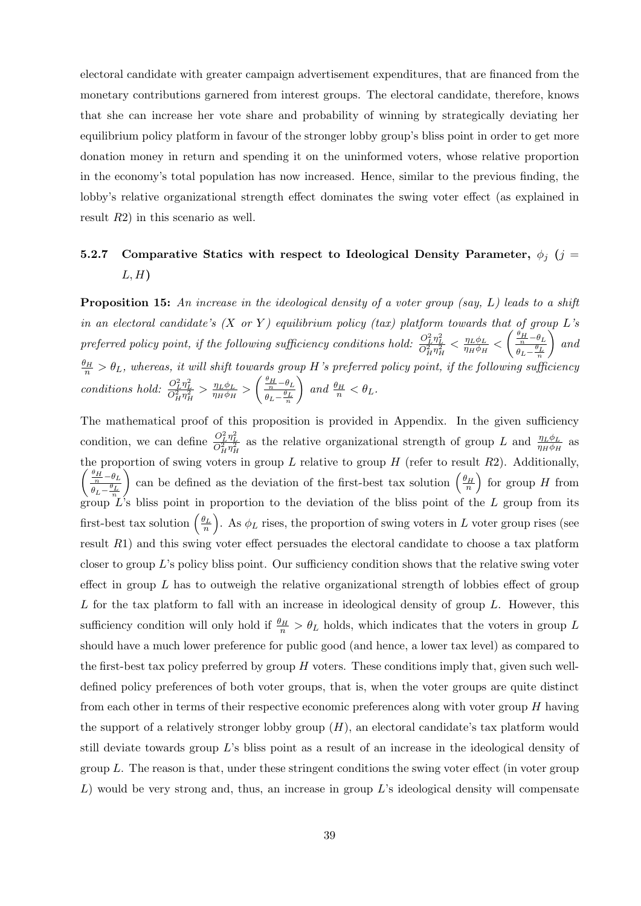electoral candidate with greater campaign advertisement expenditures, that are financed from the monetary contributions garnered from interest groups. The electoral candidate, therefore, knows that she can increase her vote share and probability of winning by strategically deviating her equilibrium policy platform in favour of the stronger lobby group's bliss point in order to get more donation money in return and spending it on the uninformed voters, whose relative proportion in the economy's total population has now increased. Hence, similar to the previous finding, the lobby's relative organizational strength effect dominates the swing voter effect (as explained in result $R2$) in this scenario as well.

### 5.2.7 Comparative Statics with respect to Ideological Density Parameter, $\phi_j$ ($j = L, H$)

**Proposition 15:** *An increase in the ideological density of a voter group (say, $L$) leads to a shift in an electoral candidate's ($X$ or $Y$) equilibrium policy (tax) platform towards that of group $L$'s preferred policy point, if the following sufficiency conditions hold: $\frac{O_L^2\eta_L^2}{O_H^2\eta_H^2} < \frac{\eta_L\phi_L}{\eta_H\phi_H} < \left(\frac{\frac{\theta_H}{n}-\theta_L}{\theta_L-\frac{\theta_L}{n}}\right)$ and $\frac{\theta_H}{n} > \theta_L$, whereas, it will shift towards group $H$'s preferred policy point, if the following sufficiency conditions hold: $\frac{O_L^2\eta_L^2}{O_H^2\eta_H^2} > \frac{\eta_L\phi_L}{\eta_H\phi_H} > \left(\frac{\frac{\theta_H}{n}-\theta_L}{\theta_L-\frac{\theta_L}{n}}\right)$ and $\frac{\theta_H}{n} < \theta_L$.*

The mathematical proof of this proposition is provided in Appendix. In the given sufficiency condition, we can define $\frac{O_L^2\eta_L^2}{O_H^2\eta_H^2}$ as the relative organizational strength of group $L$ and $\frac{\eta_L\phi_L}{\eta_H\phi_H}$ as the proportion of swing voters in group $L$ relative to group $H$ (refer to result $R2$). Additionally, $\left(\frac{\frac{\theta_H}{n}-\theta_L}{\theta_L-\frac{\theta_L}{n}}\right)$ can be defined as the deviation of the first-best tax solution $\left(\frac{\theta_H}{n}\right)$ for group $H$ from group $L$'s bliss point in proportion to the deviation of the bliss point of the $L$ group from its first-best tax solution $\left(\frac{\theta_L}{n}\right)$. As $\phi_L$ rises, the proportion of swing voters in $L$ voter group rises (see result $R1$) and this swing voter effect persuades the electoral candidate to choose a tax platform closer to group $L$'s policy bliss point. Our sufficiency condition shows that the relative swing voter effect in group $L$ has to outweigh the relative organizational strength of lobbies effect of group $L$ for the tax platform to fall with an increase in ideological density of group $L$. However, this sufficiency condition will only hold if $\frac{\theta_H}{n} > \theta_L$ holds, which indicates that the voters in group $L$ should have a much lower preference for public good (and hence, a lower tax level) as compared to the first-best tax policy preferred by group $H$ voters. These conditions imply that, given such well-defined policy preferences of both voter groups, that is, when the voter groups are quite distinct from each other in terms of their respective economic preferences along with voter group $H$ having the support of a relatively stronger lobby group ($H$), an electoral candidate's tax platform would still deviate towards group $L$'s bliss point as a result of an increase in the ideological density of group $L$. The reason is that, under these stringent conditions the swing voter effect (in voter group $L$) would be very strong and, thus, an increase in group $L$'s ideological density will compensate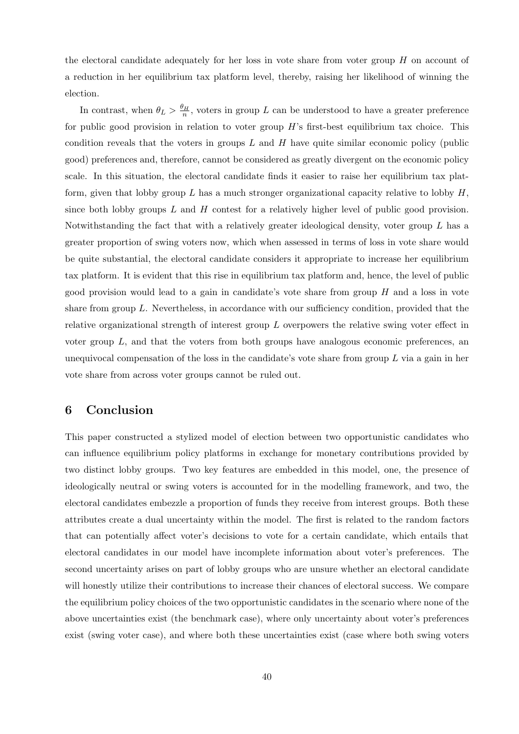the electoral candidate adequately for her loss in vote share from voter group $H$ on account of a reduction in her equilibrium tax platform level, thereby, raising her likelihood of winning the election.

In contrast, when $\theta_L > \frac{\theta_H}{n}$, voters in group $L$ can be understood to have a greater preference for public good provision in relation to voter group $H$'s first-best equilibrium tax choice. This condition reveals that the voters in groups $L$ and $H$ have quite similar economic policy (public good) preferences and, therefore, cannot be considered as greatly divergent on the economic policy scale. In this situation, the electoral candidate finds it easier to raise her equilibrium tax platform, given that lobby group $L$ has a much stronger organizational capacity relative to lobby $H$, since both lobby groups $L$ and $H$ contest for a relatively higher level of public good provision. Notwithstanding the fact that with a relatively greater ideological density, voter group $L$ has a greater proportion of swing voters now, which when assessed in terms of loss in vote share would be quite substantial, the electoral candidate considers it appropriate to increase her equilibrium tax platform. It is evident that this rise in equilibrium tax platform and, hence, the level of public good provision would lead to a gain in candidate's vote share from group $H$ and a loss in vote share from group $L$. Nevertheless, in accordance with our sufficiency condition, provided that the relative organizational strength of interest group $L$ overpowers the relative swing voter effect in voter group $L$, and that the voters from both groups have analogous economic preferences, an unequivocal compensation of the loss in the candidate's vote share from group $L$ via a gain in her vote share from across voter groups cannot be ruled out.

## 6 Conclusion

This paper constructed a stylized model of election between two opportunistic candidates who can influence equilibrium policy platforms in exchange for monetary contributions provided by two distinct lobby groups. Two key features are embedded in this model, one, the presence of ideologically neutral or swing voters is accounted for in the modelling framework, and two, the electoral candidates embezzle a proportion of funds they receive from interest groups. Both these attributes create a dual uncertainty within the model. The first is related to the random factors that can potentially affect voter's decisions to vote for a certain candidate, which entails that electoral candidates in our model have incomplete information about voter's preferences. The second uncertainty arises on part of lobby groups who are unsure whether an electoral candidate will honestly utilize their contributions to increase their chances of electoral success. We compare the equilibrium policy choices of the two opportunistic candidates in the scenario where none of the above uncertainties exist (the benchmark case), where only uncertainty about voter's preferences exist (swing voter case), and where both these uncertainties exist (case where both swing voters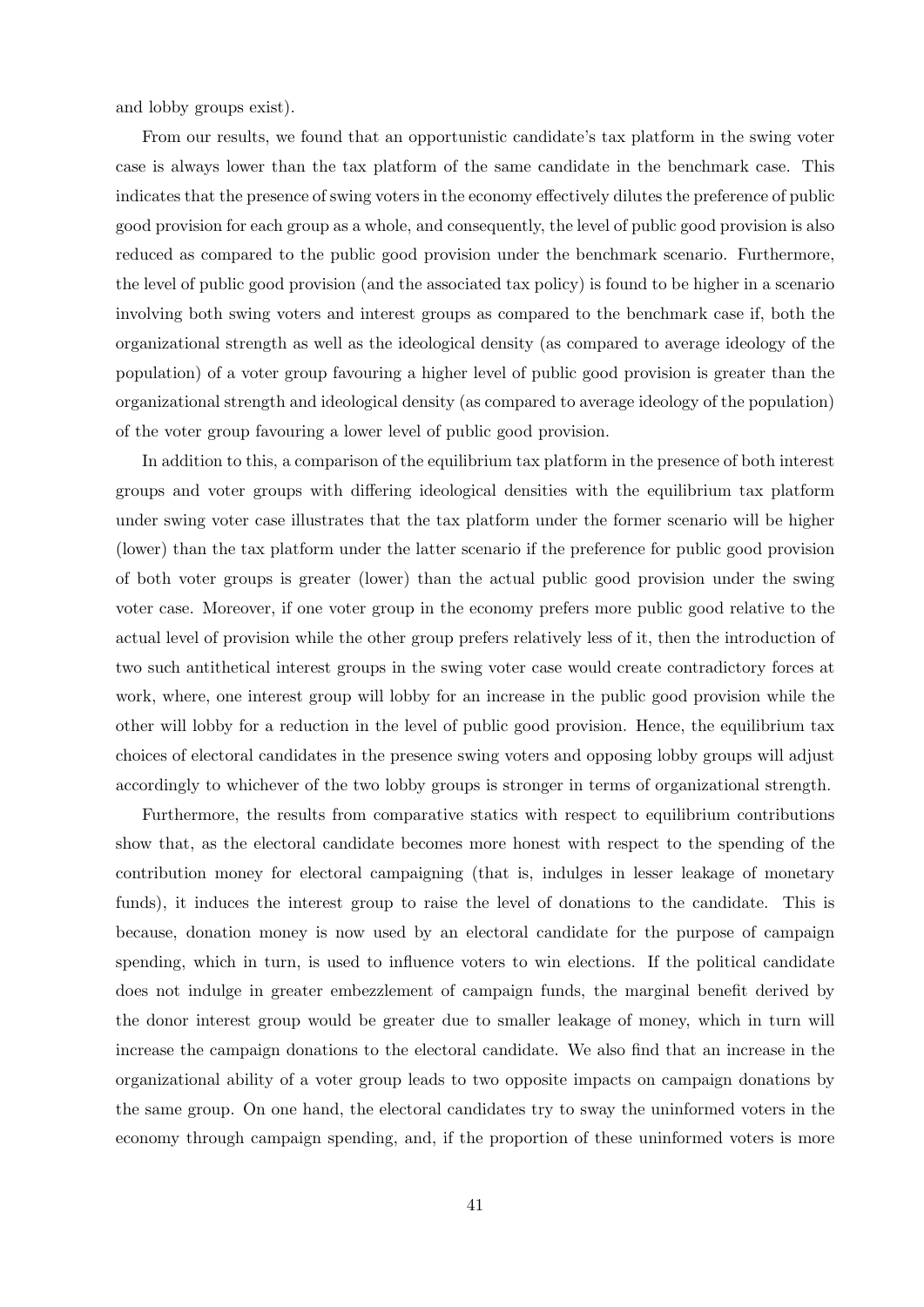and lobby groups exist).

From our results, we found that an opportunistic candidate's tax platform in the swing voter case is always lower than the tax platform of the same candidate in the benchmark case. This indicates that the presence of swing voters in the economy effectively dilutes the preference of public good provision for each group as a whole, and consequently, the level of public good provision is also reduced as compared to the public good provision under the benchmark scenario. Furthermore, the level of public good provision (and the associated tax policy) is found to be higher in a scenario involving both swing voters and interest groups as compared to the benchmark case if, both the organizational strength as well as the ideological density (as compared to average ideology of the population) of a voter group favouring a higher level of public good provision is greater than the organizational strength and ideological density (as compared to average ideology of the population) of the voter group favouring a lower level of public good provision.

In addition to this, a comparison of the equilibrium tax platform in the presence of both interest groups and voter groups with differing ideological densities with the equilibrium tax platform under swing voter case illustrates that the tax platform under the former scenario will be higher (lower) than the tax platform under the latter scenario if the preference for public good provision of both voter groups is greater (lower) than the actual public good provision under the swing voter case. Moreover, if one voter group in the economy prefers more public good relative to the actual level of provision while the other group prefers relatively less of it, then the introduction of two such antithetical interest groups in the swing voter case would create contradictory forces at work, where, one interest group will lobby for an increase in the public good provision while the other will lobby for a reduction in the level of public good provision. Hence, the equilibrium tax choices of electoral candidates in the presence swing voters and opposing lobby groups will adjust accordingly to whichever of the two lobby groups is stronger in terms of organizational strength.

Furthermore, the results from comparative statics with respect to equilibrium contributions show that, as the electoral candidate becomes more honest with respect to the spending of the contribution money for electoral campaigning (that is, indulges in lesser leakage of monetary funds), it induces the interest group to raise the level of donations to the candidate. This is because, donation money is now used by an electoral candidate for the purpose of campaign spending, which in turn, is used to influence voters to win elections. If the political candidate does not indulge in greater embezzlement of campaign funds, the marginal benefit derived by the donor interest group would be greater due to smaller leakage of money, which in turn will increase the campaign donations to the electoral candidate. We also find that an increase in the organizational ability of a voter group leads to two opposite impacts on campaign donations by the same group. On one hand, the electoral candidates try to sway the uninformed voters in the economy through campaign spending, and, if the proportion of these uninformed voters is more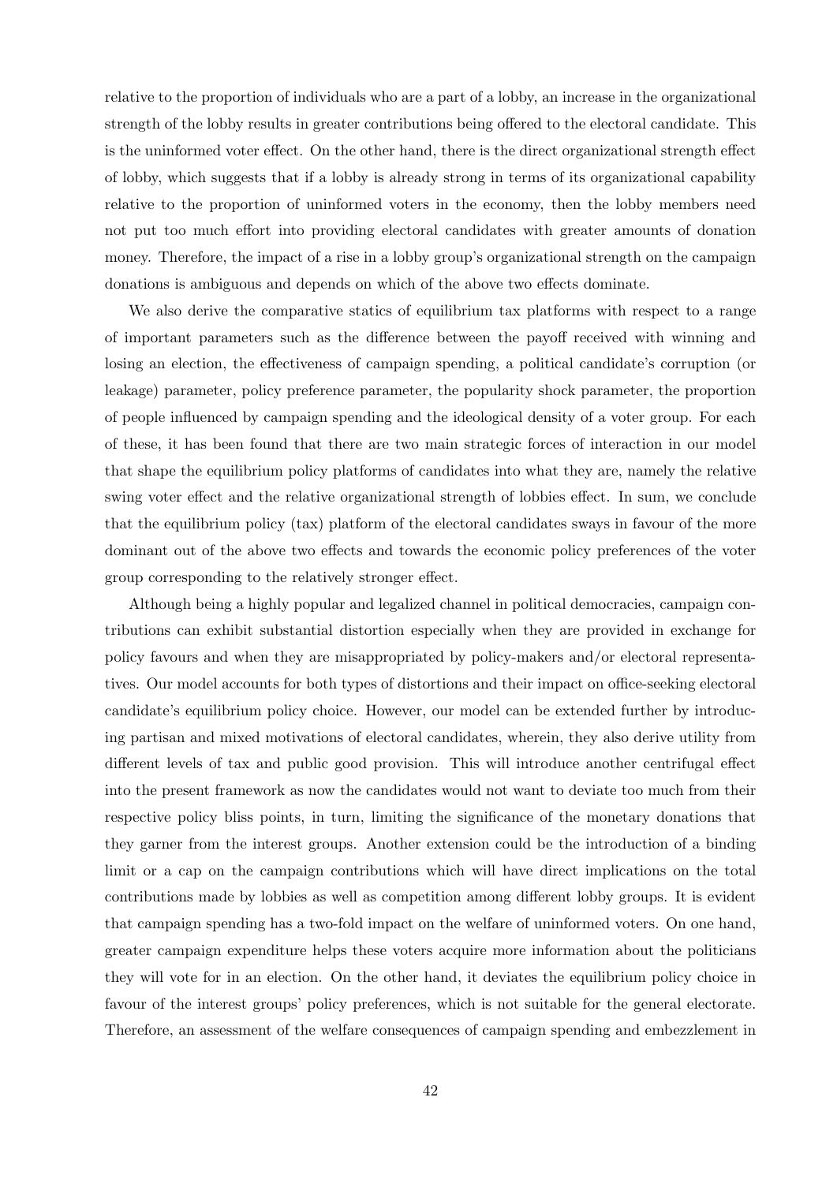relative to the proportion of individuals who are a part of a lobby, an increase in the organizational strength of the lobby results in greater contributions being offered to the electoral candidate. This is the uninformed voter effect. On the other hand, there is the direct organizational strength effect of lobby, which suggests that if a lobby is already strong in terms of its organizational capability relative to the proportion of uninformed voters in the economy, then the lobby members need not put too much effort into providing electoral candidates with greater amounts of donation money. Therefore, the impact of a rise in a lobby group's organizational strength on the campaign donations is ambiguous and depends on which of the above two effects dominate.

We also derive the comparative statics of equilibrium tax platforms with respect to a range of important parameters such as the difference between the payoff received with winning and losing an election, the effectiveness of campaign spending, a political candidate's corruption (or leakage) parameter, policy preference parameter, the popularity shock parameter, the proportion of people influenced by campaign spending and the ideological density of a voter group. For each of these, it has been found that there are two main strategic forces of interaction in our model that shape the equilibrium policy platforms of candidates into what they are, namely the relative swing voter effect and the relative organizational strength of lobbies effect. In sum, we conclude that the equilibrium policy (tax) platform of the electoral candidates sways in favour of the more dominant out of the above two effects and towards the economic policy preferences of the voter group corresponding to the relatively stronger effect.

Although being a highly popular and legalized channel in political democracies, campaign contributions can exhibit substantial distortion especially when they are provided in exchange for policy favours and when they are misappropriated by policy-makers and/or electoral representatives. Our model accounts for both types of distortions and their impact on office-seeking electoral candidate's equilibrium policy choice. However, our model can be extended further by introducing partisan and mixed motivations of electoral candidates, wherein, they also derive utility from different levels of tax and public good provision. This will introduce another centrifugal effect into the present framework as now the candidates would not want to deviate too much from their respective policy bliss points, in turn, limiting the significance of the monetary donations that they garner from the interest groups. Another extension could be the introduction of a binding limit or a cap on the campaign contributions which will have direct implications on the total contributions made by lobbies as well as competition among different lobby groups. It is evident that campaign spending has a two-fold impact on the welfare of uninformed voters. On one hand, greater campaign expenditure helps these voters acquire more information about the politicians they will vote for in an election. On the other hand, it deviates the equilibrium policy choice in favour of the interest groups' policy preferences, which is not suitable for the general electorate. Therefore, an assessment of the welfare consequences of campaign spending and embezzlement in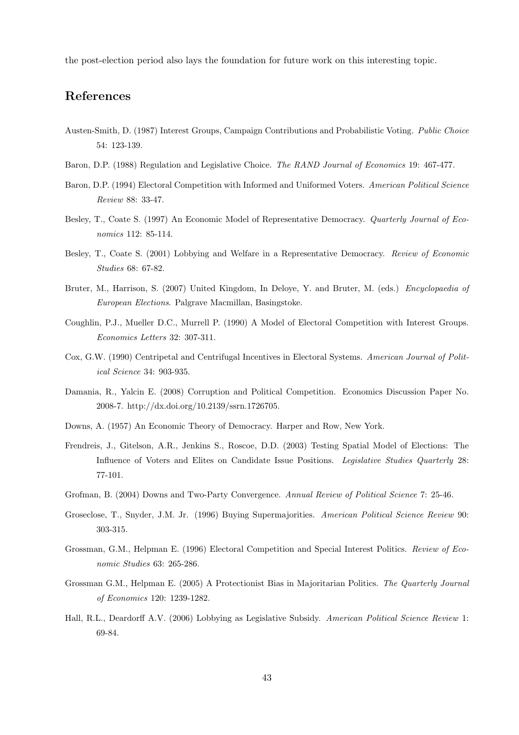the post-election period also lays the foundation for future work on this interesting topic.

## References

Austen-Smith, D. (1987) Interest Groups, Campaign Contributions and Probabilistic Voting. *Public Choice* 54: 123-139.

Baron, D.P. (1988) Regulation and Legislative Choice. *The RAND Journal of Economics* 19: 467-477.

Baron, D.P. (1994) Electoral Competition with Informed and Uniformed Voters. *American Political Science Review* 88: 33-47.

Besley, T., Coate S. (1997) An Economic Model of Representative Democracy. *Quarterly Journal of Economics* 112: 85-114.

Besley, T., Coate S. (2001) Lobbying and Welfare in a Representative Democracy. *Review of Economic Studies* 68: 67-82.

Bruter, M., Harrison, S. (2007) United Kingdom, In Deloye, Y. and Bruter, M. (eds.) *Encyclopaedia of European Elections*. Palgrave Macmillan, Basingstoke.

Coughlin, P.J., Mueller D.C., Murrell P. (1990) A Model of Electoral Competition with Interest Groups. *Economics Letters* 32: 307-311.

Cox, G.W. (1990) Centripetal and Centrifugal Incentives in Electoral Systems. *American Journal of Political Science* 34: 903-935.

Damania, R., Yalcin E. (2008) Corruption and Political Competition. Economics Discussion Paper No. 2008-7. http://dx.doi.org/10.2139/ssrn.1726705.

Downs, A. (1957) An Economic Theory of Democracy. Harper and Row, New York.

Frendreis, J., Gitelson, A.R., Jenkins S., Roscoe, D.D. (2003) Testing Spatial Model of Elections: The Influence of Voters and Elites on Candidate Issue Positions. *Legislative Studies Quarterly* 28: 77-101.

Grofman, B. (2004) Downs and Two-Party Convergence. *Annual Review of Political Science* 7: 25-46.

Groseclose, T., Snyder, J.M. Jr. (1996) Buying Supermajorities. *American Political Science Review* 90: 303-315.

Grossman, G.M., Helpman E. (1996) Electoral Competition and Special Interest Politics. *Review of Economic Studies* 63: 265-286.

Grossman G.M., Helpman E. (2005) A Protectionist Bias in Majoritarian Politics. *The Quarterly Journal of Economics* 120: 1239-1282.

Hall, R.L., Deardorff A.V. (2006) Lobbying as Legislative Subsidy. *American Political Science Review* 1: 69-84.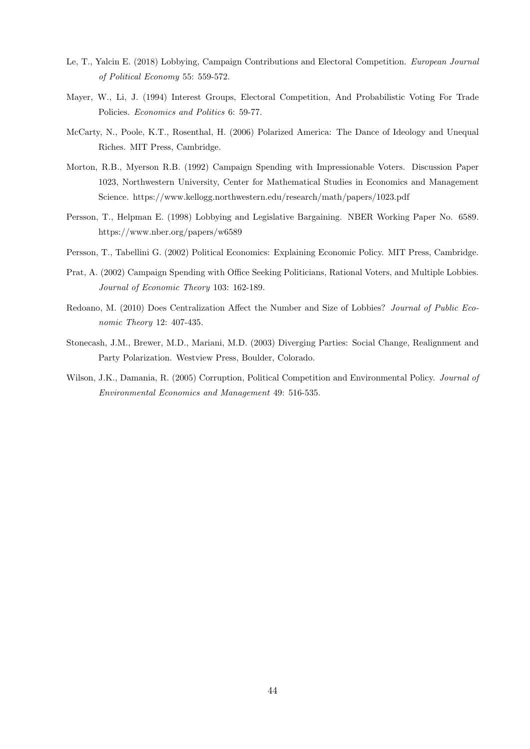Le, T., Yalcin E. (2018) Lobbying, Campaign Contributions and Electoral Competition. *European Journal of Political Economy* 55: 559-572.

Mayer, W., Li, J. (1994) Interest Groups, Electoral Competition, And Probabilistic Voting For Trade Policies. *Economics and Politics* 6: 59-77.

McCarty, N., Poole, K.T., Rosenthal, H. (2006) Polarized America: The Dance of Ideology and Unequal Riches. MIT Press, Cambridge.

Morton, R.B., Myerson R.B. (1992) Campaign Spending with Impressionable Voters. Discussion Paper 1023, Northwestern University, Center for Mathematical Studies in Economics and Management Science. https://www.kellogg.northwestern.edu/research/math/papers/1023.pdf

Persson, T., Helpman E. (1998) Lobbying and Legislative Bargaining. NBER Working Paper No. 6589. https://www.nber.org/papers/w6589

Persson, T., Tabellini G. (2002) Political Economics: Explaining Economic Policy. MIT Press, Cambridge.

Prat, A. (2002) Campaign Spending with Office Seeking Politicians, Rational Voters, and Multiple Lobbies. *Journal of Economic Theory* 103: 162-189.

Redoano, M. (2010) Does Centralization Affect the Number and Size of Lobbies? *Journal of Public Economic Theory* 12: 407-435.

Stonecash, J.M., Brewer, M.D., Mariani, M.D. (2003) Diverging Parties: Social Change, Realignment and Party Polarization. Westview Press, Boulder, Colorado.

Wilson, J.K., Damania, R. (2005) Corruption, Political Competition and Environmental Policy. *Journal of Environmental Economics and Management* 49: 516-535.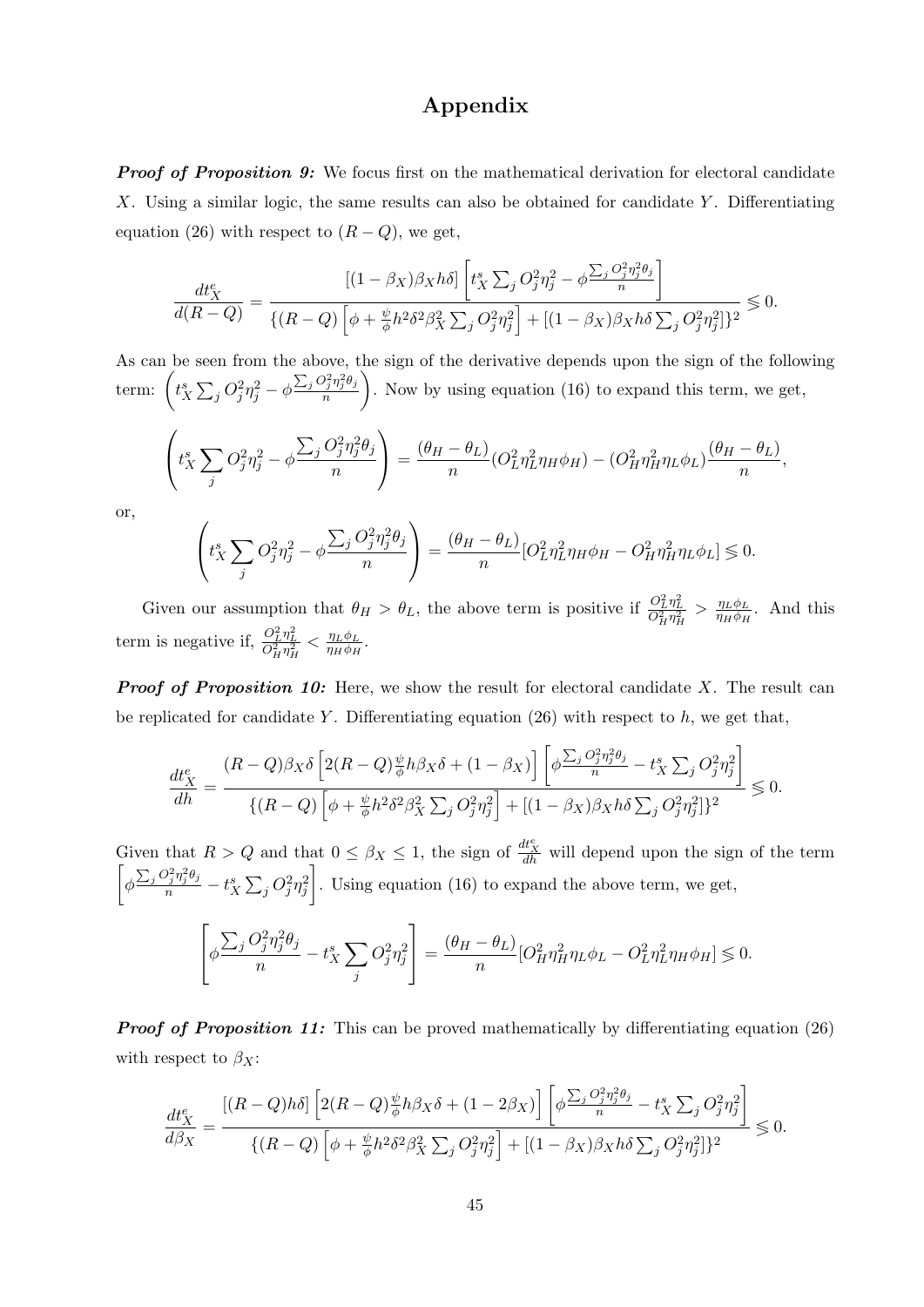# Appendix

***Proof of Proposition 9:*** We focus first on the mathematical derivation for electoral candidate $X$. Using a similar logic, the same results can also be obtained for candidate $Y$. Differentiating equation (26) with respect to $(R-Q)$, we get,

$$\frac{dt_X^e}{d(R-Q)} = \frac{[(1-\beta_X)\beta_X h\delta]\left[t_X^s \sum_j O_j^2\eta_j^2 - \phi\frac{\sum_j O_j^2\eta_j^2\theta_j}{n}\right]}{\{(R-Q)\left[\phi + \frac{\psi}{\phi}h^2\delta^2\beta_X^2\sum_j O_j^2\eta_j^2\right] + [(1-\beta_X)\beta_X h\delta\sum_j O_j^2\eta_j^2]\}^2} \lesseqgtr 0.$$

As can be seen from the above, the sign of the derivative depends upon the sign of the following term: $\left(t_X^s \sum_j O_j^2\eta_j^2 - \phi\frac{\sum_j O_j^2\eta_j^2\theta_j}{n}\right)$. Now by using equation (16) to expand this term, we get,

$$\left(t_X^s \sum_j O_j^2\eta_j^2 - \phi\frac{\sum_j O_j^2\eta_j^2\theta_j}{n}\right) = \frac{(\theta_H - \theta_L)}{n}(O_L^2\eta_L^2\eta_H\phi_H) - (O_H^2\eta_H^2\eta_L\phi_L)\frac{(\theta_H-\theta_L)}{n},$$

or,

$$\left(t_X^s \sum_j O_j^2\eta_j^2 - \phi\frac{\sum_j O_j^2\eta_j^2\theta_j}{n}\right) = \frac{(\theta_H - \theta_L)}{n}[O_L^2\eta_L^2\eta_H\phi_H - O_H^2\eta_H^2\eta_L\phi_L] \lesseqgtr 0.$$

Given our assumption that $\theta_H > \theta_L$, the above term is positive if $\frac{O_L^2\eta_L^2}{O_H^2\eta_H^2} > \frac{\eta_L\phi_L}{\eta_H\phi_H}$. And this term is negative if, $\frac{O_L^2\eta_L^2}{O_H^2\eta_H^2} < \frac{\eta_L\phi_L}{\eta_H\phi_H}$.

***Proof of Proposition 10:*** Here, we show the result for electoral candidate $X$. The result can be replicated for candidate $Y$. Differentiating equation (26) with respect to $h$, we get that,

$$\frac{dt_X^e}{dh} = \frac{(R-Q)\beta_X\delta\left[2(R-Q)\frac{\psi}{\phi}h\beta_X\delta + (1-\beta_X)\right]\left[\phi\frac{\sum_j O_j^2\eta_j^2\theta_j}{n} - t_X^s\sum_j O_j^2\eta_j^2\right]}{\{(R-Q)\left[\phi + \frac{\psi}{\phi}h^2\delta^2\beta_X^2\sum_j O_j^2\eta_j^2\right] + [(1-\beta_X)\beta_X h\delta\sum_j O_j^2\eta_j^2]\}^2} \lesseqgtr 0.$$

Given that $R > Q$ and that $0 \leq \beta_X \leq 1$, the sign of $\frac{dt_X^e}{dh}$ will depend upon the sign of the term $\left[\phi\frac{\sum_j O_j^2\eta_j^2\theta_j}{n} - t_X^s\sum_j O_j^2\eta_j^2\right]$. Using equation (16) to expand the above term, we get,

$$\left[\phi\frac{\sum_j O_j^2\eta_j^2\theta_j}{n} - t_X^s\sum_j O_j^2\eta_j^2\right] = \frac{(\theta_H-\theta_L)}{n}[O_H^2\eta_H^2\eta_L\phi_L - O_L^2\eta_L^2\eta_H\phi_H] \lesseqgtr 0.$$

***Proof of Proposition 11:*** This can be proved mathematically by differentiating equation (26) with respect to $\beta_X$:

$$\frac{dt_X^e}{d\beta_X} = \frac{[(R-Q)h\delta]\left[2(R-Q)\frac{\psi}{\phi}h\beta_X\delta + (1-2\beta_X)\right]\left[\phi\frac{\sum_j O_j^2\eta_j^2\theta_j}{n} - t_X^s\sum_j O_j^2\eta_j^2\right]}{\{(R-Q)\left[\phi + \frac{\psi}{\phi}h^2\delta^2\beta_X^2\sum_j O_j^2\eta_j^2\right] + [(1-\beta_X)\beta_X h\delta\sum_j O_j^2\eta_j^2]\}^2} \lesseqgtr 0.$$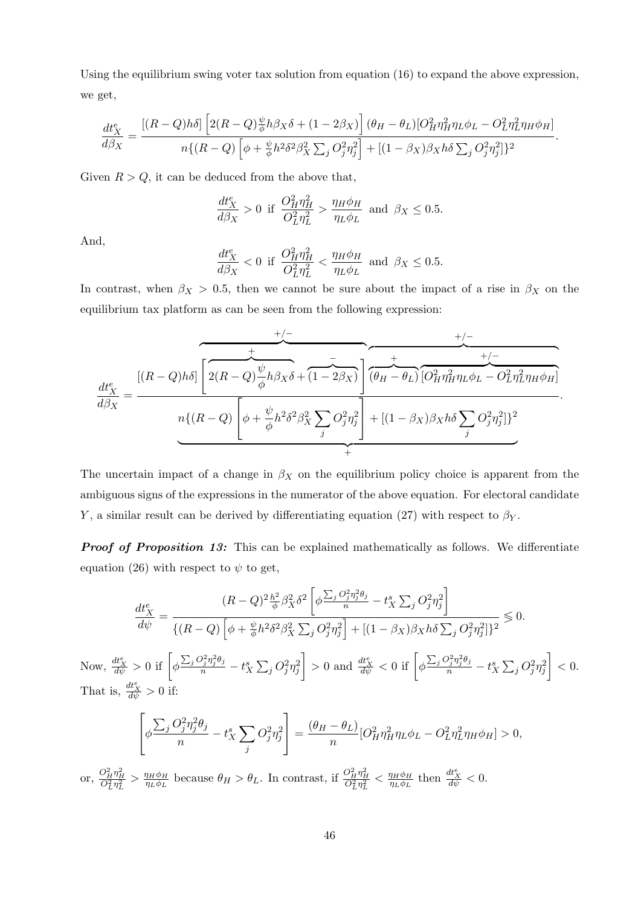Using the equilibrium swing voter tax solution from equation (16) to expand the above expression, we get,

$$\frac{dt_X^e}{d\beta_X} = \frac{[(R-Q)h\delta]\left[2(R-Q)\frac{\psi}{\phi}h\beta_X\delta + (1-2\beta_X)\right](\theta_H - \theta_L)[O_H^2\eta_H^2\eta_L\phi_L - O_L^2\eta_L^2\eta_H\phi_H]}{n\{(R-Q)\left[\phi + \frac{\psi}{\phi}h^2\delta^2\beta_X^2\sum_j O_j^2\eta_j^2\right] + [(1-\beta_X)\beta_X h\delta\sum_j O_j^2\eta_j^2]\}^2}.$$

Given $R > Q$, it can be deduced from the above that,

$$\frac{dt_X^e}{d\beta_X} > 0 \text{ if } \frac{O_H^2\eta_H^2}{O_L^2\eta_L^2} > \frac{\eta_H\phi_H}{\eta_L\phi_L} \text{ and } \beta_X \leq 0.5.$$

And,

$$\frac{dt_X^e}{d\beta_X} < 0 \text{ if } \frac{O_H^2\eta_H^2}{O_L^2\eta_L^2} < \frac{\eta_H\phi_H}{\eta_L\phi_L} \text{ and } \beta_X \leq 0.5.$$

In contrast, when $\beta_X > 0.5$, then we cannot be sure about the impact of a rise in $\beta_X$ on the equilibrium tax platform as can be seen from the following expression:

$$\frac{dt_X^e}{d\beta_X} = \frac{[(R-Q)h\delta]\overbrace{\left[\overbrace{2(R-Q)\frac{\psi}{\phi}h\beta_X\delta}^{+} + \overbrace{(1-2\beta_X)}^{-}\right]}^{+/-}\overbrace{\overbrace{(\theta_H-\theta_L)}^{+}\overbrace{[O_H^2\eta_H^2\eta_L\phi_L - O_L^2\eta_L^2\eta_H\phi_H]}^{+/-}}^{+/-}}{\underbrace{n\{(R-Q)\left[\phi + \frac{\psi}{\phi}h^2\delta^2\beta_X^2\sum_j O_j^2\eta_j^2\right] + [(1-\beta_X)\beta_X h\delta\sum_j O_j^2\eta_j^2]\}^2}_{+}}.$$

The uncertain impact of a change in $\beta_X$ on the equilibrium policy choice is apparent from the ambiguous signs of the expressions in the numerator of the above equation. For electoral candidate $Y$, a similar result can be derived by differentiating equation (27) with respect to $\beta_Y$.

***Proof of Proposition 13:*** This can be explained mathematically as follows. We differentiate equation (26) with respect to $\psi$ to get,

$$\frac{dt_X^e}{d\psi} = \frac{(R-Q)^2\frac{h^2}{\phi}\beta_X^2\delta^2\left[\phi\frac{\sum_j O_j^2\eta_j^2\theta_j}{n} - t_X^s\sum_j O_j^2\eta_j^2\right]}{\{(R-Q)\left[\phi + \frac{\psi}{\phi}h^2\delta^2\beta_X^2\sum_j O_j^2\eta_j^2\right] + [(1-\beta_X)\beta_X h\delta\sum_j O_j^2\eta_j^2]\}^2} \lesseqgtr 0.$$

Now, $\frac{dt_X^e}{d\psi} > 0$ if $\left[\phi\frac{\sum_j O_j^2\eta_j^2\theta_j}{n} - t_X^s\sum_j O_j^2\eta_j^2\right] > 0$ and $\frac{dt_X^e}{d\psi} < 0$ if $\left[\phi\frac{\sum_j O_j^2\eta_j^2\theta_j}{n} - t_X^s\sum_j O_j^2\eta_j^2\right] < 0$. That is, $\frac{dt_X^e}{d\psi} > 0$ if:

$$\left[\phi\frac{\sum_j O_j^2\eta_j^2\theta_j}{n} - t_X^s\sum_j O_j^2\eta_j^2\right] = \frac{(\theta_H - \theta_L)}{n}[O_H^2\eta_H^2\eta_L\phi_L - O_L^2\eta_L^2\eta_H\phi_H] > 0,$$

or, $\frac{O_H^2\eta_H^2}{O_L^2\eta_L^2} > \frac{\eta_H\phi_H}{\eta_L\phi_L}$ because $\theta_H > \theta_L$. In contrast, if $\frac{O_H^2\eta_H^2}{O_L^2\eta_L^2} < \frac{\eta_H\phi_H}{\eta_L\phi_L}$ then $\frac{dt_X^e}{d\psi} < 0$.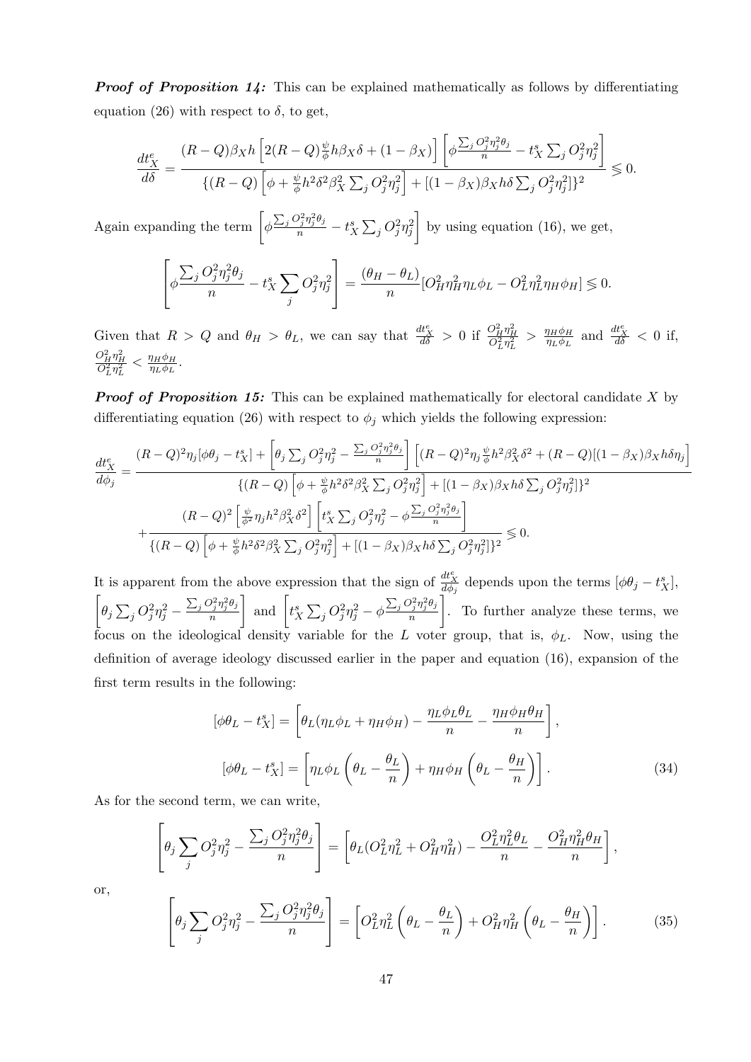***Proof of Proposition 14:*** This can be explained mathematically as follows by differentiating equation (26) with respect to $\delta$, to get,

$$\frac{dt_X^e}{d\delta} = \frac{(R-Q)\beta_X h\left[2(R-Q)\frac{\psi}{\phi}h\beta_X\delta + (1-\beta_X)\right]\left[\phi\frac{\sum_j O_j^2\eta_j^2\theta_j}{n} - t_X^s\sum_j O_j^2\eta_j^2\right]}{\{(R-Q)\left[\phi + \frac{\psi}{\phi}h^2\delta^2\beta_X^2\sum_j O_j^2\eta_j^2\right] + [(1-\beta_X)\beta_X h\delta\sum_j O_j^2\eta_j^2]\}^2} \lesseqgtr 0.$$

Again expanding the term $\left[\phi\frac{\sum_j O_j^2\eta_j^2\theta_j}{n} - t_X^s\sum_j O_j^2\eta_j^2\right]$ by using equation (16), we get,

$$\left[\phi\frac{\sum_j O_j^2\eta_j^2\theta_j}{n} - t_X^s\sum_j O_j^2\eta_j^2\right] = \frac{(\theta_H - \theta_L)}{n}[O_H^2\eta_H^2\eta_L\phi_L - O_L^2\eta_L^2\eta_H\phi_H] \lesseqgtr 0.$$

Given that $R > Q$ and $\theta_H > \theta_L$, we can say that $\frac{dt_X^e}{d\delta} > 0$ if $\frac{O_H^2\eta_H^2}{O_L^2\eta_L^2} > \frac{\eta_H\phi_H}{\eta_L\phi_L}$ and $\frac{dt_X^e}{d\delta} < 0$ if, $\frac{O_H^2\eta_H^2}{O_L^2\eta_L^2} < \frac{\eta_H\phi_H}{\eta_L\phi_L}$.

***Proof of Proposition 15:*** This can be explained mathematically for electoral candidate $X$ by differentiating equation (26) with respect to $\phi_j$ which yields the following expression:

$$\frac{dt_X^e}{d\phi_j} = \frac{(R-Q)^2\eta_j[\phi\theta_j - t_X^s] + \left[\theta_j\sum_j O_j^2\eta_j^2 - \frac{\sum_j O_j^2\eta_j^2\theta_j}{n}\right]\left[(R-Q)^2\eta_j\frac{\psi}{\phi}h^2\beta_X^2\delta^2 + (R-Q)[(1-\beta_X)\beta_X h\delta\eta_j\right]}{\{(R-Q)\left[\phi + \frac{\psi}{\phi}h^2\delta^2\beta_X^2\sum_j O_j^2\eta_j^2\right] + [(1-\beta_X)\beta_X h\delta\sum_j O_j^2\eta_j^2]\}^2}$$
$$+ \frac{(R-Q)^2\left[\frac{\psi}{\phi^2}\eta_j h^2\beta_X^2\delta^2\right]\left[t_X^s\sum_j O_j^2\eta_j^2 - \phi\frac{\sum_j O_j^2\eta_j^2\theta_j}{n}\right]}{\{(R-Q)\left[\phi + \frac{\psi}{\phi}h^2\delta^2\beta_X^2\sum_j O_j^2\eta_j^2\right] + [(1-\beta_X)\beta_X h\delta\sum_j O_j^2\eta_j^2]\}^2} \lesseqgtr 0.$$

It is apparent from the above expression that the sign of $\frac{dt_X^e}{d\phi_j}$ depends upon the terms $[\phi\theta_j - t_X^s]$, $\left[\theta_j\sum_j O_j^2\eta_j^2 - \frac{\sum_j O_j^2\eta_j^2\theta_j}{n}\right]$ and $\left[t_X^s\sum_j O_j^2\eta_j^2 - \phi\frac{\sum_j O_j^2\eta_j^2\theta_j}{n}\right]$. To further analyze these terms, we focus on the ideological density variable for the $L$ voter group, that is, $\phi_L$. Now, using the definition of average ideology discussed earlier in the paper and equation (16), expansion of the first term results in the following:

$$[\phi\theta_L - t_X^s] = \left[\theta_L(\eta_L\phi_L + \eta_H\phi_H) - \frac{\eta_L\phi_L\theta_L}{n} - \frac{\eta_H\phi_H\theta_H}{n}\right],$$

$$[\phi\theta_L - t_X^s] = \left[\eta_L\phi_L\left(\theta_L - \frac{\theta_L}{n}\right) + \eta_H\phi_H\left(\theta_L - \frac{\theta_H}{n}\right)\right]. \tag{34}$$

As for the second term, we can write,

$$\left[\theta_j\sum_j O_j^2\eta_j^2 - \frac{\sum_j O_j^2\eta_j^2\theta_j}{n}\right] = \left[\theta_L(O_L^2\eta_L^2 + O_H^2\eta_H^2) - \frac{O_L^2\eta_L^2\theta_L}{n} - \frac{O_H^2\eta_H^2\theta_H}{n}\right],$$

or,

$$\left[\theta_j\sum_j O_j^2\eta_j^2 - \frac{\sum_j O_j^2\eta_j^2\theta_j}{n}\right] = \left[O_L^2\eta_L^2\left(\theta_L - \frac{\theta_L}{n}\right) + O_H^2\eta_H^2\left(\theta_L - \frac{\theta_H}{n}\right)\right]. \tag{35}$$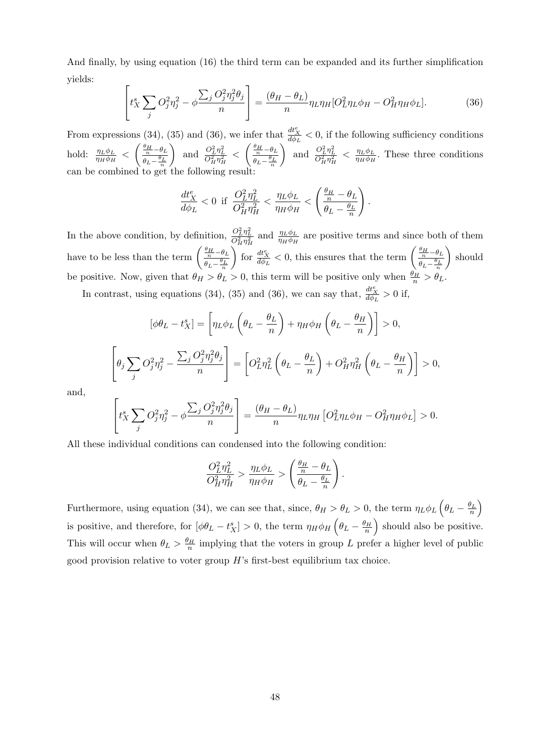And finally, by using equation (16) the third term can be expanded and its further simplification yields:

$$\left[t_X^s \sum_j O_j^2 \eta_j^2 - \phi \frac{\sum_j O_j^2 \eta_j^2 \theta_j}{n}\right] = \frac{(\theta_H - \theta_L)}{n} \eta_L \eta_H [O_L^2 \eta_L \phi_H - O_H^2 \eta_H \phi_L]. \tag{36}$$

From expressions (34), (35) and (36), we infer that $\frac{dt_X^e}{d\phi_L} < 0$, if the following sufficiency conditions hold: $\frac{\eta_L \phi_L}{\eta_H \phi_H} < \left(\frac{\frac{\theta_H}{n} - \theta_L}{\theta_L - \frac{\theta_L}{n}}\right)$ and $\frac{O_L^2 \eta_L^2}{O_H^2 \eta_H^2} < \left(\frac{\frac{\theta_H}{n} - \theta_L}{\theta_L - \frac{\theta_L}{n}}\right)$ and $\frac{O_L^2 \eta_L^2}{O_H^2 \eta_H^2} < \frac{\eta_L \phi_L}{\eta_H \phi_H}$. These three conditions can be combined to get the following result:

$$\frac{dt_X^e}{d\phi_L} < 0 \text{ if } \frac{O_L^2 \eta_L^2}{O_H^2 \eta_H^2} < \frac{\eta_L \phi_L}{\eta_H \phi_H} < \left(\frac{\frac{\theta_H}{n} - \theta_L}{\theta_L - \frac{\theta_L}{n}}\right).$$

In the above condition, by definition, $\frac{O_L^2 \eta_L^2}{O_H^2 \eta_H^2}$ and $\frac{\eta_L \phi_L}{\eta_H \phi_H}$ are positive terms and since both of them have to be less than the term $\left(\frac{\frac{\theta_H}{n} - \theta_L}{\theta_L - \frac{\theta_L}{n}}\right)$ for $\frac{dt_X^e}{d\phi_L} < 0$, this ensures that the term $\left(\frac{\frac{\theta_H}{n} - \theta_L}{\theta_L - \frac{\theta_L}{n}}\right)$ should be positive. Now, given that $\theta_H > \theta_L > 0$, this term will be positive only when $\frac{\theta_H}{n} > \theta_L$.

In contrast, using equations (34), (35) and (36), we can say that, $\frac{dt_X^e}{d\phi_L} > 0$ if,

$$[\phi\theta_L - t_X^s] = \left[\eta_L \phi_L \left(\theta_L - \frac{\theta_L}{n}\right) + \eta_H \phi_H \left(\theta_L - \frac{\theta_H}{n}\right)\right] > 0,$$

$$\left[\theta_j \sum_j O_j^2 \eta_j^2 - \frac{\sum_j O_j^2 \eta_j^2 \theta_j}{n}\right] = \left[O_L^2 \eta_L^2 \left(\theta_L - \frac{\theta_L}{n}\right) + O_H^2 \eta_H^2 \left(\theta_L - \frac{\theta_H}{n}\right)\right] > 0,$$

and,

$$\left[t_X^s \sum_j O_j^2 \eta_j^2 - \phi \frac{\sum_j O_j^2 \eta_j^2 \theta_j}{n}\right] = \frac{(\theta_H - \theta_L)}{n} \eta_L \eta_H \left[O_L^2 \eta_L \phi_H - O_H^2 \eta_H \phi_L\right] > 0.$$

All these individual conditions can condensed into the following condition:

$$\frac{O_L^2 \eta_L^2}{O_H^2 \eta_H^2} > \frac{\eta_L \phi_L}{\eta_H \phi_H} > \left(\frac{\frac{\theta_H}{n} - \theta_L}{\theta_L - \frac{\theta_L}{n}}\right).$$

Furthermore, using equation (34), we can see that, since, $\theta_H > \theta_L > 0$, the term $\eta_L \phi_L \left(\theta_L - \frac{\theta_L}{n}\right)$ is positive, and therefore, for $[\phi\theta_L - t_X^s] > 0$, the term $\eta_H \phi_H \left(\theta_L - \frac{\theta_H}{n}\right)$ should also be positive. This will occur when $\theta_L > \frac{\theta_H}{n}$ implying that the voters in group $L$ prefer a higher level of public good provision relative to voter group $H$'s first-best equilibrium tax choice.